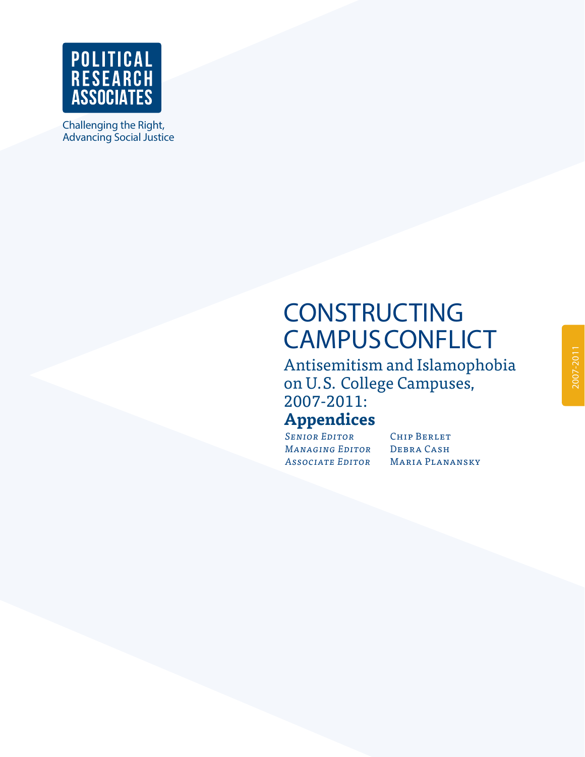POLITICAL RESEARCH ASSOCIATES

Challenging the Right, Advancing Social Justice

# CONSTRUCTING CAMPUS CONFLICT

## Antisemitism and Islamophobia on U.S. College Campuses, 2007-2011: **Appendices**

*Senior Editor* Chip Berlet
*Managing Editor* Debra Cash
*Associate Editor* Maria Planansky

2007-2011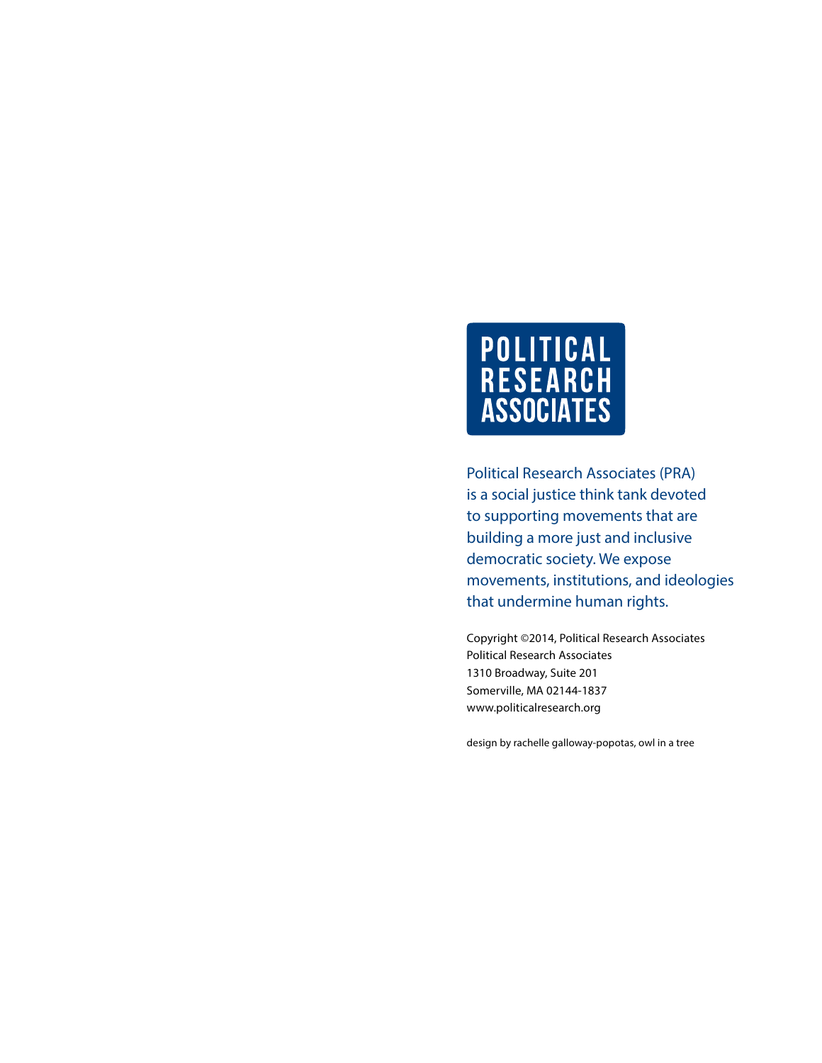**POLITICAL RESEARCH ASSOCIATES**

Political Research Associates (PRA) is a social justice think tank devoted to supporting movements that are building a more just and inclusive democratic society. We expose movements, institutions, and ideologies that undermine human rights.

Copyright ©2014, Political Research Associates
Political Research Associates
1310 Broadway, Suite 201
Somerville, MA 02144-1837
www.politicalresearch.org

design by rachelle galloway-popotas, owl in a tree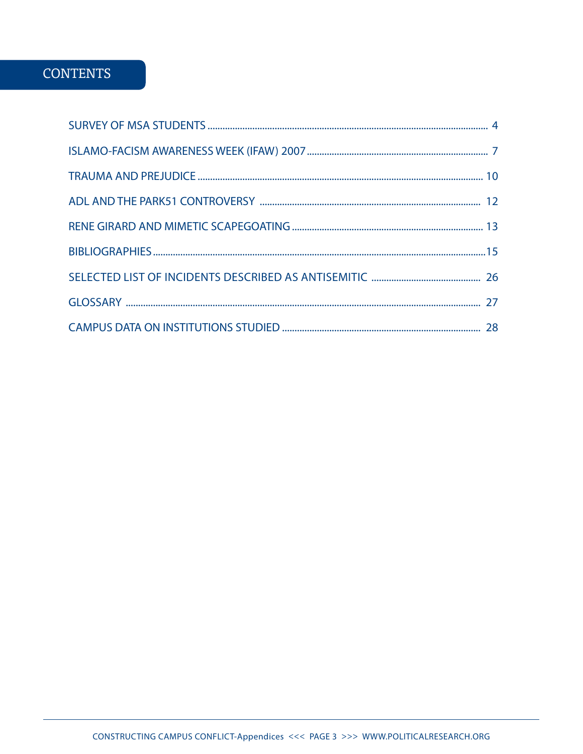# CONTENTS

SURVEY OF MSA STUDENTS ..... 4

ISLAMO-FACISM AWARENESS WEEK (IFAW) 2007 ..... 7

TRAUMA AND PREJUDICE ..... 10

ADL AND THE PARK51 CONTROVERSY ..... 12

RENE GIRARD AND MIMETIC SCAPEGOATING ..... 13

BIBLIOGRAPHIES ..... 15

SELECTED LIST OF INCIDENTS DESCRIBED AS ANTISEMITIC ..... 26

GLOSSARY ..... 27

CAMPUS DATA ON INSTITUTIONS STUDIED ..... 28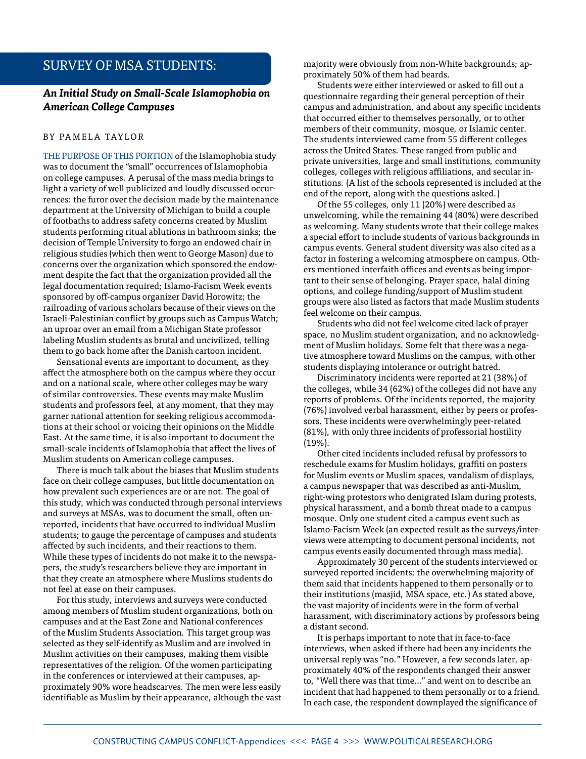## SURVEY OF MSA STUDENTS:

### *An Initial Study on Small-Scale Islamophobia on American College Campuses*

BY PAMELA TAYLOR

THE PURPOSE OF THIS PORTION of the Islamophobia study was to document the "small" occurrences of Islamophobia on college campuses. A perusal of the mass media brings to light a variety of well publicized and loudly discussed occurrences: the furor over the decision made by the maintenance department at the University of Michigan to build a couple of footbaths to address safety concerns created by Muslim students performing ritual ablutions in bathroom sinks; the decision of Temple University to forgo an endowed chair in religious studies (which then went to George Mason) due to concerns over the organization which sponsored the endowment despite the fact that the organization provided all the legal documentation required; Islamo-Facism Week events sponsored by off-campus organizer David Horowitz; the railroading of various scholars because of their views on the Israeli-Palestinian conflict by groups such as Campus Watch; an uproar over an email from a Michigan State professor labeling Muslim students as brutal and uncivilized, telling them to go back home after the Danish cartoon incident.

Sensational events are important to document, as they affect the atmosphere both on the campus where they occur and on a national scale, where other colleges may be wary of similar controversies. These events may make Muslim students and professors feel, at any moment, that they may garner national attention for seeking religious accommodations at their school or voicing their opinions on the Middle East. At the same time, it is also important to document the small-scale incidents of Islamophobia that affect the lives of Muslim students on American college campuses.

There is much talk about the biases that Muslim students face on their college campuses, but little documentation on how prevalent such experiences are or are not. The goal of this study, which was conducted through personal interviews and surveys at MSAs, was to document the small, often unreported, incidents that have occurred to individual Muslim students; to gauge the percentage of campuses and students affected by such incidents, and their reactions to them. While these types of incidents do not make it to the newspapers, the study's researchers believe they are important in that they create an atmosphere where Muslims students do not feel at ease on their campuses.

For this study, interviews and surveys were conducted among members of Muslim student organizations, both on campuses and at the East Zone and National conferences of the Muslim Students Association. This target group was selected as they self-identify as Muslim and are involved in Muslim activities on their campuses, making them visible representatives of the religion. Of the women participating in the conferences or interviewed at their campuses, approximately 90% wore headscarves. The men were less easily identifiable as Muslim by their appearance, although the vast majority were obviously from non-White backgrounds; approximately 50% of them had beards.

Students were either interviewed or asked to fill out a questionnaire regarding their general perception of their campus and administration, and about any specific incidents that occurred either to themselves personally, or to other members of their community, mosque, or Islamic center. The students interviewed came from 55 different colleges across the United States. These ranged from public and private universities, large and small institutions, community colleges, colleges with religious affiliations, and secular institutions. (A list of the schools represented is included at the end of the report, along with the questions asked.)

Of the 55 colleges, only 11 (20%) were described as unwelcoming, while the remaining 44 (80%) were described as welcoming. Many students wrote that their college makes a special effort to include students of various backgrounds in campus events. General student diversity was also cited as a factor in fostering a welcoming atmosphere on campus. Others mentioned interfaith offices and events as being important to their sense of belonging. Prayer space, halal dining options, and college funding/support of Muslim student groups were also listed as factors that made Muslim students feel welcome on their campus.

Students who did not feel welcome cited lack of prayer space, no Muslim student organization, and no acknowledgment of Muslim holidays. Some felt that there was a negative atmosphere toward Muslims on the campus, with other students displaying intolerance or outright hatred.

Discriminatory incidents were reported at 21 (38%) of the colleges, while 34 (62%) of the colleges did not have any reports of problems. Of the incidents reported, the majority (76%) involved verbal harassment, either by peers or professors. These incidents were overwhelmingly peer-related (81%), with only three incidents of professorial hostility (19%).

Other cited incidents included refusal by professors to reschedule exams for Muslim holidays, graffiti on posters for Muslim events or Muslim spaces, vandalism of displays, a campus newspaper that was described as anti-Muslim, right-wing protestors who denigrated Islam during protests, physical harassment, and a bomb threat made to a campus mosque. Only one student cited a campus event such as Islamo-Facism Week (an expected result as the surveys/interviews were attempting to document personal incidents, not campus events easily documented through mass media).

Approximately 30 percent of the students interviewed or surveyed reported incidents; the overwhelming majority of them said that incidents happened to them personally or to their institutions (masjid, MSA space, etc.) As stated above, the vast majority of incidents were in the form of verbal harassment, with discriminatory actions by professors being a distant second.

It is perhaps important to note that in face-to-face interviews, when asked if there had been any incidents the universal reply was "no." However, a few seconds later, approximately 40% of the respondents changed their answer to, "Well there was that time..." and went on to describe an incident that had happened to them personally or to a friend. In each case, the respondent downplayed the significance of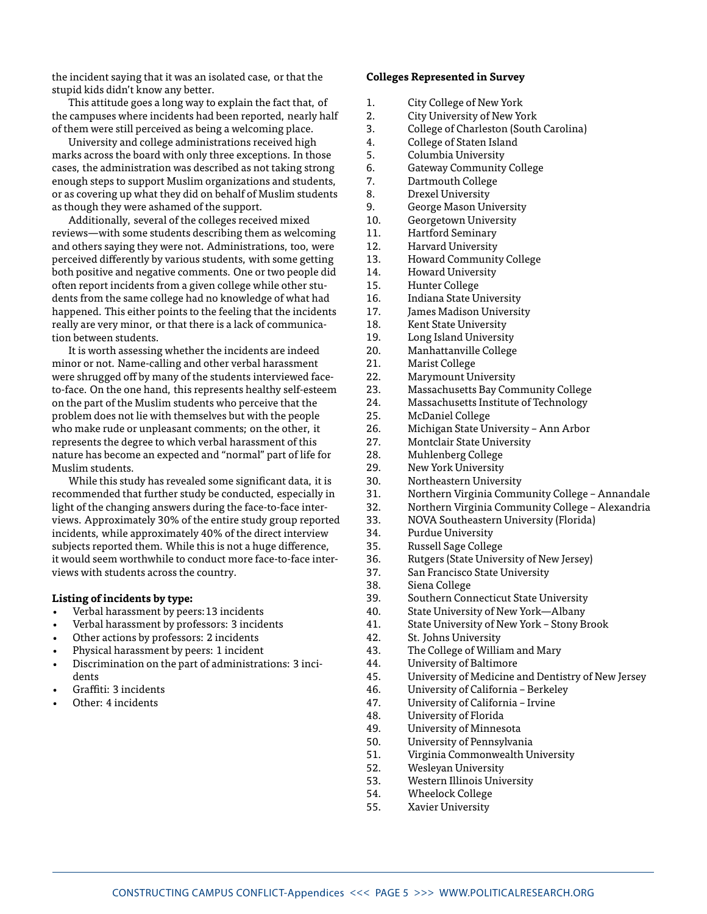the incident saying that it was an isolated case, or that the stupid kids didn't know any better.

This attitude goes a long way to explain the fact that, of the campuses where incidents had been reported, nearly half of them were still perceived as being a welcoming place.

University and college administrations received high marks across the board with only three exceptions. In those cases, the administration was described as not taking strong enough steps to support Muslim organizations and students, or as covering up what they did on behalf of Muslim students as though they were ashamed of the support.

Additionally, several of the colleges received mixed reviews—with some students describing them as welcoming and others saying they were not. Administrations, too, were perceived differently by various students, with some getting both positive and negative comments. One or two people did often report incidents from a given college while other students from the same college had no knowledge of what had happened. This either points to the feeling that the incidents really are very minor, or that there is a lack of communication between students.

It is worth assessing whether the incidents are indeed minor or not. Name-calling and other verbal harassment were shrugged off by many of the students interviewed face-to-face. On the one hand, this represents healthy self-esteem on the part of the Muslim students who perceive that the problem does not lie with themselves but with the people who make rude or unpleasant comments; on the other, it represents the degree to which verbal harassment of this nature has become an expected and "normal" part of life for Muslim students.

While this study has revealed some significant data, it is recommended that further study be conducted, especially in light of the changing answers during the face-to-face interviews. Approximately 30% of the entire study group reported incidents, while approximately 40% of the direct interview subjects reported them. While this is not a huge difference, it would seem worthwhile to conduct more face-to-face interviews with students across the country.

**Listing of incidents by type:**

- Verbal harassment by peers: 13 incidents
- Verbal harassment by professors: 3 incidents
- Other actions by professors: 2 incidents
- Physical harassment by peers: 1 incident
- Discrimination on the part of administrations: 3 incidents
- Graffiti: 3 incidents
- Other: 4 incidents

**Colleges Represented in Survey**

1. City College of New York
2. City University of New York
3. College of Charleston (South Carolina)
4. College of Staten Island
5. Columbia University
6. Gateway Community College
7. Dartmouth College
8. Drexel University
9. George Mason University
10. Georgetown University
11. Hartford Seminary
12. Harvard University
13. Howard Community College
14. Howard University
15. Hunter College
16. Indiana State University
17. James Madison University
18. Kent State University
19. Long Island University
20. Manhattanville College
21. Marist College
22. Marymount University
23. Massachusetts Bay Community College
24. Massachusetts Institute of Technology
25. McDaniel College
26. Michigan State University – Ann Arbor
27. Montclair State University
28. Muhlenberg College
29. New York University
30. Northeastern University
31. Northern Virginia Community College – Annandale
32. Northern Virginia Community College – Alexandria
33. NOVA Southeastern University (Florida)
34. Purdue University
35. Russell Sage College
36. Rutgers (State University of New Jersey)
37. San Francisco State University
38. Siena College
39. Southern Connecticut State University
40. State University of New York—Albany
41. State University of New York – Stony Brook
42. St. Johns University
43. The College of William and Mary
44. University of Baltimore
45. University of Medicine and Dentistry of New Jersey
46. University of California – Berkeley
47. University of California – Irvine
48. University of Florida
49. University of Minnesota
50. University of Pennsylvania
51. Virginia Commonwealth University
52. Wesleyan University
53. Western Illinois University
54. Wheelock College
55. Xavier University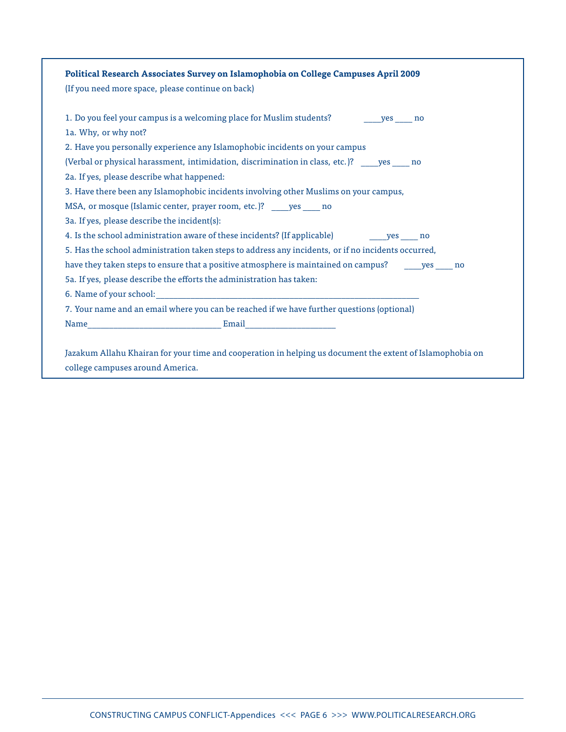**Political Research Associates Survey on Islamophobia on College Campuses April 2009**

(If you need more space, please continue on back)

1. Do you feel your campus is a welcoming place for Muslim students? ____yes ____ no

1a. Why, or why not?

2. Have you personally experience any Islamophobic incidents on your campus (Verbal or physical harassment, intimidation, discrimination in class, etc.)? ____yes ____ no

2a. If yes, please describe what happened:

3. Have there been any Islamophobic incidents involving other Muslims on your campus, MSA, or mosque (Islamic center, prayer room, etc.)? ____yes ____ no

3a. If yes, please describe the incident(s):

4. Is the school administration aware of these incidents? (If applicable) ____yes ____ no

5. Has the school administration taken steps to address any incidents, or if no incidents occurred, have they taken steps to ensure that a positive atmosphere is maintained on campus? ____yes ____ no

5a. If yes, please describe the efforts the administration has taken:

6. Name of your school:____________________________________________________________

7. Your name and an email where you can be reached if we have further questions (optional)

Name______________________________ Email____________________

Jazakum Allahu Khairan for your time and cooperation in helping us document the extent of Islamophobia on college campuses around America.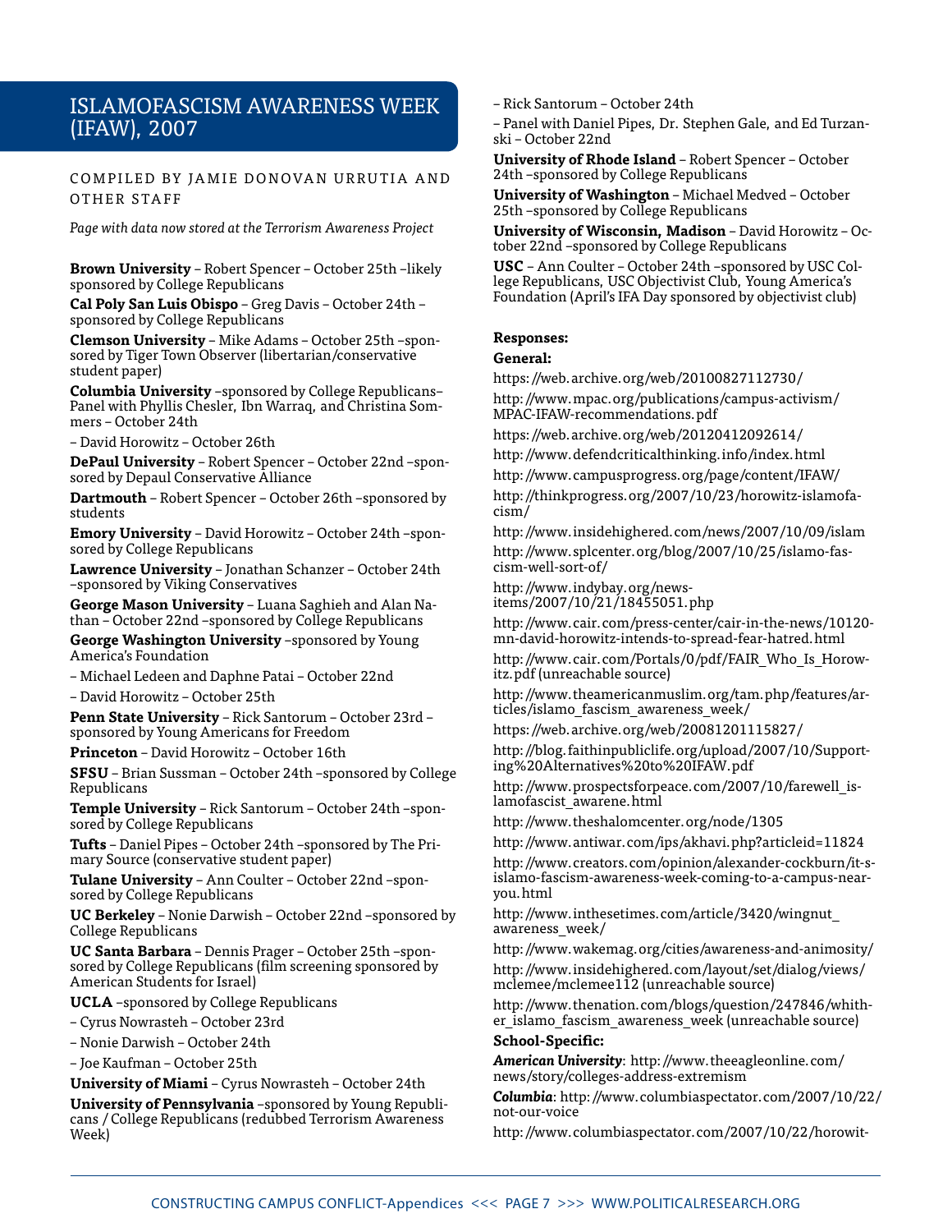# ISLAMOFASCISM AWARENESS WEEK (IFAW), 2007

COMPILED BY JAMIE DONOVAN URRUTIA AND OTHER STAFF

*Page with data now stored at the Terrorism Awareness Project*

**Brown University** – Robert Spencer – October 25th –likely sponsored by College Republicans

**Cal Poly San Luis Obispo** – Greg Davis – October 24th – sponsored by College Republicans

**Clemson University** – Mike Adams – October 25th –sponsored by Tiger Town Observer (libertarian/conservative student paper)

**Columbia University** –sponsored by College Republicans– Panel with Phyllis Chesler, Ibn Warraq, and Christina Sommers – October 24th

– David Horowitz – October 26th

**DePaul University** – Robert Spencer – October 22nd –sponsored by Depaul Conservative Alliance

**Dartmouth** – Robert Spencer – October 26th –sponsored by students

**Emory University** – David Horowitz – October 24th –sponsored by College Republicans

**Lawrence University** – Jonathan Schanzer – October 24th –sponsored by Viking Conservatives

**George Mason University** – Luana Saghieh and Alan Nathan – October 22nd –sponsored by College Republicans

**George Washington University** –sponsored by Young America's Foundation

– Michael Ledeen and Daphne Patai – October 22nd

– David Horowitz – October 25th

**Penn State University** – Rick Santorum – October 23rd – sponsored by Young Americans for Freedom

**Princeton** – David Horowitz – October 16th

**SFSU** – Brian Sussman – October 24th –sponsored by College Republicans

**Temple University** – Rick Santorum – October 24th –sponsored by College Republicans

**Tufts** – Daniel Pipes – October 24th –sponsored by The Primary Source (conservative student paper)

**Tulane University** – Ann Coulter – October 22nd –sponsored by College Republicans

**UC Berkeley** – Nonie Darwish – October 22nd –sponsored by College Republicans

**UC Santa Barbara** – Dennis Prager – October 25th –sponsored by College Republicans (film screening sponsored by American Students for Israel)

**UCLA** –sponsored by College Republicans

– Cyrus Nowrasteh – October 23rd

– Nonie Darwish – October 24th

– Joe Kaufman – October 25th

**University of Miami** – Cyrus Nowrasteh – October 24th

**University of Pennsylvania** –sponsored by Young Republicans / College Republicans (redubbed Terrorism Awareness Week)

– Rick Santorum – October 24th

– Panel with Daniel Pipes, Dr. Stephen Gale, and Ed Turzanski – October 22nd

**University of Rhode Island** – Robert Spencer – October 24th –sponsored by College Republicans

**University of Washington** – Michael Medved – October 25th –sponsored by College Republicans

**University of Wisconsin, Madison** – David Horowitz – October 22nd –sponsored by College Republicans

**USC** – Ann Coulter – October 24th –sponsored by USC College Republicans, USC Objectivist Club, Young America's Foundation (April's IFA Day sponsored by objectivist club)

**Responses:**

**General:**

https://web.archive.org/web/20100827112730/

http://www.mpac.org/publications/campus-activism/MPAC-IFAW-recommendations.pdf

https://web.archive.org/web/20120412092614/

http://www.defendcriticalthinking.info/index.html

http://www.campusprogress.org/page/content/IFAW/

http://thinkprogress.org/2007/10/23/horowitz-islamofacism/

http://www.insidehighered.com/news/2007/10/09/islam

http://www.splcenter.org/blog/2007/10/25/islamo-fascism-well-sort-of/

http://www.indybay.org/newsitems/2007/10/21/18455051.php

http://www.cair.com/press-center/cair-in-the-news/10120-mn-david-horowitz-intends-to-spread-fear-hatred.html

http://www.cair.com/Portals/0/pdf/FAIR_Who_Is_Horowitz.pdf (unreachable source)

http://www.theamericanmuslim.org/tam.php/features/articles/islamo_fascism_awareness_week/

https://web.archive.org/web/20081201115827/

http://blog.faithinpubliclife.org/upload/2007/10/Supporting%20Alternatives%20to%20IFAW.pdf

http://www.prospectsforpeace.com/2007/10/farewell_islamofascist_awarene.html

http://www.theshalomcenter.org/node/1305

http://www.antiwar.com/ips/akhavi.php?articleid=11824

http://www.creators.com/opinion/alexander-cockburn/it-s-islamo-fascism-awareness-week-coming-to-a-campus-near-you.html

http://www.inthesetimes.com/article/3420/wingnut_awareness_week/

http://www.wakemag.org/cities/awareness-and-animosity/

http://www.insidehighered.com/layout/set/dialog/views/mclemee/mclemee112 (unreachable source)

http://www.thenation.com/blogs/question/247846/whither_islamo_fascism_awareness_week (unreachable source)

**School-Specific:**

***American University***: http://www.theeagleonline.com/news/story/colleges-address-extremism

***Columbia***: http://www.columbiaspectator.com/2007/10/22/not-our-voice

http://www.columbiaspectator.com/2007/10/22/horowit-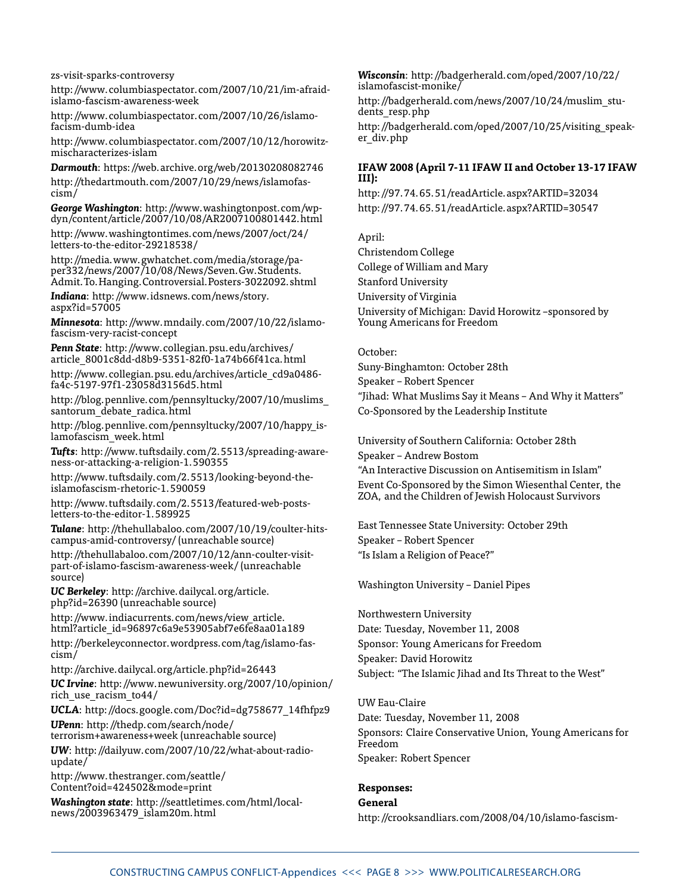zs-visit-sparks-controversy

http://www.columbiaspectator.com/2007/10/21/im-afraid-islamo-fascism-awareness-week

http://www.columbiaspectator.com/2007/10/26/islamo-facism-dumb-idea

http://www.columbiaspectator.com/2007/10/12/horowitz-mischaracterizes-islam

***Darmouth***: https://web.archive.org/web/20130208082746

http://thedartmouth.com/2007/10/29/news/islamofascism/

***George Washington***: http://www.washingtonpost.com/wp-dyn/content/article/2007/10/08/AR2007100801442.html

http://www.washingtontimes.com/news/2007/oct/24/letters-to-the-editor-29218538/

http://media.www.gwhatchet.com/media/storage/paper332/news/2007/10/08/News/Seven.Gw.Students.Admit.To.Hanging.Controversial.Posters-3022092.shtml

***Indiana***: http://www.idsnews.com/news/story.aspx?id=57005

***Minnesota***: http://www.mndaily.com/2007/10/22/islamofascism-very-racist-concept

***Penn State***: http://www.collegian.psu.edu/archives/article_8001c8dd-d8b9-5351-82f0-1a74b66f41ca.html

http://www.collegian.psu.edu/archives/article_cd9a0486-fa4c-5197-97f1-23058d3156d5.html

http://blog.pennlive.com/pennsyltucky/2007/10/muslims_santorum_debate_radica.html

http://blog.pennlive.com/pennsyltucky/2007/10/happy_islamofascism_week.html

***Tufts***: http://www.tuftsdaily.com/2.5513/spreading-awareness-or-attacking-a-religion-1.590355

http://www.tuftsdaily.com/2.5513/looking-beyond-the-islamofascism-rhetoric-1.590059

http://www.tuftsdaily.com/2.5513/featured-web-posts-letters-to-the-editor-1.589925

***Tulane***: http://thehullabaloo.com/2007/10/19/coulter-hits-campus-amid-controversy/ (unreachable source)

http://thehullabaloo.com/2007/10/12/ann-coulter-visit-part-of-islamo-fascism-awareness-week/ (unreachable source)

***UC Berkeley***: http://archive.dailycal.org/article.php?id=26390 (unreachable source)

http://www.indiacurrents.com/news/view_article.html?article_id=96897c6a9e53905abf7e6fe8aa01a189

http://berkeleyconnector.wordpress.com/tag/islamo-fascism/

http://archive.dailycal.org/article.php?id=26443

***UC Irvine***: http://www.newuniversity.org/2007/10/opinion/rich_use_racism_to44/

***UCLA***: http://docs.google.com/Doc?id=dg758677_14fhfpz9

***UPenn***: http://thedp.com/search/node/terrorism+awareness+week (unreachable source)

***UW***: http://dailyuw.com/2007/10/22/what-about-radio-update/

http://www.thestranger.com/seattle/Content?oid=424502&mode=print

***Washington state***: http://seattletimes.com/html/localnews/2003963479_islam20m.html

***Wisconsin***: http://badgerherald.com/oped/2007/10/22/islamofascist-monike/

http://badgerherald.com/news/2007/10/24/muslim_students_resp.php

http://badgerherald.com/oped/2007/10/25/visiting_speaker_div.php

**IFAW 2008 (April 7-11 IFAW II and October 13-17 IFAW III):**

http://97.74.65.51/readArticle.aspx?ARTID=32034

http://97.74.65.51/readArticle.aspx?ARTID=30547

April:

Christendom College

College of William and Mary

Stanford University

University of Virginia

University of Michigan: David Horowitz –sponsored by Young Americans for Freedom

October:

Suny-Binghamton: October 28th

Speaker – Robert Spencer

"Jihad: What Muslims Say it Means – And Why it Matters"

Co-Sponsored by the Leadership Institute

University of Southern California: October 28th

Speaker – Andrew Bostom

"An Interactive Discussion on Antisemitism in Islam"

Event Co-Sponsored by the Simon Wiesenthal Center, the ZOA, and the Children of Jewish Holocaust Survivors

East Tennessee State University: October 29th

Speaker – Robert Spencer

"Is Islam a Religion of Peace?"

Washington University – Daniel Pipes

Northwestern University

Date: Tuesday, November 11, 2008

Sponsor: Young Americans for Freedom

Speaker: David Horowitz

Subject: "The Islamic Jihad and Its Threat to the West"

UW Eau-Claire

Date: Tuesday, November 11, 2008

Sponsors: Claire Conservative Union, Young Americans for Freedom

Speaker: Robert Spencer

**Responses:**

**General**

http://crooksandliars.com/2008/04/10/islamo-fascism-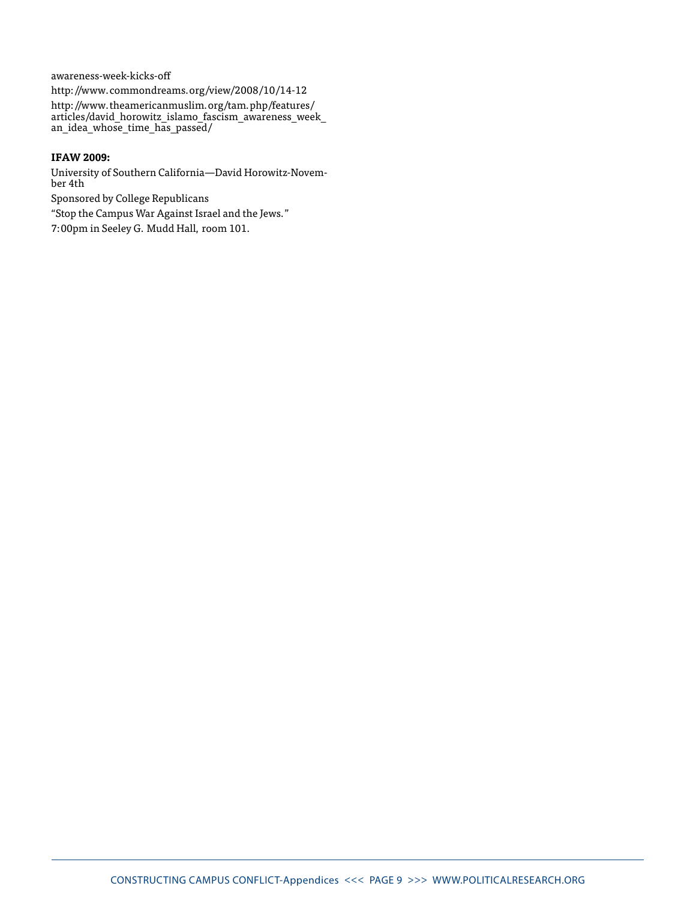awareness-week-kicks-off

http://www.commondreams.org/view/2008/10/14-12

http://www.theamericanmuslim.org/tam.php/features/articles/david_horowitz_islamo_fascism_awareness_week_an_idea_whose_time_has_passed/

**IFAW 2009:**

University of Southern California—David Horowitz-November 4th

Sponsored by College Republicans

"Stop the Campus War Against Israel and the Jews."

7:00pm in Seeley G. Mudd Hall, room 101.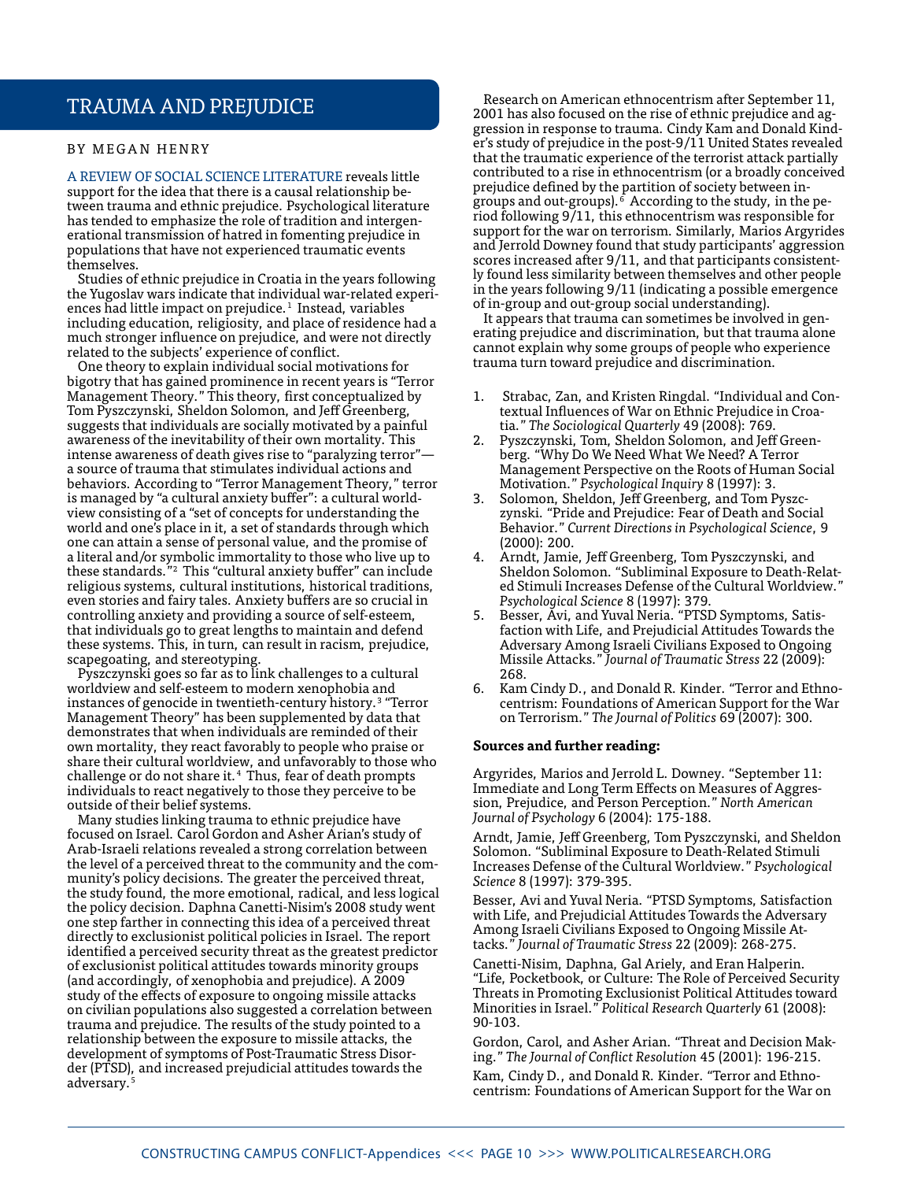# TRAUMA AND PREJUDICE

BY MEGAN HENRY

A REVIEW OF SOCIAL SCIENCE LITERATURE reveals little support for the idea that there is a causal relationship between trauma and ethnic prejudice. Psychological literature has tended to emphasize the role of tradition and intergenerational transmission of hatred in fomenting prejudice in populations that have not experienced traumatic events themselves.

Studies of ethnic prejudice in Croatia in the years following the Yugoslav wars indicate that individual war-related experiences had little impact on prejudice.[1] Instead, variables including education, religiosity, and place of residence had a much stronger influence on prejudice, and were not directly related to the subjects' experience of conflict.

One theory to explain individual social motivations for bigotry that has gained prominence in recent years is "Terror Management Theory." This theory, first conceptualized by Tom Pyszczynski, Sheldon Solomon, and Jeff Greenberg, suggests that individuals are socially motivated by a painful awareness of the inevitability of their own mortality. This intense awareness of death gives rise to "paralyzing terror"—a source of trauma that stimulates individual actions and behaviors. According to "Terror Management Theory," terror is managed by "a cultural anxiety buffer": a cultural worldview consisting of a "set of concepts for understanding the world and one's place in it, a set of standards through which one can attain a sense of personal value, and the promise of a literal and/or symbolic immortality to those who live up to these standards."[2] This "cultural anxiety buffer" can include religious systems, cultural institutions, historical traditions, even stories and fairy tales. Anxiety buffers are so crucial in controlling anxiety and providing a source of self-esteem, that individuals go to great lengths to maintain and defend these systems. This, in turn, can result in racism, prejudice, scapegoating, and stereotyping.

Pyszczynski goes so far as to link challenges to a cultural worldview and self-esteem to modern xenophobia and instances of genocide in twentieth-century history.[3] "Terror Management Theory" has been supplemented by data that demonstrates that when individuals are reminded of their own mortality, they react favorably to people who praise or share their cultural worldview, and unfavorably to those who challenge or do not share it.[4] Thus, fear of death prompts individuals to react negatively to those they perceive to be outside of their belief systems.

Many studies linking trauma to ethnic prejudice have focused on Israel. Carol Gordon and Asher Arian's study of Arab-Israeli relations revealed a strong correlation between the level of a perceived threat to the community and the community's policy decisions. The greater the perceived threat, the study found, the more emotional, radical, and less logical the policy decision. Daphna Canetti-Nisim's 2008 study went one step farther in connecting this idea of a perceived threat directly to exclusionist political policies in Israel. The report identified a perceived security threat as the greatest predictor of exclusionist political attitudes towards minority groups (and accordingly, of xenophobia and prejudice). A 2009 study of the effects of exposure to ongoing missile attacks on civilian populations also suggested a correlation between trauma and prejudice. The results of the study pointed to a relationship between the exposure to missile attacks, the development of symptoms of Post-Traumatic Stress Disorder (PTSD), and increased prejudicial attitudes towards the adversary.[5]

Research on American ethnocentrism after September 11, 2001 has also focused on the rise of ethnic prejudice and aggression in response to trauma. Cindy Kam and Donald Kinder's study of prejudice in the post-9/11 United States revealed that the traumatic experience of the terrorist attack partially contributed to a rise in ethnocentrism (or a broadly conceived prejudice defined by the partition of society between in-groups and out-groups).[6] According to the study, in the period following 9/11, this ethnocentrism was responsible for support for the war on terrorism. Similarly, Marios Argyrides and Jerrold Downey found that study participants' aggression scores increased after 9/11, and that participants consistently found less similarity between themselves and other people in the years following 9/11 (indicating a possible emergence of in-group and out-group social understanding).

It appears that trauma can sometimes be involved in generating prejudice and discrimination, but that trauma alone cannot explain why some groups of people who experience trauma turn toward prejudice and discrimination.

1. Strabac, Zan, and Kristen Ringdal. "Individual and Contextual Influences of War on Ethnic Prejudice in Croatia." *The Sociological Quarterly* 49 (2008): 769.
2. Pyszczynski, Tom, Sheldon Solomon, and Jeff Greenberg. "Why Do We Need What We Need? A Terror Management Perspective on the Roots of Human Social Motivation." *Psychological Inquiry* 8 (1997): 3.
3. Solomon, Sheldon, Jeff Greenberg, and Tom Pyszczynski. "Pride and Prejudice: Fear of Death and Social Behavior." *Current Directions in Psychological Science*, 9 (2000): 200.
4. Arndt, Jamie, Jeff Greenberg, Tom Pyszczynski, and Sheldon Solomon. "Subliminal Exposure to Death-Related Stimuli Increases Defense of the Cultural Worldview." *Psychological Science* 8 (1997): 379.
5. Besser, Avi, and Yuval Neria. "PTSD Symptoms, Satisfaction with Life, and Prejudicial Attitudes Towards the Adversary Among Israeli Civilians Exposed to Ongoing Missile Attacks." *Journal of Traumatic Stress* 22 (2009): 268.
6. Kam Cindy D., and Donald R. Kinder. "Terror and Ethnocentrism: Foundations of American Support for the War on Terrorism." *The Journal of Politics* 69 (2007): 300.

**Sources and further reading:**

Argyrides, Marios and Jerrold L. Downey. "September 11: Immediate and Long Term Effects on Measures of Aggression, Prejudice, and Person Perception." *North American Journal of Psychology* 6 (2004): 175-188.

Arndt, Jamie, Jeff Greenberg, Tom Pyszczynski, and Sheldon Solomon. "Subliminal Exposure to Death-Related Stimuli Increases Defense of the Cultural Worldview." *Psychological Science* 8 (1997): 379-395.

Besser, Avi and Yuval Neria. "PTSD Symptoms, Satisfaction with Life, and Prejudicial Attitudes Towards the Adversary Among Israeli Civilians Exposed to Ongoing Missile Attacks." *Journal of Traumatic Stress* 22 (2009): 268-275.

Canetti-Nisim, Daphna, Gal Ariely, and Eran Halperin. "Life, Pocketbook, or Culture: The Role of Perceived Security Threats in Promoting Exclusionist Political Attitudes toward Minorities in Israel." *Political Research Quarterly* 61 (2008): 90-103.

Gordon, Carol, and Asher Arian. "Threat and Decision Making." *The Journal of Conflict Resolution* 45 (2001): 196-215.

Kam, Cindy D., and Donald R. Kinder. "Terror and Ethnocentrism: Foundations of American Support for the War on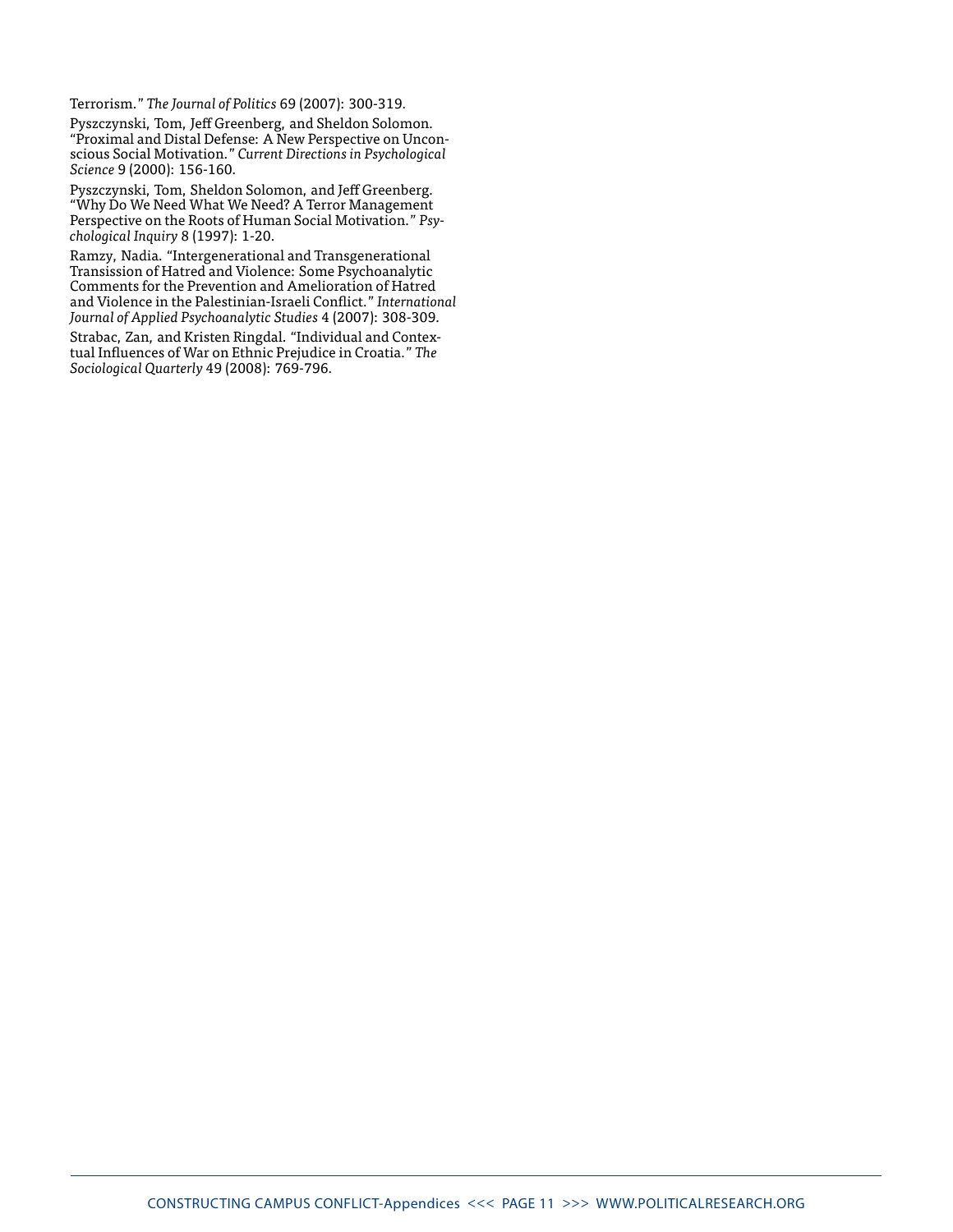Terrorism." *The Journal of Politics* 69 (2007): 300-319.

Pyszczynski, Tom, Jeff Greenberg, and Sheldon Solomon. "Proximal and Distal Defense: A New Perspective on Unconscious Social Motivation." *Current Directions in Psychological Science* 9 (2000): 156-160.

Pyszczynski, Tom, Sheldon Solomon, and Jeff Greenberg. "Why Do We Need What We Need? A Terror Management Perspective on the Roots of Human Social Motivation." *Psychological Inquiry* 8 (1997): 1-20.

Ramzy, Nadia. "Intergenerational and Transgenerational Transission of Hatred and Violence: Some Psychoanalytic Comments for the Prevention and Amelioration of Hatred and Violence in the Palestinian-Israeli Conflict." *International Journal of Applied Psychoanalytic Studies* 4 (2007): 308-309.

Strabac, Zan, and Kristen Ringdal. "Individual and Contextual Influences of War on Ethnic Prejudice in Croatia." *The Sociological Quarterly* 49 (2008): 769-796.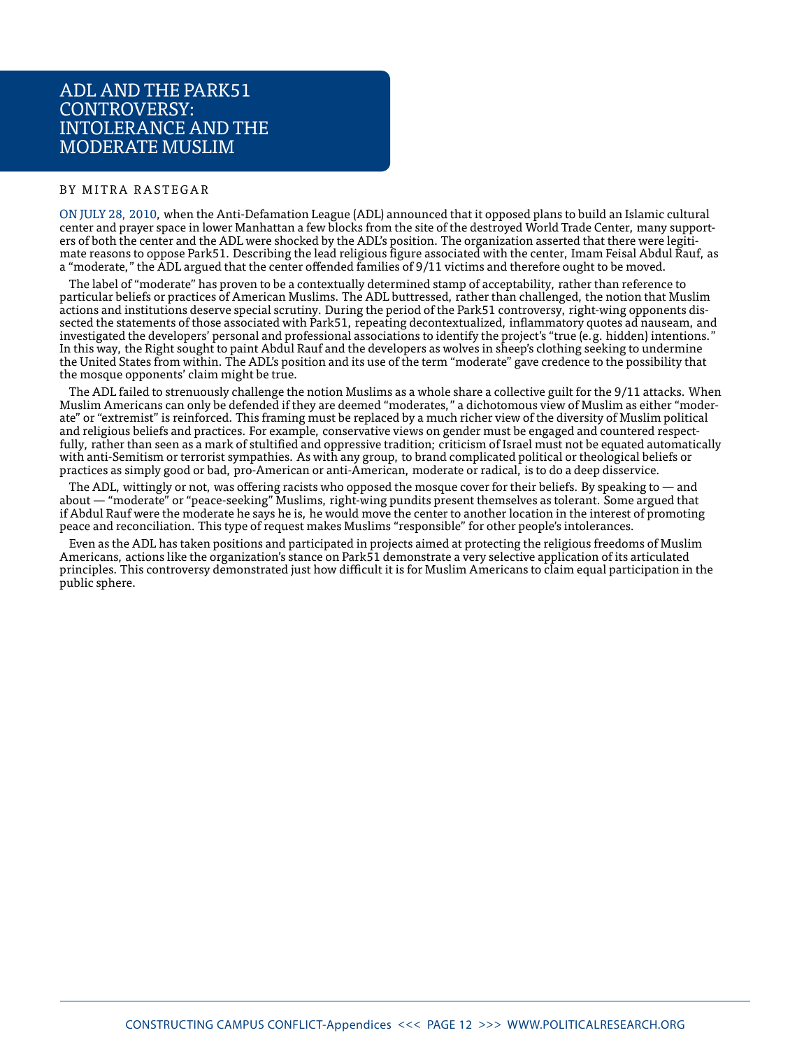# ADL AND THE PARK51 CONTROVERSY: INTOLERANCE AND THE MODERATE MUSLIM

BY MITRA RASTEGAR

ON JULY 28, 2010, when the Anti-Defamation League (ADL) announced that it opposed plans to build an Islamic cultural center and prayer space in lower Manhattan a few blocks from the site of the destroyed World Trade Center, many supporters of both the center and the ADL were shocked by the ADL's position. The organization asserted that there were legitimate reasons to oppose Park51. Describing the lead religious figure associated with the center, Imam Feisal Abdul Rauf, as a "moderate," the ADL argued that the center offended families of 9/11 victims and therefore ought to be moved.

The label of "moderate" has proven to be a contextually determined stamp of acceptability, rather than reference to particular beliefs or practices of American Muslims. The ADL buttressed, rather than challenged, the notion that Muslim actions and institutions deserve special scrutiny. During the period of the Park51 controversy, right-wing opponents dissected the statements of those associated with Park51, repeating decontextualized, inflammatory quotes ad nauseam, and investigated the developers' personal and professional associations to identify the project's "true (e.g. hidden) intentions." In this way, the Right sought to paint Abdul Rauf and the developers as wolves in sheep's clothing seeking to undermine the United States from within. The ADL's position and its use of the term "moderate" gave credence to the possibility that the mosque opponents' claim might be true.

The ADL failed to strenuously challenge the notion Muslims as a whole share a collective guilt for the 9/11 attacks. When Muslim Americans can only be defended if they are deemed "moderates," a dichotomous view of Muslim as either "moderate" or "extremist" is reinforced. This framing must be replaced by a much richer view of the diversity of Muslim political and religious beliefs and practices. For example, conservative views on gender must be engaged and countered respectfully, rather than seen as a mark of stultified and oppressive tradition; criticism of Israel must not be equated automatically with anti-Semitism or terrorist sympathies. As with any group, to brand complicated political or theological beliefs or practices as simply good or bad, pro-American or anti-American, moderate or radical, is to do a deep disservice.

The ADL, wittingly or not, was offering racists who opposed the mosque cover for their beliefs. By speaking to — and about — "moderate" or "peace-seeking" Muslims, right-wing pundits present themselves as tolerant. Some argued that if Abdul Rauf were the moderate he says he is, he would move the center to another location in the interest of promoting peace and reconciliation. This type of request makes Muslims "responsible" for other people's intolerances.

Even as the ADL has taken positions and participated in projects aimed at protecting the religious freedoms of Muslim Americans, actions like the organization's stance on Park51 demonstrate a very selective application of its articulated principles. This controversy demonstrated just how difficult it is for Muslim Americans to claim equal participation in the public sphere.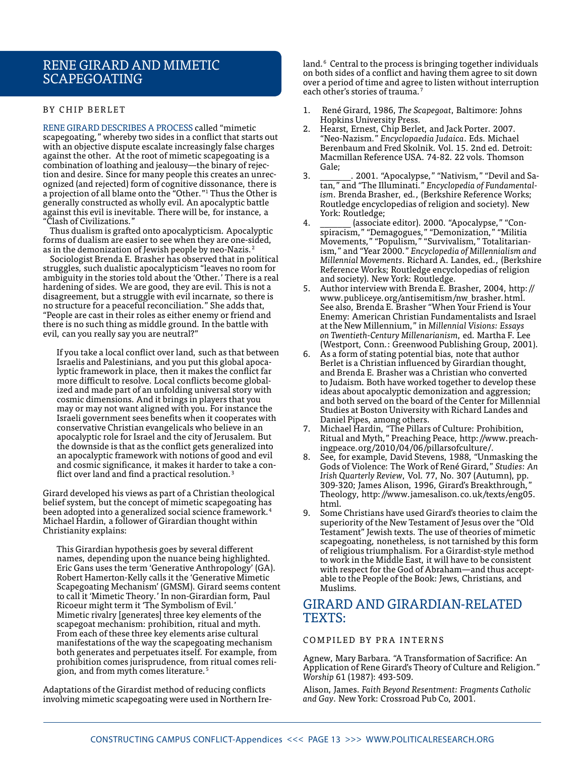# RENE GIRARD AND MIMETIC SCAPEGOATING

BY CHIP BERLET

RENE GIRARD DESCRIBES A PROCESS called "mimetic scapegoating," whereby two sides in a conflict that starts out with an objective dispute escalate increasingly false charges against the other. At the root of mimetic scapegoating is a combination of loathing and jealousy—the binary of rejection and desire. Since for many people this creates an unrecognized (and rejected) form of cognitive dissonance, there is a projection of all blame onto the "Other."[1] Thus the Other is generally constructed as wholly evil. An apocalyptic battle against this evil is inevitable. There will be, for instance, a "Clash of Civilizations."

Thus dualism is grafted onto apocalypticism. Apocalyptic forms of dualism are easier to see when they are one-sided, as in the demonization of Jewish people by neo-Nazis.[2]

Sociologist Brenda E. Brasher has observed that in political struggles, such dualistic apocalypticism "leaves no room for ambiguity in the stories told about the 'Other.' There is a real hardening of sides. We are good, they are evil. This is not a disagreement, but a struggle with evil incarnate, so there is no structure for a peaceful reconciliation." She adds that, "People are cast in their roles as either enemy or friend and there is no such thing as middle ground. In the battle with evil, can you really say you are neutral?"

> If you take a local conflict over land, such as that between Israelis and Palestinians, and you put this global apocalyptic framework in place, then it makes the conflict far more difficult to resolve. Local conflicts become globalized and made part of an unfolding universal story with cosmic dimensions. And it brings in players that you may or may not want aligned with you. For instance the Israeli government sees benefits when it cooperates with conservative Christian evangelicals who believe in an apocalyptic role for Israel and the city of Jerusalem. But the downside is that as the conflict gets generalized into an apocalyptic framework with notions of good and evil and cosmic significance, it makes it harder to take a conflict over land and find a practical resolution.[3]

Girard developed his views as part of a Christian theological belief system, but the concept of mimetic scapegoating has been adopted into a generalized social science framework.[4] Michael Hardin, a follower of Girardian thought within Christianity explains:

> This Girardian hypothesis goes by several different names, depending upon the nuance being highlighted. Eric Gans uses the term 'Generative Anthropology' (GA). Robert Hamerton-Kelly calls it the 'Generative Mimetic Scapegoating Mechanism' (GMSM). Girard seems content to call it 'Mimetic Theory.' In non-Girardian form, Paul Ricoeur might term it 'The Symbolism of Evil.' Mimetic rivalry [generates] three key elements of the scapegoat mechanism: prohibition, ritual and myth. From each of these three key elements arise cultural manifestations of the way the scapegoating mechanism both generates and perpetuates itself. For example, from prohibition comes jurisprudence, from ritual comes religion, and from myth comes literature.[5]

Adaptations of the Girardist method of reducing conflicts involving mimetic scapegoating were used in Northern Ireland.[6] Central to the process is bringing together individuals on both sides of a conflict and having them agree to sit down over a period of time and agree to listen without interruption each other's stories of trauma.[7]

1. René Girard, 1986, *The Scapegoat*, Baltimore: Johns Hopkins University Press.
2. Hearst, Ernest, Chip Berlet, and Jack Porter. 2007. "Neo-Nazism." *Encyclopaedia Judaica*. Eds. Michael Berenbaum and Fred Skolnik. Vol. 15. 2nd ed. Detroit: Macmillan Reference USA. 74-82. 22 vols. Thomson Gale;
3. _______. 2001. "Apocalypse," "Nativism," "Devil and Satan," and "The Illuminati." *Encyclopedia of Fundamentalism*. Brenda Brasher, ed., (Berkshire Reference Works; Routledge encyclopedias of religion and society). New York: Routledge;
4. _______ (associate editor). 2000. "Apocalypse," "Conspiracism," "Demagogues," "Demonization," "Militia Movements," "Populism," "Survivalism," "Totalitarianism," and "Year 2000." *Encyclopedia of Millennialism and Millennial Movements*. Richard A. Landes, ed., (Berkshire Reference Works; Routledge encyclopedias of religion and society). New York: Routledge.
5. Author interview with Brenda E. Brasher, 2004, http://www.publiceye.org/antisemitism/nw_brasher.html. See also, Brenda E. Brasher "When Your Friend is Your Enemy: American Christian Fundamentalists and Israel at the New Millennium," in *Millennial Visions: Essays on Twentieth-Century Millenarianism*, ed. Martha F. Lee (Westport, Conn.: Greenwood Publishing Group, 2001).
6. As a form of stating potential bias, note that author Berlet is a Christian influenced by Girardian thought, and Brenda E. Brasher was a Christian who converted to Judaism. Both have worked together to develop these ideas about apocalyptic demonization and aggression; and both served on the board of the Center for Millennial Studies at Boston University with Richard Landes and Daniel Pipes, among others.
7. Michael Hardin, "The Pillars of Culture: Prohibition, Ritual and Myth," Preaching Peace, http://www.preachingpeace.org/2010/04/06/pillarsofculture/.
8. See, for example, David Stevens, 1988, "Unmasking the Gods of Violence: The Work of René Girard," *Studies: An Irish Quarterly Review*, Vol. 77, No. 307 (Autumn), pp. 309-320; James Alison, 1996, Girard's Breakthrough," Theology, http://www.jamesalison.co.uk/texts/eng05.html.
9. Some Christians have used Girard's theories to claim the superiority of the New Testament of Jesus over the "Old Testament" Jewish texts. The use of theories of mimetic scapegoating, nonetheless, is not tarnished by this form of religious triumphalism. For a Girardist-style method to work in the Middle East, it will have to be consistent with respect for the God of Abraham—and thus acceptable to the People of the Book: Jews, Christians, and Muslims.

# GIRARD AND GIRARDIAN-RELATED TEXTS:

COMPILED BY PRA INTERNS

Agnew, Mary Barbara. "A Transformation of Sacrifice: An Application of Rene Girard's Theory of Culture and Religion." *Worship* 61 (1987): 493-509.

Alison, James. *Faith Beyond Resentment: Fragments Catholic and Gay*. New York: Crossroad Pub Co, 2001.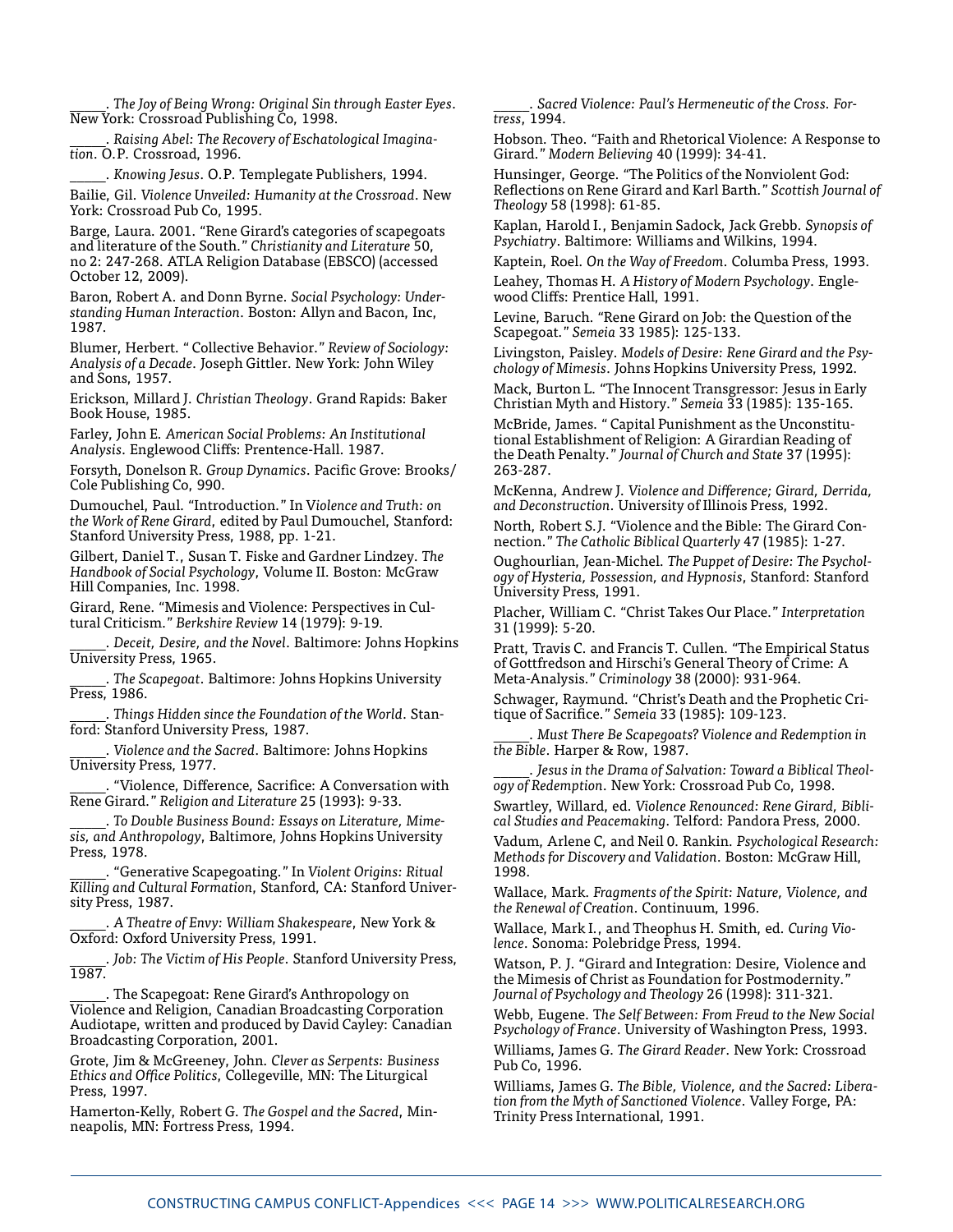_____. *The Joy of Being Wrong: Original Sin through Easter Eyes*. New York: Crossroad Publishing Co, 1998.

_____. *Raising Abel: The Recovery of Eschatological Imagination*. O.P. Crossroad, 1996.

_____. *Knowing Jesus*. O.P. Templegate Publishers, 1994.

Bailie, Gil. *Violence Unveiled: Humanity at the Crossroad*. New York: Crossroad Pub Co, 1995.

Barge, Laura. 2001. "Rene Girard's categories of scapegoats and literature of the South." *Christianity and Literature* 50, no 2: 247-268. ATLA Religion Database (EBSCO) (accessed October 12, 2009).

Baron, Robert A. and Donn Byrne. *Social Psychology: Understanding Human Interaction*. Boston: Allyn and Bacon, Inc, 1987.

Blumer, Herbert. " Collective Behavior." *Review of Sociology: Analysis of a Decade*. Joseph Gittler. New York: John Wiley and Sons, 1957.

Erickson, Millard J. *Christian Theology*. Grand Rapids: Baker Book House, 1985.

Farley, John E. *American Social Problems: An Institutional Analysis*. Englewood Cliffs: Prentence-Hall. 1987.

Forsyth, Donelson R. *Group Dynamics*. Pacific Grove: Brooks/Cole Publishing Co, 990.

Dumouchel, Paul. "Introduction." In *Violence and Truth: on the Work of Rene Girard*, edited by Paul Dumouchel, Stanford: Stanford University Press, 1988, pp. 1-21.

Gilbert, Daniel T., Susan T. Fiske and Gardner Lindzey. *The Handbook of Social Psychology*, Volume II. Boston: McGraw Hill Companies, Inc. 1998.

Girard, Rene. "Mimesis and Violence: Perspectives in Cultural Criticism." *Berkshire Review* 14 (1979): 9-19.

_____. *Deceit, Desire, and the Novel*. Baltimore: Johns Hopkins University Press, 1965.

_____. *The Scapegoat*. Baltimore: Johns Hopkins University Press, 1986.

_____. *Things Hidden since the Foundation of the World*. Stanford: Stanford University Press, 1987.

_____. *Violence and the Sacred*. Baltimore: Johns Hopkins University Press, 1977.

_____. "Violence, Difference, Sacrifice: A Conversation with Rene Girard." *Religion and Literature* 25 (1993): 9-33.

_____. *To Double Business Bound: Essays on Literature, Mimesis, and Anthropology*, Baltimore, Johns Hopkins University Press, 1978.

_____. "Generative Scapegoating." In *Violent Origins: Ritual Killing and Cultural Formation*, Stanford, CA: Stanford University Press, 1987.

_____. *A Theatre of Envy: William Shakespeare*, New York & Oxford: Oxford University Press, 1991.

_____. *Job: The Victim of His People*. Stanford University Press, 1987.

_____. The Scapegoat: Rene Girard's Anthropology on Violence and Religion, Canadian Broadcasting Corporation Audiotape, written and produced by David Cayley: Canadian Broadcasting Corporation, 2001.

Grote, Jim & McGreeney, John. *Clever as Serpents: Business Ethics and Office Politics*, Collegeville, MN: The Liturgical Press, 1997.

Hamerton-Kelly, Robert G. *The Gospel and the Sacred*, Minneapolis, MN: Fortress Press, 1994.

_____. *Sacred Violence: Paul's Hermeneutic of the Cross*. *Fortress*, 1994.

Hobson. Theo. "Faith and Rhetorical Violence: A Response to Girard." *Modern Believing* 40 (1999): 34-41.

Hunsinger, George. "The Politics of the Nonviolent God: Reflections on Rene Girard and Karl Barth." *Scottish Journal of Theology* 58 (1998): 61-85.

Kaplan, Harold I., Benjamin Sadock, Jack Grebb. *Synopsis of Psychiatry*. Baltimore: Williams and Wilkins, 1994.

Kaptein, Roel. *On the Way of Freedom*. Columba Press, 1993.

Leahey, Thomas H. *A History of Modern Psychology*. Englewood Cliffs: Prentice Hall, 1991.

Levine, Baruch. "Rene Girard on Job: the Question of the Scapegoat." *Semeia* 33 1985): 125-133.

Livingston, Paisley. *Models of Desire: Rene Girard and the Psychology of Mimesis*. Johns Hopkins University Press, 1992.

Mack, Burton L. "The Innocent Transgressor: Jesus in Early Christian Myth and History." *Semeia* 33 (1985): 135-165.

McBride, James. " Capital Punishment as the Unconstitutional Establishment of Religion: A Girardian Reading of the Death Penalty." *Journal of Church and State* 37 (1995): 263-287.

McKenna, Andrew J. *Violence and Difference; Girard, Derrida, and Deconstruction*. University of Illinois Press, 1992.

North, Robert S.J. "Violence and the Bible: The Girard Connection." *The Catholic Biblical Quarterly* 47 (1985): 1-27.

Oughourlian, Jean-Michel. *The Puppet of Desire: The Psychology of Hysteria, Possession, and Hypnosis*, Stanford: Stanford University Press, 1991.

Placher, William C. "Christ Takes Our Place." *Interpretation* 31 (1999): 5-20.

Pratt, Travis C. and Francis T. Cullen. "The Empirical Status of Gottfredson and Hirschi's General Theory of Crime: A Meta-Analysis." *Criminology* 38 (2000): 931-964.

Schwager, Raymund. "Christ's Death and the Prophetic Critique of Sacrifice." *Semeia* 33 (1985): 109-123.

_____. *Must There Be Scapegoats? Violence and Redemption in the Bible*. Harper & Row, 1987.

_____. *Jesus in the Drama of Salvation: Toward a Biblical Theology of Redemption*. New York: Crossroad Pub Co, 1998.

Swartley, Willard, ed. *Violence Renounced: Rene Girard, Biblical Studies and Peacemaking*. Telford: Pandora Press, 2000.

Vadum, Arlene C, and Neil 0. Rankin. *Psychological Research: Methods for Discovery and Validation*. Boston: McGraw Hill, 1998.

Wallace, Mark. *Fragments of the Spirit: Nature, Violence, and the Renewal of Creation*. Continuum, 1996.

Wallace, Mark I., and Theophus H. Smith, ed. *Curing Violence*. Sonoma: Polebridge Press, 1994.

Watson, P. J. "Girard and Integration: Desire, Violence and the Mimesis of Christ as Foundation for Postmodernity." *Journal of Psychology and Theology* 26 (1998): 311-321.

Webb, Eugene. *The Self Between: From Freud to the New Social Psychology of France*. University of Washington Press, 1993.

Williams, James G. *The Girard Reader*. New York: Crossroad Pub Co, 1996.

Williams, James G. *The Bible, Violence, and the Sacred: Liberation from the Myth of Sanctioned Violence*. Valley Forge, PA: Trinity Press International, 1991.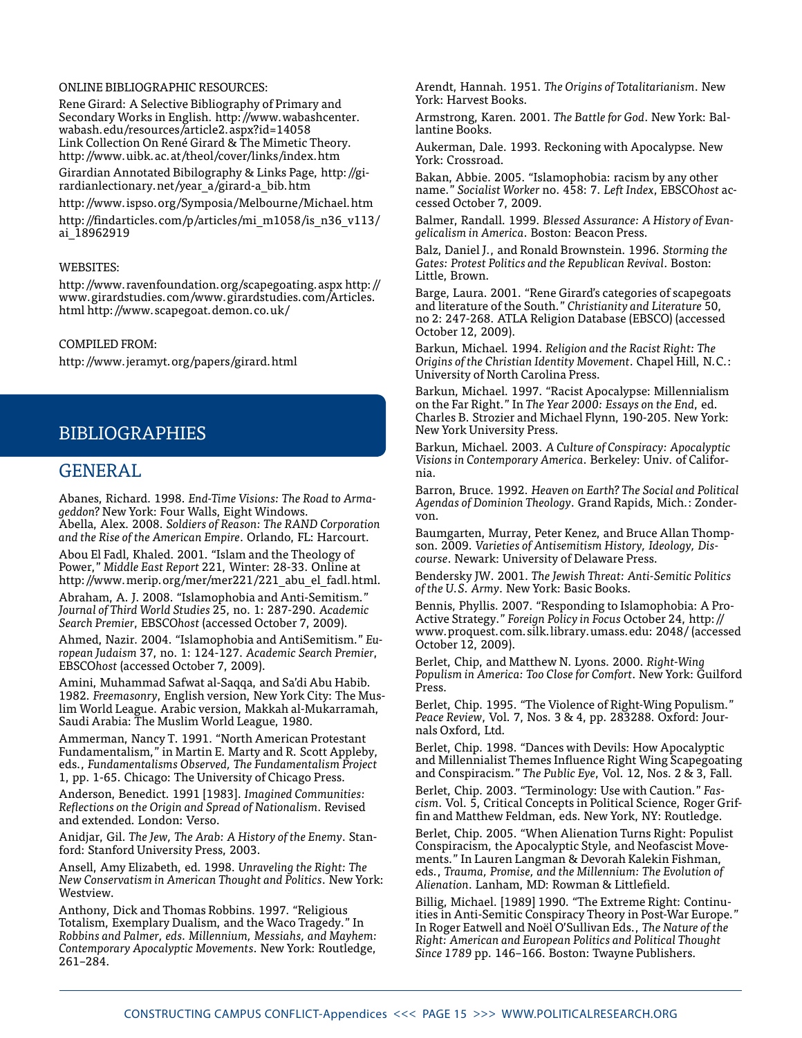ONLINE BIBLIOGRAPHIC RESOURCES:

Rene Girard: A Selective Bibliography of Primary and Secondary Works in English. http://www.wabashcenter.wabash.edu/resources/article2.aspx?id=14058
Link Collection On René Girard & The Mimetic Theory. http://www.uibk.ac.at/theol/cover/links/index.htm

Girardian Annotated Bibilography & Links Page, http://girardianlectionary.net/year_a/girard-a_bib.htm

http://www.ispso.org/Symposia/Melbourne/Michael.htm

http://findarticles.com/p/articles/mi_m1058/is_n36_v113/ai_18962919

WEBSITES:

http://www.ravenfoundation.org/scapegoating.aspx http://www.girardstudies.com/www.girardstudies.com/Articles.html http://www.scapegoat.demon.co.uk/

COMPILED FROM:

http://www.jeramyt.org/papers/girard.html

# BIBLIOGRAPHIES

## GENERAL

Abanes, Richard. 1998. *End-Time Visions: The Road to Armageddon*? New York: Four Walls, Eight Windows.
Abella, Alex. 2008. *Soldiers of Reason: The RAND Corporation and the Rise of the American Empire*. Orlando, FL: Harcourt.

Abou El Fadl, Khaled. 2001. "Islam and the Theology of Power," *Middle East Report* 221, Winter: 28-33. Online at http://www.merip.org/mer/mer221/221_abu_el_fadl.html.

Abraham, A. J. 2008. "Islamophobia and Anti-Semitism." *Journal of Third World Studies* 25, no. 1: 287-290. *Academic Search Premier*, EBSCO*host* (accessed October 7, 2009).

Ahmed, Nazir. 2004. "Islamophobia and AntiSemitism." *European Judaism* 37, no. 1: 124-127. *Academic Search Premier*, EBSCO*host* (accessed October 7, 2009).

Amini, Muhammad Safwat al-Saqqa, and Sa'di Abu Habib. 1982. *Freemasonry*, English version, New York City: The Muslim World League. Arabic version, Makkah al-Mukarramah, Saudi Arabia: The Muslim World League, 1980.

Ammerman, Nancy T. 1991. "North American Protestant Fundamentalism," in Martin E. Marty and R. Scott Appleby, eds., *Fundamentalisms Observed, The Fundamentalism Project* 1, pp. 1-65. Chicago: The University of Chicago Press.

Anderson, Benedict. 1991 [1983]. *Imagined Communities: Reflections on the Origin and Spread of Nationalism*. Revised and extended. London: Verso.

Anidjar, Gil. *The Jew, The Arab: A History of the Enemy*. Stanford: Stanford University Press, 2003.

Ansell, Amy Elizabeth, ed. 1998. *Unraveling the Right: The New Conservatism in American Thought and Politics*. New York: Westview.

Anthony, Dick and Thomas Robbins. 1997. "Religious Totalism, Exemplary Dualism, and the Waco Tragedy." In *Robbins and Palmer, eds. Millennium, Messiahs, and Mayhem: Contemporary Apocalyptic Movements*. New York: Routledge, 261–284.

Arendt, Hannah. 1951. *The Origins of Totalitarianism*. New York: Harvest Books.

Armstrong, Karen. 2001. *The Battle for God*. New York: Ballantine Books.

Aukerman, Dale. 1993. Reckoning with Apocalypse. New York: Crossroad.

Bakan, Abbie. 2005. "Islamophobia: racism by any other name." *Socialist Worker* no. 458: 7. *Left Index*, EBSCO*host* accessed October 7, 2009.

Balmer, Randall. 1999. *Blessed Assurance: A History of Evangelicalism in America*. Boston: Beacon Press.

Balz, Daniel J., and Ronald Brownstein. 1996. *Storming the Gates: Protest Politics and the Republican Revival*. Boston: Little, Brown.

Barge, Laura. 2001. "Rene Girard's categories of scapegoats and literature of the South." *Christianity and Literature* 50, no 2: 247-268. ATLA Religion Database (EBSCO) (accessed October 12, 2009).

Barkun, Michael. 1994. *Religion and the Racist Right: The Origins of the Christian Identity Movement*. Chapel Hill, N.C.: University of North Carolina Press.

Barkun, Michael. 1997. "Racist Apocalypse: Millennialism on the Far Right." In *The Year 2000: Essays on the End*, ed. Charles B. Strozier and Michael Flynn, 190-205. New York: New York University Press.

Barkun, Michael. 2003. *A Culture of Conspiracy: Apocalyptic Visions in Contemporary America*. Berkeley: Univ. of California.

Barron, Bruce. 1992. *Heaven on Earth? The Social and Political Agendas of Dominion Theology*. Grand Rapids, Mich.: Zondervon.

Baumgarten, Murray, Peter Kenez, and Bruce Allan Thompson. 2009. *Varieties of Antisemitism History, Ideology, Discourse*. Newark: University of Delaware Press.

Bendersky JW. 2001. *The Jewish Threat: Anti-Semitic Politics of the U.S. Army*. New York: Basic Books.

Bennis, Phyllis. 2007. "Responding to Islamophobia: A Pro-Active Strategy." *Foreign Policy in Focus* October 24, http://www.proquest.com.silk.library.umass.edu: 2048/ (accessed October 12, 2009).

Berlet, Chip, and Matthew N. Lyons. 2000. *Right-Wing Populism in America: Too Close for Comfort*. New York: Guilford Press.

Berlet, Chip. 1995. "The Violence of Right-Wing Populism." *Peace Review*, Vol. 7, Nos. 3 & 4, pp. 283288. Oxford: Journals Oxford, Ltd.

Berlet, Chip. 1998. "Dances with Devils: How Apocalyptic and Millennialist Themes Influence Right Wing Scapegoating and Conspiracism." *The Public Eye*, Vol. 12, Nos. 2 & 3, Fall.

Berlet, Chip. 2003. "Terminology: Use with Caution." *Fascism*. Vol. 5, Critical Concepts in Political Science, Roger Griffin and Matthew Feldman, eds. New York, NY: Routledge.

Berlet, Chip. 2005. "When Alienation Turns Right: Populist Conspiracism, the Apocalyptic Style, and Neofascist Movements." In Lauren Langman & Devorah Kalekin Fishman, eds., *Trauma, Promise, and the Millennium: The Evolution of Alienation*. Lanham, MD: Rowman & Littlefield.

Billig, Michael. [1989] 1990. "The Extreme Right: Continuities in Anti-Semitic Conspiracy Theory in Post-War Europe." In Roger Eatwell and Noël O'Sullivan Eds., *The Nature of the Right: American and European Politics and Political Thought Since 1789* pp. 146–166. Boston: Twayne Publishers.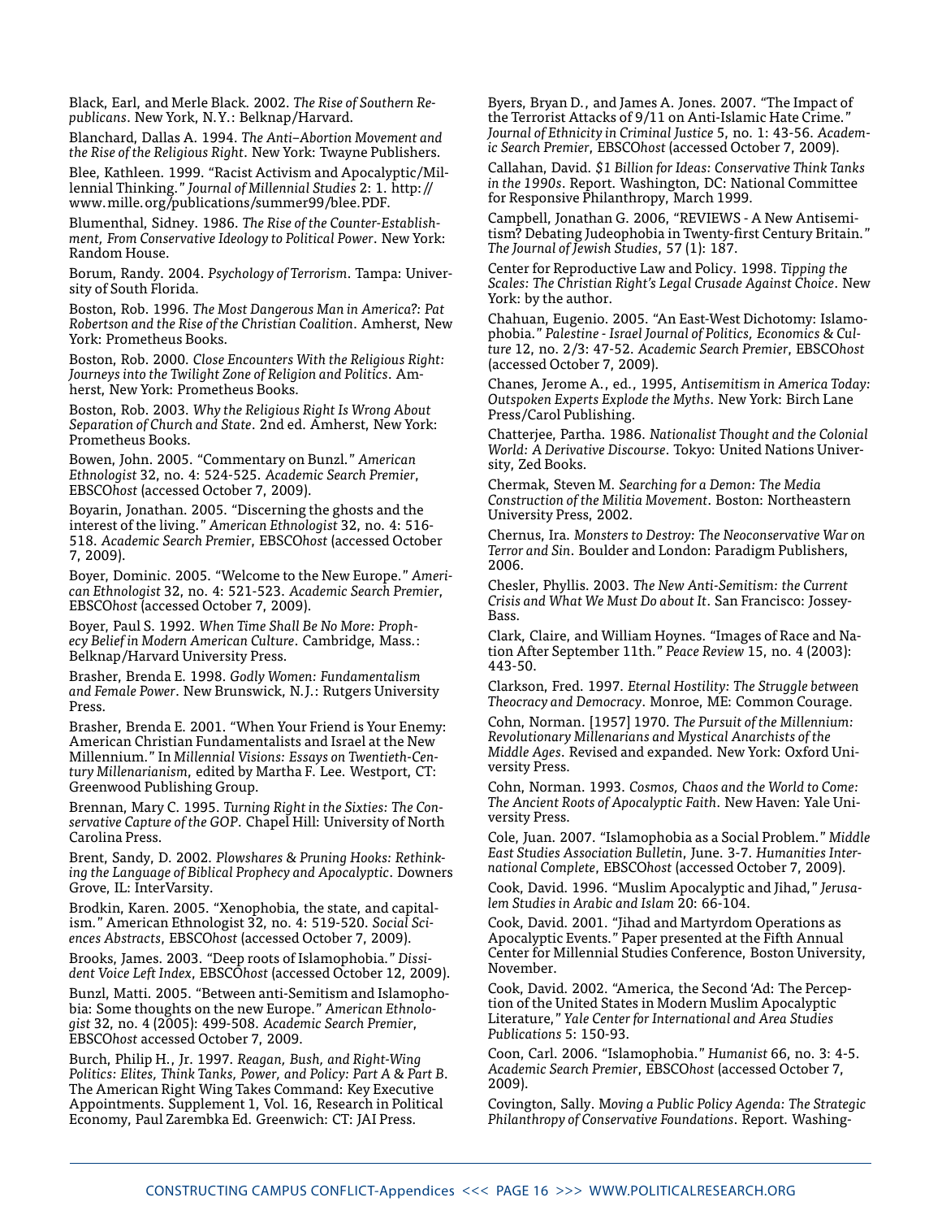Black, Earl, and Merle Black. 2002. *The Rise of Southern Republicans*. New York, N.Y.: Belknap/Harvard.

Blanchard, Dallas A. 1994. *The Anti–Abortion Movement and the Rise of the Religious Right*. New York: Twayne Publishers.

Blee, Kathleen. 1999. "Racist Activism and Apocalyptic/Millennial Thinking." *Journal of Millennial Studies* 2: 1. http://www.mille.org/publications/summer99/blee.PDF.

Blumenthal, Sidney. 1986. *The Rise of the Counter-Establishment, From Conservative Ideology to Political Power*. New York: Random House.

Borum, Randy. 2004. *Psychology of Terrorism*. Tampa: University of South Florida.

Boston, Rob. 1996. *The Most Dangerous Man in America?: Pat Robertson and the Rise of the Christian Coalition*. Amherst, New York: Prometheus Books.

Boston, Rob. 2000. *Close Encounters With the Religious Right: Journeys into the Twilight Zone of Religion and Politics*. Amherst, New York: Prometheus Books.

Boston, Rob. 2003. *Why the Religious Right Is Wrong About Separation of Church and State*. 2nd ed. Amherst, New York: Prometheus Books.

Bowen, John. 2005. "Commentary on Bunzl." *American Ethnologist* 32, no. 4: 524-525. *Academic Search Premier*, EBSCO*host* (accessed October 7, 2009).

Boyarin, Jonathan. 2005. "Discerning the ghosts and the interest of the living." *American Ethnologist* 32, no. 4: 516-518. *Academic Search Premier*, EBSCO*host* (accessed October 7, 2009).

Boyer, Dominic. 2005. "Welcome to the New Europe." *American Ethnologist* 32, no. 4: 521-523. *Academic Search Premier*, EBSCO*host* (accessed October 7, 2009).

Boyer, Paul S. 1992. *When Time Shall Be No More: Prophecy Belief in Modern American Culture*. Cambridge, Mass.: Belknap/Harvard University Press.

Brasher, Brenda E. 1998. *Godly Women: Fundamentalism and Female Power*. New Brunswick, N.J.: Rutgers University Press.

Brasher, Brenda E. 2001. "When Your Friend is Your Enemy: American Christian Fundamentalists and Israel at the New Millennium." In *Millennial Visions: Essays on Twentieth-Century Millenarianism*, edited by Martha F. Lee. Westport, CT: Greenwood Publishing Group.

Brennan, Mary C. 1995. *Turning Right in the Sixties: The Conservative Capture of the GOP*. Chapel Hill: University of North Carolina Press.

Brent, Sandy, D. 2002. *Plowshares & Pruning Hooks: Rethinking the Language of Biblical Prophecy and Apocalyptic*. Downers Grove, IL: InterVarsity.

Brodkin, Karen. 2005. "Xenophobia, the state, and capitalism." American Ethnologist 32, no. 4: 519-520. *Social Sciences Abstracts*, EBSCO*host* (accessed October 7, 2009).

Brooks, James. 2003. "Deep roots of Islamophobia." *Dissident Voice Left Index*, EBSCO*host* (accessed October 12, 2009).

Bunzl, Matti. 2005. "Between anti-Semitism and Islamophobia: Some thoughts on the new Europe." *American Ethnologist* 32, no. 4 (2005): 499-508. *Academic Search Premier*, EBSCO*host* accessed October 7, 2009.

Burch, Philip H., Jr. 1997. *Reagan, Bush, and Right-Wing Politics: Elites, Think Tanks, Power, and Policy: Part A & Part B*. The American Right Wing Takes Command: Key Executive Appointments. Supplement 1, Vol. 16, Research in Political Economy, Paul Zarembka Ed. Greenwich: CT: JAI Press.

Byers, Bryan D., and James A. Jones. 2007. "The Impact of the Terrorist Attacks of 9/11 on Anti-Islamic Hate Crime." *Journal of Ethnicity in Criminal Justice* 5, no. 1: 43-56. *Academic Search Premier*, EBSCO*host* (accessed October 7, 2009).

Callahan, David. *$1 Billion for Ideas: Conservative Think Tanks in the 1990s*. Report. Washington, DC: National Committee for Responsive Philanthropy, March 1999.

Campbell, Jonathan G. 2006, "REVIEWS - A New Antisemitism? Debating Judeophobia in Twenty-first Century Britain." *The Journal of Jewish Studies*, 57 (1): 187.

Center for Reproductive Law and Policy. 1998. *Tipping the Scales: The Christian Right's Legal Crusade Against Choice*. New York: by the author.

Chahuan, Eugenio. 2005. "An East-West Dichotomy: Islamophobia." *Palestine - Israel Journal of Politics, Economics & Culture* 12, no. 2/3: 47-52. *Academic Search Premier*, EBSCO*host* (accessed October 7, 2009).

Chanes, Jerome A., ed., 1995, *Antisemitism in America Today: Outspoken Experts Explode the Myths*. New York: Birch Lane Press/Carol Publishing.

Chatterjee, Partha. 1986. *Nationalist Thought and the Colonial World: A Derivative Discourse*. Tokyo: United Nations University, Zed Books.

Chermak, Steven M. *Searching for a Demon: The Media Construction of the Militia Movement*. Boston: Northeastern University Press, 2002.

Chernus, Ira. *Monsters to Destroy: The Neoconservative War on Terror and Sin*. Boulder and London: Paradigm Publishers, 2006.

Chesler, Phyllis. 2003. *The New Anti-Semitism: the Current Crisis and What We Must Do about It*. San Francisco: Jossey-Bass.

Clark, Claire, and William Hoynes. "Images of Race and Nation After September 11th." *Peace Review* 15, no. 4 (2003): 443-50.

Clarkson, Fred. 1997. *Eternal Hostility: The Struggle between Theocracy and Democracy*. Monroe, ME: Common Courage.

Cohn, Norman. [1957] 1970. *The Pursuit of the Millennium: Revolutionary Millenarians and Mystical Anarchists of the Middle Ages*. Revised and expanded. New York: Oxford University Press.

Cohn, Norman. 1993. *Cosmos, Chaos and the World to Come: The Ancient Roots of Apocalyptic Faith*. New Haven: Yale University Press.

Cole, Juan. 2007. "Islamophobia as a Social Problem." *Middle East Studies Association Bulletin*, June. 3-7. *Humanities International Complete*, EBSCO*host* (accessed October 7, 2009).

Cook, David. 1996. "Muslim Apocalyptic and Jihad," *Jerusalem Studies in Arabic and Islam* 20: 66-104.

Cook, David. 2001. "Jihad and Martyrdom Operations as Apocalyptic Events." Paper presented at the Fifth Annual Center for Millennial Studies Conference, Boston University, November.

Cook, David. 2002. "America, the Second 'Ad: The Perception of the United States in Modern Muslim Apocalyptic Literature," *Yale Center for International and Area Studies Publications* 5: 150-93.

Coon, Carl. 2006. "Islamophobia." *Humanist* 66, no. 3: 4-5. *Academic Search Premier*, EBSCO*host* (accessed October 7, 2009).

Covington, Sally. *Moving a Public Policy Agenda: The Strategic Philanthropy of Conservative Foundations*. Report. Washing-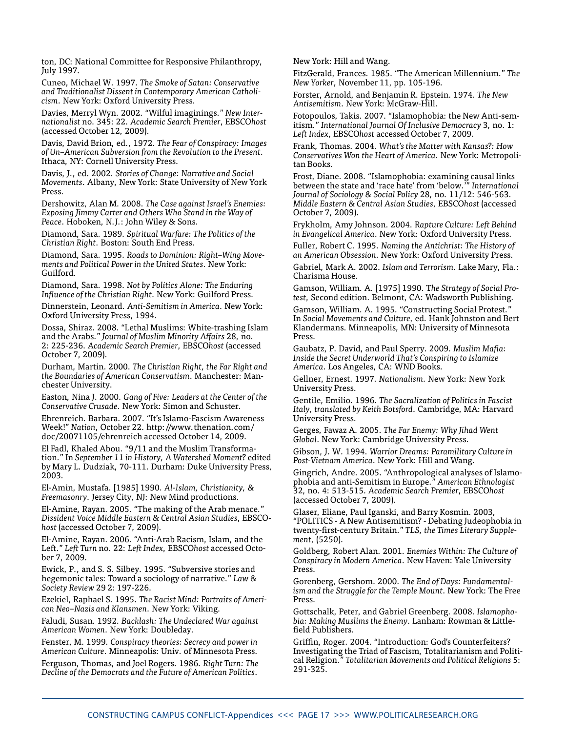ton, DC: National Committee for Responsive Philanthropy, July 1997.

Cuneo, Michael W. 1997. *The Smoke of Satan: Conservative and Traditionalist Dissent in Contemporary American Catholicism*. New York: Oxford University Press.

Davies, Merryl Wyn. 2002. "Wilful imaginings." *New Internationalist* no. 345: 22. *Academic Search Premier*, EBSCO*host* (accessed October 12, 2009).

Davis, David Brion, ed., 1972. *The Fear of Conspiracy: Images of Un–American Subversion from the Revolution to the Present*. Ithaca, NY: Cornell University Press.

Davis, J., ed. 2002. *Stories of Change: Narrative and Social Movements*. Albany, New York: State University of New York Press.

Dershowitz, Alan M. 2008. *The Case against Israel's Enemies: Exposing Jimmy Carter and Others Who Stand in the Way of Peace*. Hoboken, N.J.: John Wiley & Sons.

Diamond, Sara. 1989. *Spiritual Warfare: The Politics of the Christian Right*. Boston: South End Press.

Diamond, Sara. 1995. *Roads to Dominion: Right–Wing Movements and Political Power in the United States*. New York: Guilford.

Diamond, Sara. 1998. *Not by Politics Alone: The Enduring Influence of the Christian Right*. New York: Guilford Press.

Dinnerstein, Leonard. *Anti-Semitism in America*. New York: Oxford University Press, 1994.

Dossa, Shiraz. 2008. "Lethal Muslims: White-trashing Islam and the Arabs." *Journal of Muslim Minority Affairs* 28, no. 2: 225-236. *Academic Search Premier*, EBSCO*host* (accessed October 7, 2009).

Durham, Martin. 2000. *The Christian Right, the Far Right and the Boundaries of American Conservatism*. Manchester: Manchester University.

Easton, Nina J. 2000. *Gang of Five: Leaders at the Center of the Conservative Crusade*. New York: Simon and Schuster.

Ehrenreich. Barbara. 2007. "It's Islamo-Fascism Awareness Week!" *Nation*, October 22. http://www.thenation.com/doc/20071105/ehrenreich accessed October 14, 2009.

El Fadl, Khaled Abou. "9/11 and the Muslim Transformation." In *September 11 in History, A Watershed Moment?* edited by Mary L. Dudziak, 70-111. Durham: Duke University Press, 2003.

El-Amin, Mustafa. [1985] 1990. *Al-Islam, Christianity, & Freemasonry*. Jersey City, NJ: New Mind productions.

El-Amine, Rayan. 2005. "The making of the Arab menace." *Dissident Voice Middle Eastern & Central Asian Studies*, EBSCO*host* (accessed October 7, 2009).

El-Amine, Rayan. 2006. "Anti-Arab Racism, Islam, and the Left." *Left Turn* no. 22: *Left Index*, EBSCO*host* accessed October 7, 2009.

Ewick, P., and S. S. Silbey. 1995. "Subversive stories and hegemonic tales: Toward a sociology of narrative." *Law & Society Review* 29 2: 197-226.

Ezekiel, Raphael S. 1995. *The Racist Mind: Portraits of American Neo–Nazis and Klansmen*. New York: Viking.

Faludi, Susan. 1992. *Backlash: The Undeclared War against American Women*. New York: Doubleday.

Fenster, M. 1999. *Conspiracy theories: Secrecy and power in American Culture*. Minneapolis: Univ. of Minnesota Press.

Ferguson, Thomas, and Joel Rogers. 1986. *Right Turn: The Decline of the Democrats and the Future of American Politics*. New York: Hill and Wang.

FitzGerald, Frances. 1985. "The American Millennium." *The New Yorker*, November 11, pp. 105-196.

Forster, Arnold, and Benjamin R. Epstein. 1974. *The New Antisemitism*. New York: McGraw-Hill.

Fotopoulos, Takis. 2007. "Islamophobia: the New Anti-semitism." *International Journal Of Inclusive Democracy* 3, no. 1: *Left Index*, EBSCO*host* accessed October 7, 2009.

Frank, Thomas. 2004. *What's the Matter with Kansas?: How Conservatives Won the Heart of America*. New York: Metropolitan Books.

Frost, Diane. 2008. "Islamophobia: examining causal links between the state and 'race hate' from 'below.'" *International Journal of Sociology & Social Policy* 28, no. 11/12: 546-563. *Middle Eastern & Central Asian Studies*, EBSCO*host* (accessed October 7, 2009).

Frykholm, Amy Johnson. 2004. *Rapture Culture: Left Behind in Evangelical America*. New York: Oxford University Press.

Fuller, Robert C. 1995. *Naming the Antichrist: The History of an American Obsession*. New York: Oxford University Press.

Gabriel, Mark A. 2002. *Islam and Terrorism*. Lake Mary, Fla.: Charisma House.

Gamson, William. A. [1975] 1990. *The Strategy of Social Protest*, Second edition. Belmont, CA: Wadsworth Publishing.

Gamson, William. A. 1995. "Constructing Social Protest." In *Social Movements and Culture*, ed. Hank Johnston and Bert Klandermans. Minneapolis, MN: University of Minnesota Press.

Gaubatz, P. David, and Paul Sperry. 2009. *Muslim Mafia: Inside the Secret Underworld That's Conspiring to Islamize America*. Los Angeles, CA: WND Books.

Gellner, Ernest. 1997. *Nationalism*. New York: New York University Press.

Gentile, Emilio. 1996. *The Sacralization of Politics in Fascist Italy, translated by Keith Botsford*. Cambridge, MA: Harvard University Press.

Gerges, Fawaz A. 2005. *The Far Enemy: Why Jihad Went Global*. New York: Cambridge University Press.

Gibson, J. W. 1994. *Warrior Dreams: Paramilitary Culture in Post-Vietnam America*. New York: Hill and Wang.

Gingrich, Andre. 2005. "Anthropological analyses of Islamophobia and anti-Semitism in Europe." *American Ethnologist* 32, no. 4: 513-515. *Academic Search Premier*, EBSCO*host* (accessed October 7, 2009).

Glaser, Eliane, Paul Iganski, and Barry Kosmin. 2003, "POLITICS - A New Antisemitism? - Debating Judeophobia in twenty-first-century Britain." *TLS, the Times Literary Supplement*, (5250).

Goldberg, Robert Alan. 2001. *Enemies Within: The Culture of Conspiracy in Modern America*. New Haven: Yale University Press.

Gorenberg, Gershom. 2000. *The End of Days: Fundamentalism and the Struggle for the Temple Mount*. New York: The Free Press.

Gottschalk, Peter, and Gabriel Greenberg. 2008. *Islamophobia: Making Muslims the Enemy*. Lanham: Rowman & Littlefield Publishers.

Griffin, Roger. 2004. "Introduction: God's Counterfeiters? Investigating the Triad of Fascism, Totalitarianism and Political Religion." *Totalitarian Movements and Political Religions* 5: 291-325.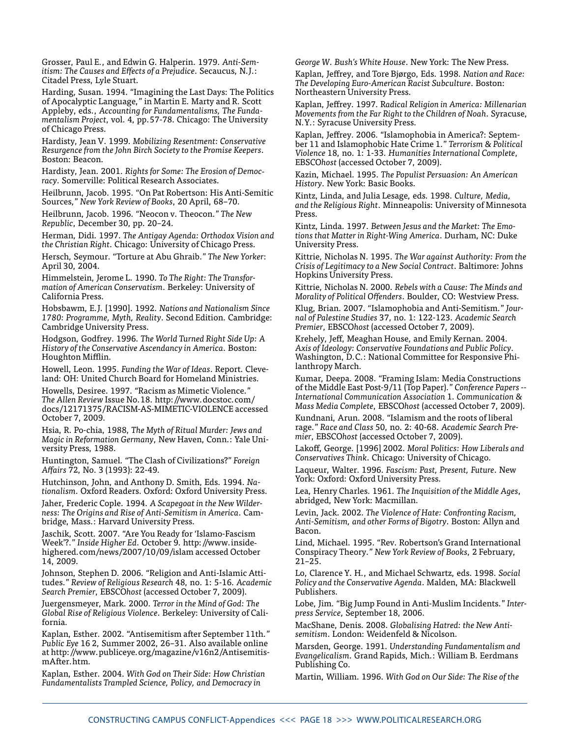Grosser, Paul E., and Edwin G. Halperin. 1979. *Anti-Semitism: The Causes and Effects of a Prejudice*. Secaucus, N.J.: Citadel Press, Lyle Stuart.

Harding, Susan. 1994. "Imagining the Last Days: The Politics of Apocalyptic Language," in Martin E. Marty and R. Scott Appleby, eds., *Accounting for Fundamentalisms, The Fundamentalism Project*, vol. 4, pp.57-78. Chicago: The University of Chicago Press.

Hardisty, Jean V. 1999. *Mobilizing Resentment: Conservative Resurgence from the John Birch Society to the Promise Keepers*. Boston: Beacon.

Hardisty, Jean. 2001. *Rights for Some: The Erosion of Democracy*. Somerville: Political Research Associates.

Heilbrunn, Jacob. 1995. "On Pat Robertson: His Anti-Semitic Sources," *New York Review of Books*, 20 April, 68–70.

Heilbrunn, Jacob. 1996. "Neocon v. Theocon." *The New Republic*, December 30, pp. 20–24.

Herman, Didi. 1997. *The Antigay Agenda: Orthodox Vision and the Christian Right*. Chicago: University of Chicago Press.

Hersch, Seymour. "Torture at Abu Ghraib." *The New Yorker*: April 30, 2004.

Himmelstein, Jerome L. 1990. *To The Right: The Transformation of American Conservatism*. Berkeley: University of California Press.

Hobsbawm, E.J. [1990]. 1992. *Nations and Nationalism Since 1780: Programme, Myth, Reality*. Second Edition. Cambridge: Cambridge University Press.

Hodgson, Godfrey. 1996. *The World Turned Right Side Up: A History of the Conservative Ascendancy in America*. Boston: Houghton Mifflin.

Howell, Leon. 1995. *Funding the War of Ideas*. Report. Cleveland: OH: United Church Board for Homeland Ministries.

Howells, Desiree. 1997. "Racism as Mimetic Violence." *The Allen Review* Issue No.18. http://www.docstoc.com/docs/12171375/RACISM-AS-MIMETIC-VIOLENCE accessed October 7, 2009.

Hsia, R. Po-chia, 1988, *The Myth of Ritual Murder: Jews and Magic in Reformation Germany*, New Haven, Conn.: Yale University Press, 1988.

Huntington, Samuel. "The Clash of Civilizations?" *Foreign Affairs* 72, No. 3 (1993): 22-49.

Hutchinson, John, and Anthony D. Smith, Eds. 1994. *Nationalism*. Oxford Readers. Oxford: Oxford University Press.

Jaher, Frederic Cople. 1994. *A Scapegoat in the New Wilderness: The Origins and Rise of Anti-Semitism in America*. Cambridge, Mass.: Harvard University Press.

Jaschik, Scott. 2007. "Are You Ready for 'Islamo-Fascism Week'?." *Inside Higher Ed*. October 9. http://www.insidehighered.com/news/2007/10/09/islam accessed October 14, 2009.

Johnson, Stephen D. 2006. "Religion and Anti-Islamic Attitudes." *Review of Religious Research* 48, no. 1: 5-16. *Academic Search Premier*, EBSCO*host* (accessed October 7, 2009).

Juergensmeyer, Mark. 2000. *Terror in the Mind of God: The Global Rise of Religious Violence*. Berkeley: University of California.

Kaplan, Esther. 2002. "Antisemitism after September 11th." *Public Eye* 16 2, Summer 2002, 26–31. Also available online at http://www.publiceye.org/magazine/v16n2/AntisemitismAfter.htm.

Kaplan, Esther. 2004. *With God on Their Side: How Christian Fundamentalists Trampled Science, Policy, and Democracy in George W. Bush's White House*. New York: The New Press.

Kaplan, Jeffrey, and Tore Bjørgo, Eds. 1998. *Nation and Race: The Developing Euro-American Racist Subculture*. Boston: Northeastern University Press.

Kaplan, Jeffrey. 1997. *Radical Religion in America: Millenarian Movements from the Far Right to the Children of Noah*. Syracuse, N.Y.: Syracuse University Press.

Kaplan, Jeffrey. 2006. "Islamophobia in America?: September 11 and Islamophobic Hate Crime 1." *Terrorism & Political Violence* 18, no. 1: 1-33. *Humanities International Complete*, EBSCO*host* (accessed October 7, 2009).

Kazin, Michael. 1995. *The Populist Persuasion: An American History*. New York: Basic Books.

Kintz, Linda, and Julia Lesage, eds. 1998. *Culture, Media, and the Religious Right*. Minneapolis: University of Minnesota Press.

Kintz, Linda. 1997. *Between Jesus and the Market: The Emotions that Matter in Right-Wing America*. Durham, NC: Duke University Press.

Kittrie, Nicholas N. 1995. *The War against Authority: From the Crisis of Legitimacy to a New Social Contract*. Baltimore: Johns Hopkins University Press.

Kittrie, Nicholas N. 2000. *Rebels with a Cause: The Minds and Morality of Political Offenders*. Boulder, CO: Westview Press.

Klug, Brian. 2007. "Islamophobia and Anti-Semitism." *Journal of Palestine Studies* 37, no. 1: 122-123. *Academic Search Premier*, EBSCO*host* (accessed October 7, 2009).

Krehely, Jeff, Meaghan House, and Emily Kernan. 2004. *Axis of Ideology: Conservative Foundations and Public Policy*. Washington, D.C.: National Committee for Responsive Philanthropy March.

Kumar, Deepa. 2008. "Framing Islam: Media Constructions of the Middle East Post-9/11 (Top Paper)." *Conference Papers -- International Communication Association* 1. *Communication & Mass Media Complete*, EBSCO*host* (accessed October 7, 2009).

Kundnani, Arun. 2008. "Islamism and the roots of liberal rage." *Race and Class* 50, no. 2: 40-68. *Academic Search Premier*, EBSCO*host* (accessed October 7, 2009).

Lakoff, George. [1996] 2002. *Moral Politics: How Liberals and Conservatives Think*. Chicago: University of Chicago.

Laqueur, Walter. 1996. *Fascism: Past, Present, Future*. New York: Oxford: Oxford University Press.

Lea, Henry Charles. 1961. *The Inquisition of the Middle Ages*, abridged, New York: Macmillan.

Levin, Jack. 2002. *The Violence of Hate: Confronting Racism, Anti-Semitism, and other Forms of Bigotry*. Boston: Allyn and Bacon.

Lind, Michael. 1995. "Rev. Robertson's Grand International Conspiracy Theory." *New York Review of Books*, 2 February, 21–25.

Lo, Clarence Y. H., and Michael Schwartz, eds. 1998. *Social Policy and the Conservative Agenda*. Malden, MA: Blackwell Publishers.

Lobe, Jim. "Big Jump Found in Anti-Muslim Incidents." *Interpress Service*, September 18, 2006.

MacShane, Denis. 2008. *Globalising Hatred: the New Antisemitism*. London: Weidenfeld & Nicolson.

Marsden, George. 1991. *Understanding Fundamentalism and Evangelicalism*. Grand Rapids, Mich.: William B. Eerdmans Publishing Co.

Martin, William. 1996. *With God on Our Side: The Rise of the*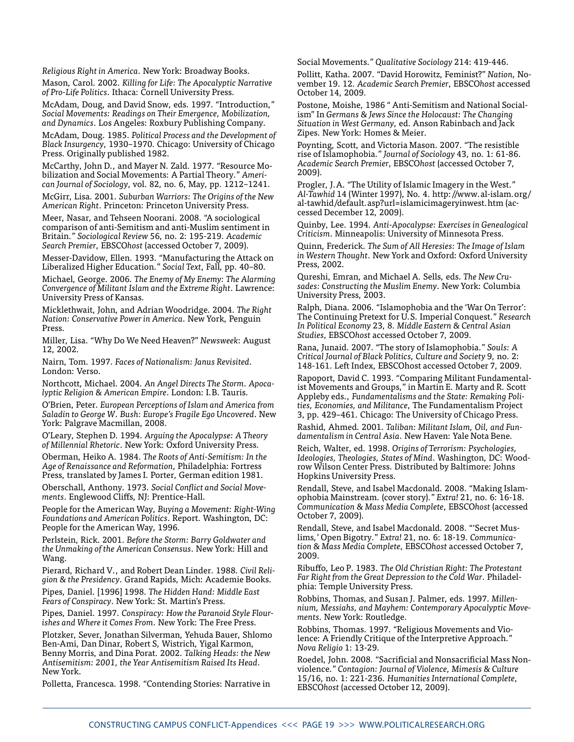*Religious Right in America*. New York: Broadway Books.

Mason, Carol. 2002. *Killing for Life: The Apocalyptic Narrative of Pro-Life Politics*. Ithaca: Cornell University Press.

McAdam, Doug, and David Snow, eds. 1997. "Introduction," *Social Movements: Readings on Their Emergence, Mobilization, and Dynamics*. Los Angeles: Roxbury Publishing Company.

McAdam, Doug. 1985. *Political Process and the Development of Black Insurgency*, 1930–1970. Chicago: University of Chicago Press. Originally published 1982.

McCarthy, John D., and Mayer N. Zald. 1977. "Resource Mobilization and Social Movements: A Partial Theory." *American Journal of Sociology*, vol. 82, no. 6, May, pp. 1212–1241.

McGirr, Lisa. 2001. *Suburban Warriors: The Origins of the New American Right*. Princeton: Princeton University Press.

Meer, Nasar, and Tehseen Noorani. 2008. "A sociological comparison of anti-Semitism and anti-Muslim sentiment in Britain." *Sociological Review* 56, no. 2: 195-219. *Academic Search Premier*, EBSCO*host* (accessed October 7, 2009).

Messer-Davidow, Ellen. 1993. "Manufacturing the Attack on Liberalized Higher Education." *Social Text*, Fall, pp. 40–80.

Michael, George. 2006. *The Enemy of My Enemy: The Alarming Convergence of Militant Islam and the Extreme Right*. Lawrence: University Press of Kansas.

Micklethwait, John, and Adrian Woodridge. 2004. *The Right Nation: Conservative Power in America*. New York, Penguin Press.

Miller, Lisa. "Why Do We Need Heaven?" *Newsweek*: August 12, 2002.

Nairn, Tom. 1997. *Faces of Nationalism: Janus Revisited*. London: Verso.

Northcott, Michael. 2004. *An Angel Directs The Storm. Apocalyptic Religion & American Empire*. London: I.B. Tauris.

O'Brien, Peter. *European Perceptions of Islam and America from Saladin to George W. Bush: Europe's Fragile Ego Uncovered*. New York: Palgrave Macmillan, 2008.

O'Leary, Stephen D. 1994. *Arguing the Apocalypse: A Theory of Millennial Rhetoric*. New York: Oxford University Press.

Oberman, Heiko A. 1984. *The Roots of Anti-Semitism: In the Age of Renaissance and Reformation*, Philadelphia: Fortress Press, translated by James I. Porter, German edition 1981.

Oberschall, Anthony. 1973. *Social Conflict and Social Movements*. Englewood Cliffs, NJ: Prentice-Hall.

People for the American Way, *Buying a Movement: Right-Wing Foundations and American Politics*. Report. Washington, DC: People for the American Way, 1996.

Perlstein, Rick. 2001. *Before the Storm: Barry Goldwater and the Unmaking of the American Consensus*. New York: Hill and Wang.

Pierard, Richard V., and Robert Dean Linder. 1988. *Civil Religion & the Presidency*. Grand Rapids, Mich: Academie Books.

Pipes, Daniel. [1996] 1998. *The Hidden Hand: Middle East Fears of Conspiracy*. New York: St. Martin's Press.

Pipes, Daniel. 1997. *Conspiracy: How the Paranoid Style Flourishes and Where it Comes From*. New York: The Free Press.

Plotzker, Sever, Jonathan Silverman, Yehuda Bauer, Shlomo Ben-Ami, Dan Dinar, Robert S, Wistrich, Yigal Karmon, Benny Morris, and Dina Porat. 2002. *Talking Heads: the New Antisemitism: 2001, the Year Antisemitism Raised Its Head*. New York.

Polletta, Francesca. 1998. "Contending Stories: Narrative in Social Movements." *Qualitative Sociology* 214: 419-446.

Pollitt, Katha. 2007. "David Horowitz, Feminist?" *Nation*, November 19. 12. *Academic Search Premier*, EBSCO*host* accessed October 14, 2009.

Postone, Moishe, 1986 " Anti-Semitism and National Socialism" In *Germans & Jews Since the Holocaust: The Changing Situation in West Germany*, ed. Anson Rabinbach and Jack Zipes. New York: Homes & Meier.

Poynting, Scott, and Victoria Mason. 2007. "The resistible rise of Islamophobia." *Journal of Sociology* 43, no. 1: 61-86. *Academic Search Premier*, EBSCO*host* (accessed October 7, 2009).

Progler, J.A. "The Utility of Islamic Imagery in the West." *Al-Tawhid* 14 (Winter 1997), No. 4. http://www.al-islam.org/al-tawhid/default.asp?url=islamicimageryinwest.htm (accessed December 12, 2009).

Quinby, Lee. 1994. *Anti-Apocalypse: Exercises in Genealogical Criticism*. Minneapolis: University of Minnesota Press.

Quinn, Frederick. *The Sum of All Heresies: The Image of Islam in Western Thought*. New York and Oxford: Oxford University Press, 2002.

Qureshi, Emran, and Michael A. Sells, eds. *The New Crusades: Constructing the Muslim Enemy*. New York: Columbia University Press, 2003.

Ralph, Diana. 2006. "Islamophobia and the 'War On Terror': The Continuing Pretext for U.S. Imperial Conquest." *Research In Political Economy* 23, 8. *Middle Eastern & Central Asian Studies*, EBSCO*host* accessed October 7, 2009.

Rana, Junaid. 2007. "The story of Islamophobia." *Souls: A Critical Journal of Black Politics, Culture and Society* 9, no. 2: 148-161. Left Index, EBSCOhost accessed October 7, 2009.

Rapoport, David C. 1993. "Comparing Militant Fundamentalist Movements and Groups," in Martin E. Marty and R. Scott Appleby eds., *Fundamentalisms and the State: Remaking Polities, Economies, and Militance*, The Fundamentalism Project 3, pp. 429–461. Chicago: The University of Chicago Press.

Rashid, Ahmed. 2001. *Taliban: Militant Islam, Oil, and Fundamentalism in Central Asia*. New Haven: Yale Nota Bene.

Reich, Walter, ed. 1998. *Origins of Terrorism: Psychologies, Ideologies, Theologies, States of Mind*. Washington, DC: Woodrow Wilson Center Press. Distributed by Baltimore: Johns Hopkins University Press.

Rendall, Steve, and Isabel Macdonald. 2008. "Making Islamophobia Mainstream. (cover story)." *Extra!* 21, no. 6: 16-18. *Communication & Mass Media Complete*, EBSCO*host* (accessed October 7, 2009).

Rendall, Steve, and Isabel Macdonald. 2008. "'Secret Muslims,' Open Bigotry." *Extra!* 21, no. 6: 18-19. *Communication & Mass Media Complete*, EBSCO*host* accessed October 7, 2009.

Ribuffo, Leo P. 1983. *The Old Christian Right: The Protestant Far Right from the Great Depression to the Cold War*. Philadelphia: Temple University Press.

Robbins, Thomas, and Susan J. Palmer, eds. 1997. *Millennium, Messiahs, and Mayhem: Contemporary Apocalyptic Movements*. New York: Routledge.

Robbins, Thomas. 1997. "Religious Movements and Violence: A Friendly Critique of the Interpretive Approach." *Nova Religio* 1: 13-29.

Roedel, John. 2008. "Sacrificial and Nonsacrificial Mass Nonviolence." *Contagion: Journal of Violence, Mimesis & Culture* 15/16, no. 1: 221-236. *Humanities International Complete*, EBSCO*host* (accessed October 12, 2009).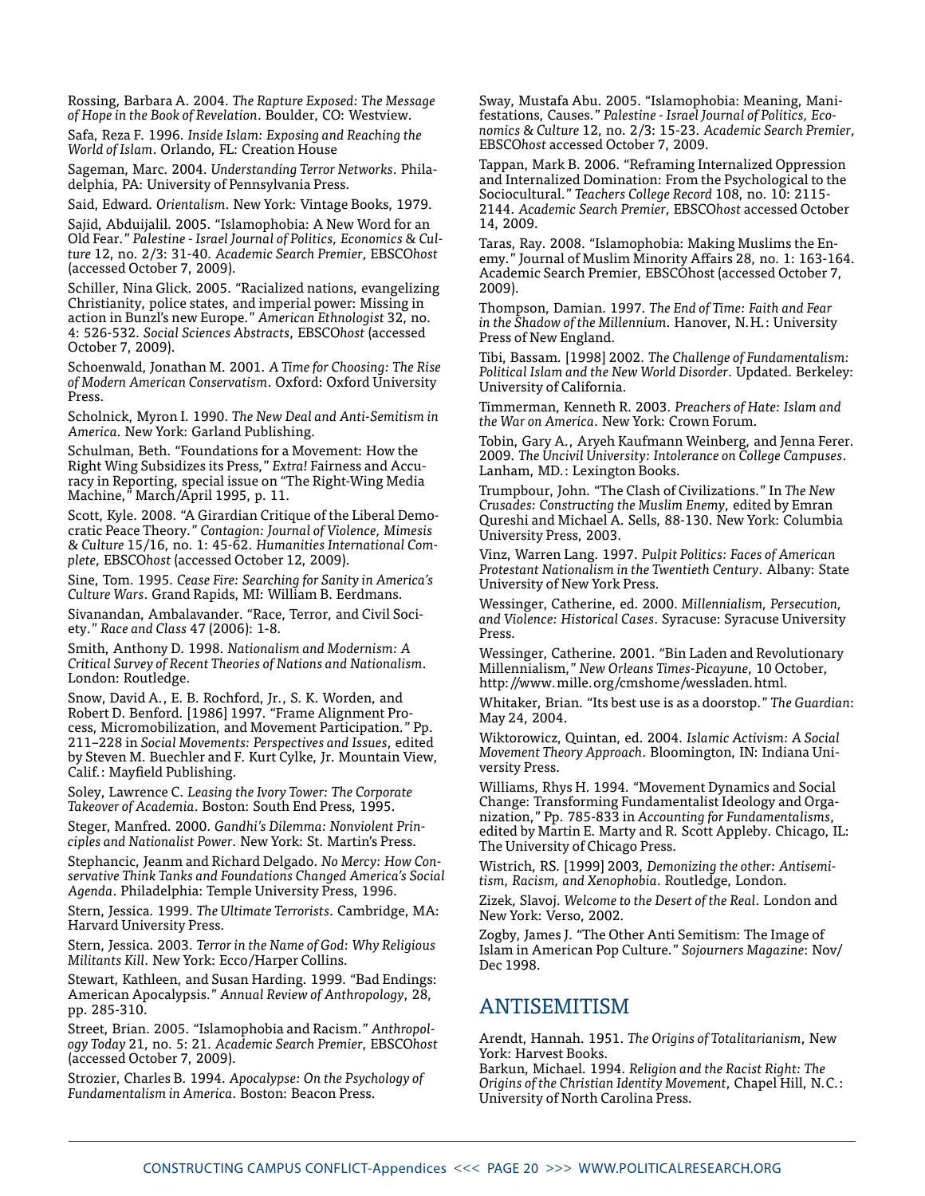Rossing, Barbara A. 2004. *The Rapture Exposed: The Message of Hope in the Book of Revelation*. Boulder, CO: Westview.

Safa, Reza F. 1996. *Inside Islam: Exposing and Reaching the World of Islam*. Orlando, FL: Creation House

Sageman, Marc. 2004. *Understanding Terror Networks*. Philadelphia, PA: University of Pennsylvania Press.

Said, Edward. *Orientalism*. New York: Vintage Books, 1979.

Sajid, Abduijalil. 2005. "Islamophobia: A New Word for an Old Fear." *Palestine - Israel Journal of Politics, Economics & Culture* 12, no. 2/3: 31-40. *Academic Search Premier*, EBSCO*host* (accessed October 7, 2009).

Schiller, Nina Glick. 2005. "Racialized nations, evangelizing Christianity, police states, and imperial power: Missing in action in Bunzl's new Europe." *American Ethnologist* 32, no. 4: 526-532. *Social Sciences Abstracts*, EBSCO*host* (accessed October 7, 2009).

Schoenwald, Jonathan M. 2001. *A Time for Choosing: The Rise of Modern American Conservatism*. Oxford: Oxford University Press.

Scholnick, Myron I. 1990. *The New Deal and Anti-Semitism in America*. New York: Garland Publishing.

Schulman, Beth. "Foundations for a Movement: How the Right Wing Subsidizes its Press," *Extra!* Fairness and Accuracy in Reporting, special issue on "The Right-Wing Media Machine," March/April 1995, p. 11.

Scott, Kyle. 2008. "A Girardian Critique of the Liberal Democratic Peace Theory." *Contagion: Journal of Violence, Mimesis & Culture* 15/16, no. 1: 45-62. *Humanities International Complete*, EBSCO*host* (accessed October 12, 2009).

Sine, Tom. 1995. *Cease Fire: Searching for Sanity in America's Culture Wars*. Grand Rapids, MI: William B. Eerdmans.

Sivanandan, Ambalavander. "Race, Terror, and Civil Society." *Race and Class* 47 (2006): 1-8.

Smith, Anthony D. 1998. *Nationalism and Modernism: A Critical Survey of Recent Theories of Nations and Nationalism*. London: Routledge.

Snow, David A., E. B. Rochford, Jr., S. K. Worden, and Robert D. Benford. [1986] 1997. "Frame Alignment Process, Micromobilization, and Movement Participation." Pp. 211–228 in *Social Movements: Perspectives and Issues*, edited by Steven M. Buechler and F. Kurt Cylke, Jr. Mountain View, Calif.: Mayfield Publishing.

Soley, Lawrence C. *Leasing the Ivory Tower: The Corporate Takeover of Academia*. Boston: South End Press, 1995.

Steger, Manfred. 2000. *Gandhi's Dilemma: Nonviolent Principles and Nationalist Power*. New York: St. Martin's Press.

Stephancic, Jeanm and Richard Delgado. *No Mercy: How Conservative Think Tanks and Foundations Changed America's Social Agenda*. Philadelphia: Temple University Press, 1996.

Stern, Jessica. 1999. *The Ultimate Terrorists*. Cambridge, MA: Harvard University Press.

Stern, Jessica. 2003. *Terror in the Name of God: Why Religious Militants Kill*. New York: Ecco/Harper Collins.

Stewart, Kathleen, and Susan Harding. 1999. "Bad Endings: American Apocalypsis." *Annual Review of Anthropology*, 28, pp. 285-310.

Street, Brian. 2005. "Islamophobia and Racism." *Anthropology Today* 21, no. 5: 21. *Academic Search Premier*, EBSCO*host* (accessed October 7, 2009).

Strozier, Charles B. 1994. *Apocalypse: On the Psychology of Fundamentalism in America*. Boston: Beacon Press.

Sway, Mustafa Abu. 2005. "Islamophobia: Meaning, Manifestations, Causes." *Palestine - Israel Journal of Politics, Economics & Culture* 12, no. 2/3: 15-23. *Academic Search Premier*, EBSCO*host* accessed October 7, 2009.

Tappan, Mark B. 2006. "Reframing Internalized Oppression and Internalized Domination: From the Psychological to the Sociocultural." *Teachers College Record* 108, no. 10: 2115-2144. *Academic Search Premier*, EBSCO*host* accessed October 14, 2009.

Taras, Ray. 2008. "Islamophobia: Making Muslims the Enemy." Journal of Muslim Minority Affairs 28, no. 1: 163-164. Academic Search Premier, EBSCOhost (accessed October 7, 2009).

Thompson, Damian. 1997. *The End of Time: Faith and Fear in the Shadow of the Millennium*. Hanover, N.H.: University Press of New England.

Tibi, Bassam. [1998] 2002. *The Challenge of Fundamentalism: Political Islam and the New World Disorder*. Updated. Berkeley: University of California.

Timmerman, Kenneth R. 2003. *Preachers of Hate: Islam and the War on America*. New York: Crown Forum.

Tobin, Gary A., Aryeh Kaufmann Weinberg, and Jenna Ferer. 2009. *The Uncivil University: Intolerance on College Campuses*. Lanham, MD.: Lexington Books.

Trumpbour, John. "The Clash of Civilizations." In *The New Crusades: Constructing the Muslim Enemy*, edited by Emran Qureshi and Michael A. Sells, 88-130. New York: Columbia University Press, 2003.

Vinz, Warren Lang. 1997. *Pulpit Politics: Faces of American Protestant Nationalism in the Twentieth Century*. Albany: State University of New York Press.

Wessinger, Catherine, ed. 2000. *Millennialism, Persecution, and Violence: Historical Cases*. Syracuse: Syracuse University Press.

Wessinger, Catherine. 2001. "Bin Laden and Revolutionary Millennialism," *New Orleans Times-Picayune*, 10 October, http: //www.mille.org/cmshome/wessladen.html.

Whitaker, Brian. "Its best use is as a doorstop." *The Guardian*: May 24, 2004.

Wiktorowicz, Quintan, ed. 2004. *Islamic Activism: A Social Movement Theory Approach*. Bloomington, IN: Indiana University Press.

Williams, Rhys H. 1994. "Movement Dynamics and Social Change: Transforming Fundamentalist Ideology and Organization," Pp. 785-833 in *Accounting for Fundamentalisms*, edited by Martin E. Marty and R. Scott Appleby. Chicago, IL: The University of Chicago Press.

Wistrich, RS. [1999] 2003, *Demonizing the other: Antisemitism, Racism, and Xenophobia*. Routledge, London.

Zizek, Slavoj. *Welcome to the Desert of the Real*. London and New York: Verso, 2002.

Zogby, James J. "The Other Anti Semitism: The Image of Islam in American Pop Culture." *Sojourners Magazine*: Nov/Dec 1998.

## ANTISEMITISM

Arendt, Hannah. 1951. *The Origins of Totalitarianism*, New York: Harvest Books.

Barkun, Michael. 1994. *Religion and the Racist Right: The Origins of the Christian Identity Movement*, Chapel Hill, N.C.: University of North Carolina Press.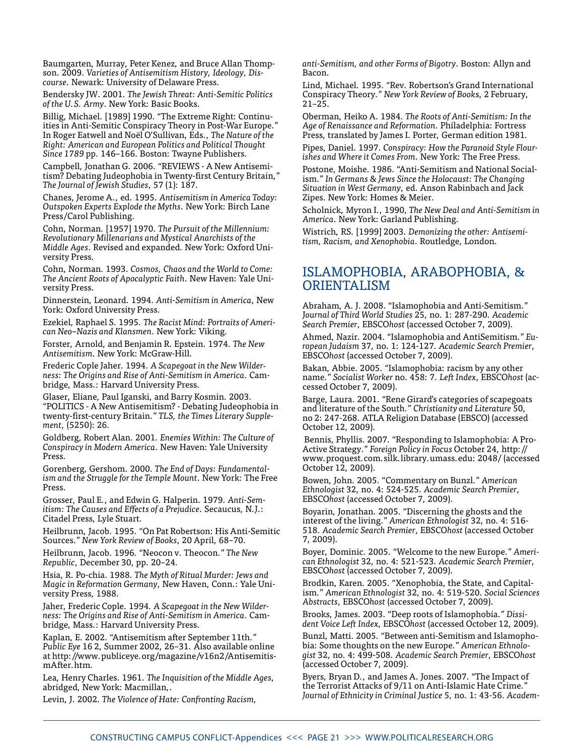Baumgarten, Murray, Peter Kenez, and Bruce Allan Thompson. 2009. *Varieties of Antisemitism History, Ideology, Discourse*. Newark: University of Delaware Press.

Bendersky JW. 2001. *The Jewish Threat: Anti-Semitic Politics of the U.S. Army*. New York: Basic Books.

Billig, Michael. [1989] 1990. "The Extreme Right: Continuities in Anti-Semitic Conspiracy Theory in Post-War Europe." In Roger Eatwell and Noël O'Sullivan, Eds., *The Nature of the Right: American and European Politics and Political Thought Since 1789* pp. 146–166. Boston: Twayne Publishers.

Campbell, Jonathan G. 2006. "REVIEWS - A New Antisemitism? Debating Judeophobia in Twenty-first Century Britain," *The Journal of Jewish Studies*, 57 (1): 187.

Chanes, Jerome A., ed. 1995. *Antisemitism in America Today: Outspoken Experts Explode the Myths*. New York: Birch Lane Press/Carol Publishing.

Cohn, Norman. [1957] 1970. *The Pursuit of the Millennium: Revolutionary Millenarians and Mystical Anarchists of the Middle Ages*. Revised and expanded. New York: Oxford University Press.

Cohn, Norman. 1993. *Cosmos, Chaos and the World to Come: The Ancient Roots of Apocalyptic Faith*. New Haven: Yale University Press.

Dinnerstein, Leonard. 1994. *Anti-Semitism in America*, New York: Oxford University Press.

Ezekiel, Raphael S. 1995. *The Racist Mind: Portraits of American Neo–Nazis and Klansmen*. New York: Viking.

Forster, Arnold, and Benjamin R. Epstein. 1974. *The New Antisemitism*. New York: McGraw-Hill.

Frederic Cople Jaher. 1994. *A Scapegoat in the New Wilderness: The Origins and Rise of Anti-Semitism in America*. Cambridge, Mass.: Harvard University Press.

Glaser, Eliane, Paul Iganski, and Barry Kosmin. 2003. "POLITICS - A New Antisemitism? - Debating Judeophobia in twenty-first-century Britain." *TLS, the Times Literary Supplement*, (5250): 26.

Goldberg, Robert Alan. 2001. *Enemies Within: The Culture of Conspiracy in Modern America*. New Haven: Yale University Press.

Gorenberg, Gershom. 2000. *The End of Days: Fundamentalism and the Struggle for the Temple Mount*. New York: The Free Press.

Grosser, Paul E., and Edwin G. Halperin. 1979. *Anti-Semitism: The Causes and Effects of a Prejudice*. Secaucus, N.J.: Citadel Press, Lyle Stuart.

Heilbrunn, Jacob. 1995. "On Pat Robertson: His Anti-Semitic Sources." *New York Review of Books*, 20 April, 68–70.

Heilbrunn, Jacob. 1996. "Neocon v. Theocon." *The New Republic*, December 30, pp. 20–24.

Hsia, R. Po-chia. 1988. *The Myth of Ritual Murder: Jews and Magic in Reformation Germany*, New Haven, Conn.: Yale University Press, 1988.

Jaher, Frederic Cople. 1994. *A Scapegoat in the New Wilderness: The Origins and Rise of Anti-Semitism in America*. Cambridge, Mass.: Harvard University Press.

Kaplan, E. 2002. "Antisemitism after September 11th." *Public Eye* 16 2, Summer 2002, 26–31. Also available online at http://www.publiceye.org/magazine/v16n2/AntisemitismAfter.htm.

Lea, Henry Charles. 1961. *The Inquisition of the Middle Ages*, abridged, New York: Macmillan,.

Levin, J. 2002. *The Violence of Hate: Confronting Racism, anti-Semitism, and other Forms of Bigotry*. Boston: Allyn and Bacon.

Lind, Michael. 1995. "Rev. Robertson's Grand International Conspiracy Theory." *New York Review of Books*, 2 February, 21–25.

Oberman, Heiko A. 1984. *The Roots of Anti-Semitism: In the Age of Renaissance and Reformation*. Philadelphia: Fortress Press, translated by James I. Porter, German edition 1981.

Pipes, Daniel. 1997. *Conspiracy: How the Paranoid Style Flourishes and Where it Comes From*. New York: The Free Press.

Postone, Moishe. 1986. "Anti-Semitism and National Socialism." *In Germans & Jews Since the Holocaust: The Changing Situation in West Germany*, ed. Anson Rabinbach and Jack Zipes. New York: Homes & Meier.

Scholnick, Myron I., 1990, *The New Deal and Anti-Semitism in America*. New York: Garland Publishing.

Wistrich, RS. [1999] 2003. *Demonizing the other: Antisemitism, Racism, and Xenophobia*. Routledge, London.

## ISLAMOPHOBIA, ARABOPHOBIA, & ORIENTALISM

Abraham, A. J. 2008. "Islamophobia and Anti-Semitism." *Journal of Third World Studies* 25, no. 1: 287-290. *Academic Search Premier*, EBSCO*host* (accessed October 7, 2009).

Ahmed, Nazir. 2004. "Islamophobia and AntiSemitism." *European Judaism* 37, no. 1: 124-127. *Academic Search Premier*, EBSCO*host* (accessed October 7, 2009).

Bakan, Abbie. 2005. "Islamophobia: racism by any other name." *Socialist Worker* no. 458: 7. *Left Index*, EBSCO*host* (accessed October 7, 2009).

Barge, Laura. 2001. "Rene Girard's categories of scapegoats and literature of the South." *Christianity and Literature* 50, no 2: 247-268. ATLA Religion Database (EBSCO) (accessed October 12, 2009).

Bennis, Phyllis. 2007. "Responding to Islamophobia: A Pro-Active Strategy." *Foreign Policy in Focus* October 24, http://www.proquest.com.silk.library.umass.edu:2048/ (accessed October 12, 2009).

Bowen, John. 2005. "Commentary on Bunzl." *American Ethnologist* 32, no. 4: 524-525. *Academic Search Premier*, EBSCO*host* (accessed October 7, 2009).

Boyarin, Jonathan. 2005. "Discerning the ghosts and the interest of the living." *American Ethnologist* 32, no. 4: 516-518. *Academic Search Premier*, EBSCO*host* (accessed October 7, 2009).

Boyer, Dominic. 2005. "Welcome to the new Europe." *American Ethnologist* 32, no. 4: 521-523. *Academic Search Premier*, EBSCO*host* (accessed October 7, 2009).

Brodkin, Karen. 2005. "Xenophobia, the State, and Capitalism." *American Ethnologist* 32, no. 4: 519-520. *Social Sciences Abstracts*, EBSCO*host* (accessed October 7, 2009).

Brooks, James. 2003. "Deep roots of Islamophobia." *Dissident Voice Left Index*, EBSCO*host* (accessed October 12, 2009).

Bunzl, Matti. 2005. "Between anti-Semitism and Islamophobia: Some thoughts on the new Europe." *American Ethnologist* 32, no. 4: 499-508. *Academic Search Premier*, EBSCO*host* (accessed October 7, 2009).

Byers, Bryan D., and James A. Jones. 2007. "The Impact of the Terrorist Attacks of 9/11 on Anti-Islamic Hate Crime." *Journal of Ethnicity in Criminal Justice* 5, no. 1: 43-56. *Academ-*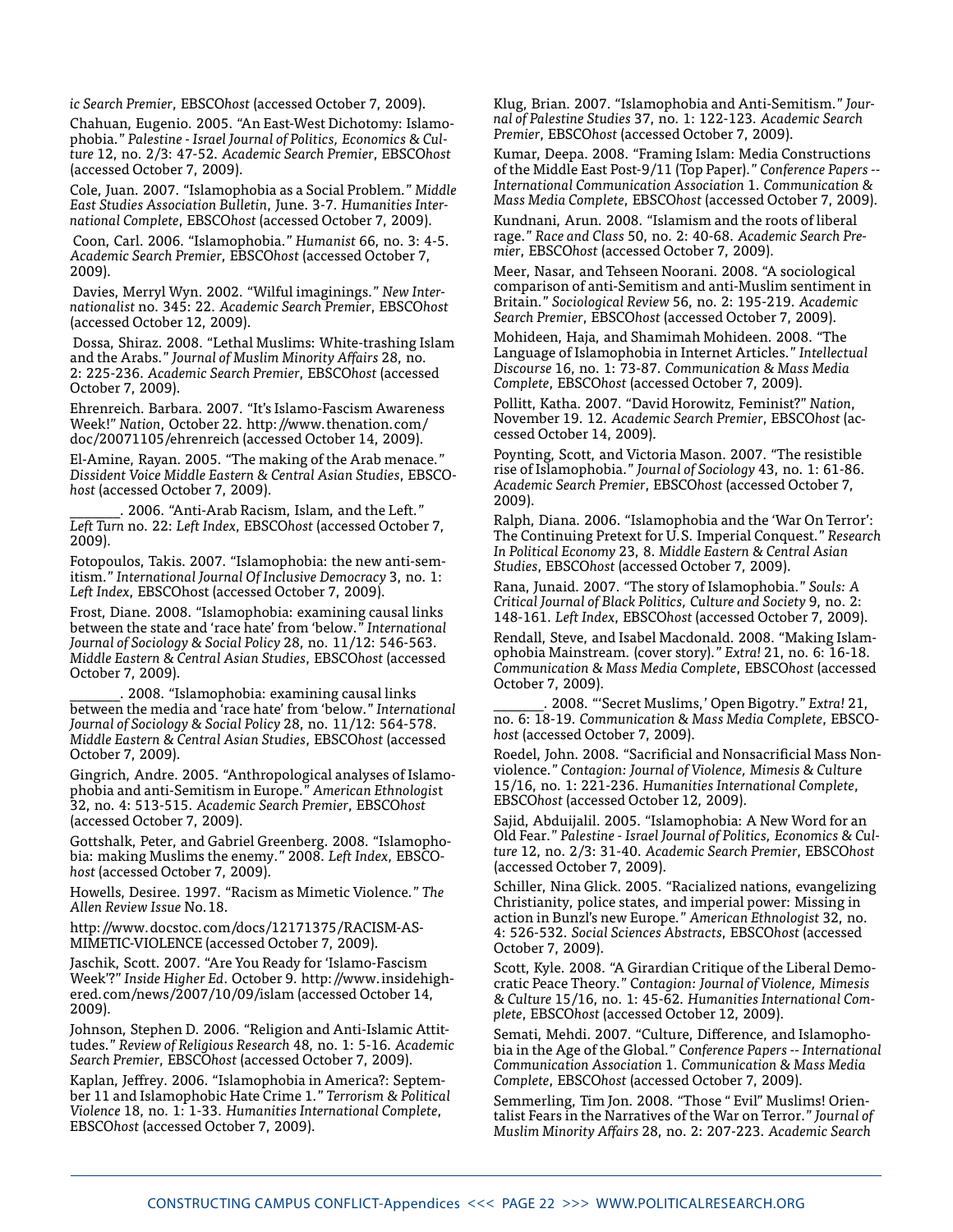*ic Search Premier*, EBSCO*host* (accessed October 7, 2009).

Chahuan, Eugenio. 2005. "An East-West Dichotomy: Islamophobia." *Palestine - Israel Journal of Politics, Economics & Culture* 12, no. 2/3: 47-52. *Academic Search Premier*, EBSCO*host* (accessed October 7, 2009).

Cole, Juan. 2007. "Islamophobia as a Social Problem." *Middle East Studies Association Bulletin*, June. 3-7. *Humanities International Complete*, EBSCO*host* (accessed October 7, 2009).

Coon, Carl. 2006. "Islamophobia." *Humanist* 66, no. 3: 4-5. *Academic Search Premier*, EBSCO*host* (accessed October 7, 2009).

Davies, Merryl Wyn. 2002. "Wilful imaginings." *New Internationalist* no. 345: 22. *Academic Search Premier*, EBSCO*host* (accessed October 12, 2009).

Dossa, Shiraz. 2008. "Lethal Muslims: White-trashing Islam and the Arabs." *Journal of Muslim Minority Affairs* 28, no. 2: 225-236. *Academic Search Premier*, EBSCO*host* (accessed October 7, 2009).

Ehrenreich. Barbara. 2007. "It's Islamo-Fascism Awareness Week!" *Nation*, October 22. http://www.thenation.com/doc/20071105/ehrenreich (accessed October 14, 2009).

El-Amine, Rayan. 2005. "The making of the Arab menace." *Dissident Voice Middle Eastern & Central Asian Studies*, EBSCO*host* (accessed October 7, 2009).

_______. 2006. "Anti-Arab Racism, Islam, and the Left." *Left Turn* no. 22: *Left Index*, EBSCO*host* (accessed October 7, 2009).

Fotopoulos, Takis. 2007. "Islamophobia: the new anti-semitism." *International Journal Of Inclusive Democracy* 3, no. 1: *Left Index*, EBSCOhost (accessed October 7, 2009).

Frost, Diane. 2008. "Islamophobia: examining causal links between the state and 'race hate' from 'below." *International Journal of Sociology & Social Policy* 28, no. 11/12: 546-563. *Middle Eastern & Central Asian Studies*, EBSCO*host* (accessed October 7, 2009).

_______. 2008. "Islamophobia: examining causal links between the media and 'race hate' from 'below." *International Journal of Sociology & Social Policy* 28, no. 11/12: 564-578. *Middle Eastern & Central Asian Studies*, EBSCO*host* (accessed October 7, 2009).

Gingrich, Andre. 2005. "Anthropological analyses of Islamophobia and anti-Semitism in Europe." *American Ethnologist* 32, no. 4: 513-515. *Academic Search Premier*, EBSCO*host* (accessed October 7, 2009).

Gottshalk, Peter, and Gabriel Greenberg. 2008. "Islamophobia: making Muslims the enemy." 2008. *Left Index*, EBSCO*host* (accessed October 7, 2009).

Howells, Desiree. 1997. "Racism as Mimetic Violence." *The Allen Review Issue* No.18.

http://www.docstoc.com/docs/12171375/RACISM-AS-MIMETIC-VIOLENCE (accessed October 7, 2009).

Jaschik, Scott. 2007. "Are You Ready for 'Islamo-Fascism Week'?" *Inside Higher Ed*. October 9. http://www.insidehighered.com/news/2007/10/09/islam (accessed October 14, 2009).

Johnson, Stephen D. 2006. "Religion and Anti-Islamic Attittudes." *Review of Religious Research* 48, no. 1: 5-16. *Academic Search Premier*, EBSCO*host* (accessed October 7, 2009).

Kaplan, Jeffrey. 2006. "Islamophobia in America?: September 11 and Islamophobic Hate Crime 1." *Terrorism & Political Violence* 18, no. 1: 1-33. *Humanities International Complete*, EBSCO*host* (accessed October 7, 2009).

Klug, Brian. 2007. "Islamophobia and Anti-Semitism." *Journal of Palestine Studies* 37, no. 1: 122-123. *Academic Search Premier*, EBSCO*host* (accessed October 7, 2009).

Kumar, Deepa. 2008. "Framing Islam: Media Constructions of the Middle East Post-9/11 (Top Paper)." *Conference Papers -- International Communication Association* 1. *Communication & Mass Media Complete*, EBSCO*host* (accessed October 7, 2009).

Kundnani, Arun. 2008. "Islamism and the roots of liberal rage." *Race and Class* 50, no. 2: 40-68. *Academic Search Premier*, EBSCO*host* (accessed October 7, 2009).

Meer, Nasar, and Tehseen Noorani. 2008. "A sociological comparison of anti-Semitism and anti-Muslim sentiment in Britain." *Sociological Review* 56, no. 2: 195-219. *Academic Search Premier*, EBSCO*host* (accessed October 7, 2009).

Mohideen, Haja, and Shamimah Mohideen. 2008. "The Language of Islamophobia in Internet Articles." *Intellectual Discourse* 16, no. 1: 73-87. *Communication & Mass Media Complete*, EBSCO*host* (accessed October 7, 2009).

Pollitt, Katha. 2007. "David Horowitz, Feminist?" *Nation*, November 19. 12. *Academic Search Premier*, EBSCO*host* (accessed October 14, 2009).

Poynting, Scott, and Victoria Mason. 2007. "The resistible rise of Islamophobia." *Journal of Sociology* 43, no. 1: 61-86. *Academic Search Premier*, EBSCO*host* (accessed October 7, 2009).

Ralph, Diana. 2006. "Islamophobia and the 'War On Terror': The Continuing Pretext for U.S. Imperial Conquest." *Research In Political Economy* 23, 8. *Middle Eastern & Central Asian Studies*, EBSCO*host* (accessed October 7, 2009).

Rana, Junaid. 2007. "The story of Islamophobia." *Souls: A Critical Journal of Black Politics, Culture and Society* 9, no. 2: 148-161. *Left Index*, EBSCO*host* (accessed October 7, 2009).

Rendall, Steve, and Isabel Macdonald. 2008. "Making Islamophobia Mainstream. (cover story)." *Extra!* 21, no. 6: 16-18. *Communication & Mass Media Complete*, EBSCO*host* (accessed October 7, 2009).

_______. 2008. "'Secret Muslims,' Open Bigotry." *Extra!* 21, no. 6: 18-19. *Communication & Mass Media Complete*, EBSCO*host* (accessed October 7, 2009).

Roedel, John. 2008. "Sacrificial and Nonsacrificial Mass Nonviolence." *Contagion: Journal of Violence, Mimesis & Culture* 15/16, no. 1: 221-236. *Humanities International Complete*, EBSCO*host* (accessed October 12, 2009).

Sajid, Abduijalil. 2005. "Islamophobia: A New Word for an Old Fear." *Palestine - Israel Journal of Politics, Economics & Culture* 12, no. 2/3: 31-40. *Academic Search Premier*, EBSCO*host* (accessed October 7, 2009).

Schiller, Nina Glick. 2005. "Racialized nations, evangelizing Christianity, police states, and imperial power: Missing in action in Bunzl's new Europe." *American Ethnologist* 32, no. 4: 526-532. *Social Sciences Abstracts*, EBSCO*host* (accessed October 7, 2009).

Scott, Kyle. 2008. "A Girardian Critique of the Liberal Democratic Peace Theory." *Contagion: Journal of Violence, Mimesis & Culture* 15/16, no. 1: 45-62. *Humanities International Complete*, EBSCO*host* (accessed October 12, 2009).

Semati, Mehdi. 2007. "Culture, Difference, and Islamophobia in the Age of the Global." *Conference Papers -- International Communication Association* 1. *Communication & Mass Media Complete*, EBSCO*host* (accessed October 7, 2009).

Semmerling, Tim Jon. 2008. "Those " Evil" Muslims! Orientalist Fears in the Narratives of the War on Terror." *Journal of Muslim Minority Affairs* 28, no. 2: 207-223. *Academic Search*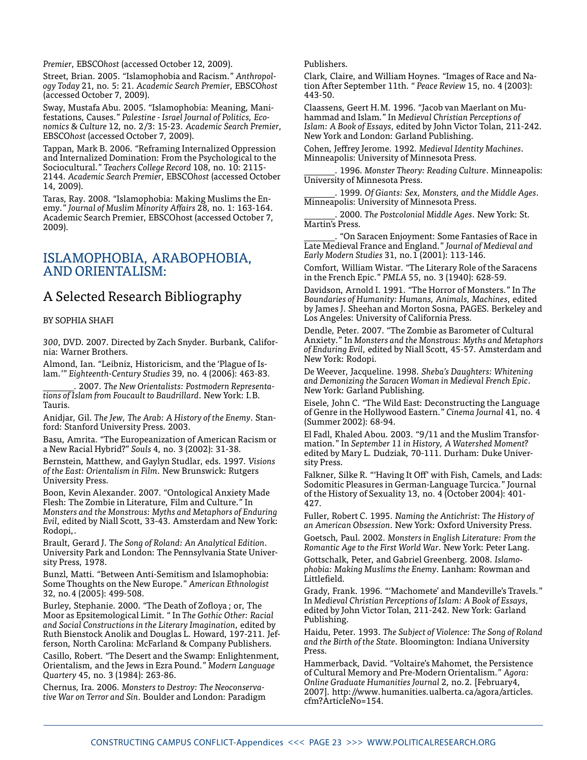*Premier*, EBSCO*host* (accessed October 12, 2009).

Street, Brian. 2005. "Islamophobia and Racism." *Anthropology Today* 21, no. 5: 21. *Academic Search Premier*, EBSCO*host* (accessed October 7, 2009).

Sway, Mustafa Abu. 2005. "Islamophobia: Meaning, Manifestations, Causes." *Palestine - Israel Journal of Politics, Economics & Culture* 12, no. 2/3: 15-23. *Academic Search Premier*, EBSCO*host* (accessed October 7, 2009).

Tappan, Mark B. 2006. "Reframing Internalized Oppression and Internalized Domination: From the Psychological to the Sociocultural." *Teachers College Record* 108, no. 10: 2115-2144. *Academic Search Premier*, EBSCO*host* (accessed October 14, 2009).

Taras, Ray. 2008. "Islamophobia: Making Muslims the Enemy." *Journal of Muslim Minority Affairs* 28, no. 1: 163-164. Academic Search Premier, EBSCOhost (accessed October 7, 2009).

## ISLAMOPHOBIA, ARABOPHOBIA, AND ORIENTALISM:

## A Selected Research Bibliography

BY SOPHIA SHAFI

*300*, DVD. 2007. Directed by Zach Snyder. Burbank, California: Warner Brothers.

Almond, Ian. "Leibniz, Historicism, and the 'Plague of Islam.'" *Eighteenth-Century Studies* 39, no. 4 (2006): 463-83.

_______. 2007. *The New Orientalists: Postmodern Representations of Islam from Foucault to Baudrillard*. New York: I.B. Tauris.

Anidjar, Gil. *The Jew, The Arab: A History of the Enemy*. Stanford: Stanford University Press. 2003.

Basu, Amrita. "The Europeanization of American Racism or a New Racial Hybrid?" *Souls* 4, no. 3 (2002): 31-38.

Bernstein, Matthew, and Gaylyn Studlar, eds. 1997. *Visions of the East: Orientalism in Film*. New Brunswick: Rutgers University Press.

Boon, Kevin Alexander. 2007. "Ontological Anxiety Made Flesh: The Zombie in Literature, Film and Culture." In *Monsters and the Monstrous: Myths and Metaphors of Enduring Evil*, edited by Niall Scott, 33-43. Amsterdam and New York: Rodopi,.

Brault, Gerard J. *The Song of Roland: An Analytical Edition*. University Park and London: The Pennsylvania State University Press, 1978.

Bunzl, Matti. "Between Anti-Semitism and Islamophobia: Some Thoughts on the New Europe." *American Ethnologist* 32, no.4 (2005): 499-508.

Burley, Stephanie. 2000. "The Death of Zofloya ; or, The Moor as Epsitemological Limit. " In *The Gothic Other: Racial and Social Constructions in the Literary Imagination*, edited by Ruth Bienstock Anolik and Douglas L. Howard, 197-211. Jefferson, North Carolina: McFarland & Company Publishers.

Casillo, Robert. "The Desert and the Swamp: Enlightenment, Orientalism, and the Jews in Ezra Pound." *Modern Language Quartery* 45, no. 3 (1984): 263-86.

Chernus, Ira. 2006. *Monsters to Destroy: The Neoconservative War on Terror and Sin*. Boulder and London: Paradigm Publishers.

Clark, Claire, and William Hoynes. "Images of Race and Nation After September 11th. " *Peace Review* 15, no. 4 (2003): 443-50.

Claassens, Geert H.M. 1996. "Jacob van Maerlant on Muhammad and Islam." In *Medieval Christian Perceptions of Islam: A Book of Essays*, edited by John Victor Tolan, 211-242. New York and London: Garland Publishing.

Cohen, Jeffrey Jerome. 1992. *Medieval Identity Machines*. Minneapolis: University of Minnesota Press.

_______. 1996. *Monster Theory: Reading Culture*. Minneapolis: University of Minnesota Press.

_______. 1999. *Of Giants: Sex, Monsters, and the Middle Ages*. Minneapolis: University of Minnesota Press.

_______. 2000. *The Postcolonial Middle Ages*. New York: St. Martin's Press.

_______. "On Saracen Enjoyment: Some Fantasies of Race in Late Medieval France and England." *Journal of Medieval and Early Modern Studies* 31, no.1 (2001): 113-146.

Comfort, William Wistar. "The Literary Role of the Saracens in the French Epic." *PMLA* 55, no. 3 (1940): 628-59.

Davidson, Arnold I. 1991. "The Horror of Monsters." In *The Boundaries of Humanity: Humans, Animals, Machines*, edited by James J. Sheehan and Morton Sosna, PAGES. Berkeley and Los Angeles: University of California Press.

Dendle, Peter. 2007. "The Zombie as Barometer of Cultural Anxiety." In *Monsters and the Monstrous: Myths and Metaphors of Enduring Evil*, edited by Niall Scott, 45-57. Amsterdam and New York: Rodopi.

De Weever, Jacqueline. 1998. *Sheba's Daughters: Whitening and Demonizing the Saracen Woman in Medieval French Epic*. New York: Garland Publishing.

Eisele, John C. "The Wild East: Deconstructing the Language of Genre in the Hollywood Eastern." *Cinema Journal* 41, no. 4 (Summer 2002): 68-94.

El Fadl, Khaled Abou. 2003. "9/11 and the Muslim Transformation." In *September 11 in History, A Watershed Moment?* edited by Mary L. Dudziak, 70-111. Durham: Duke University Press.

Falkner, Silke R. "'Having It Off' with Fish, Camels, and Lads: Sodomitic Pleasures in German-Language Turcica." Journal of the History of Sexuality 13, no. 4 (October 2004): 401-427.

Fuller, Robert C. 1995. *Naming the Antichrist: The History of an American Obsession*. New York: Oxford University Press.

Goetsch, Paul. 2002. *Monsters in English Literature: From the Romantic Age to the First World War*. New York: Peter Lang.

Gottschalk, Peter, and Gabriel Greenberg. 2008. *Islamophobia: Making Muslims the Enemy*. Lanham: Rowman and Littlefield.

Grady, Frank. 1996. "'Machomete' and Mandeville's Travels." In *Medieval Christian Perceptions of Islam: A Book of Essays*, edited by John Victor Tolan, 211-242. New York: Garland Publishing.

Haidu, Peter. 1993. *The Subject of Violence: The Song of Roland and the Birth of the State*. Bloomington: Indiana University Press.

Hammerback, David. "Voltaire's Mahomet, the Persistence of Cultural Memory and Pre-Modern Orientalism." *Agora: Online Graduate Humanities Journal* 2, no.2. [February4, 2007]. http: //www. humanities. ualberta. ca/agora/articles. cfm?ArticleNo=154.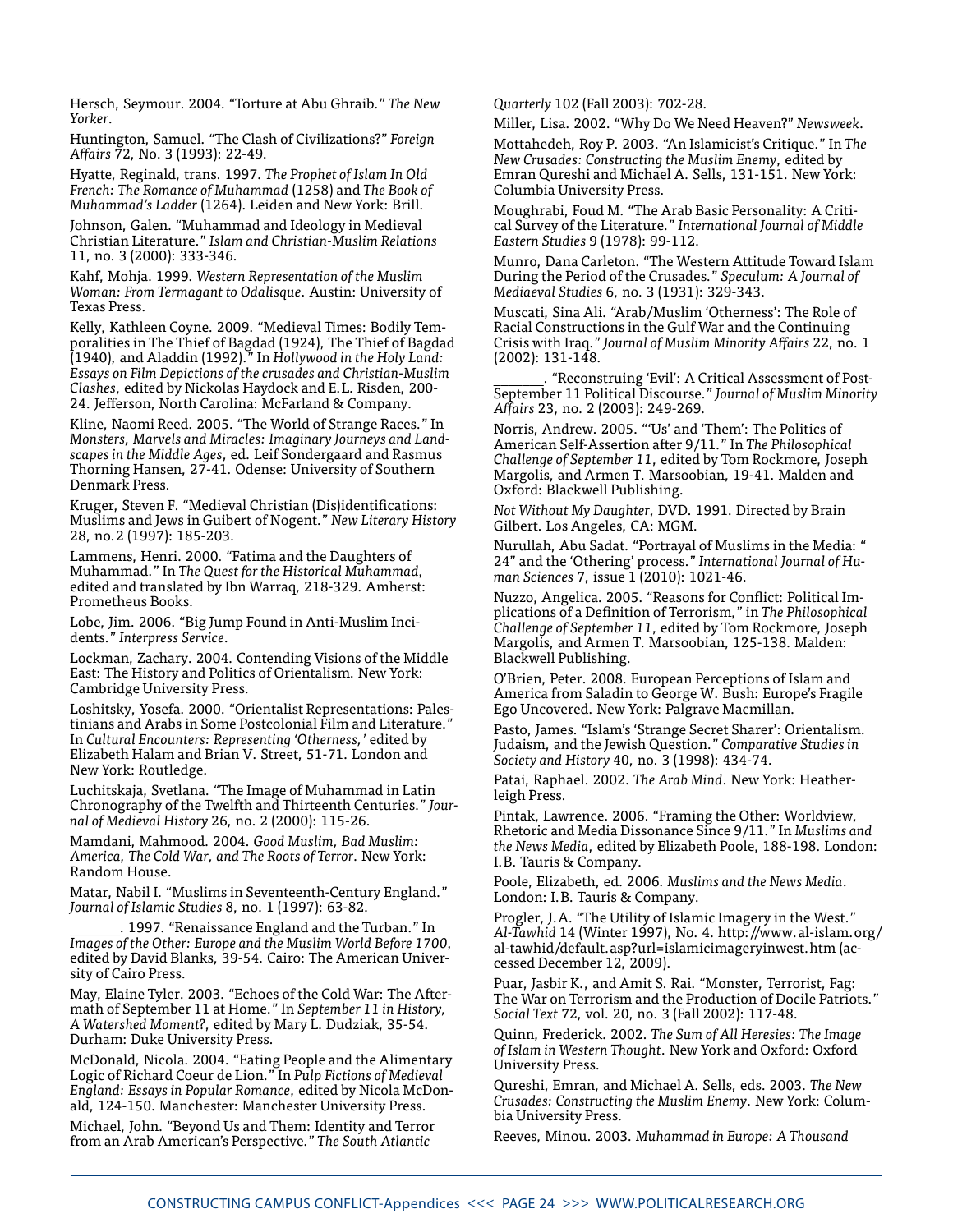Hersch, Seymour. 2004. "Torture at Abu Ghraib." *The New Yorker*.

Huntington, Samuel. "The Clash of Civilizations?" *Foreign Affairs* 72, No. 3 (1993): 22-49.

Hyatte, Reginald, trans. 1997. *The Prophet of Islam In Old French: The Romance of Muhammad* (1258) and *The Book of Muhammad's Ladder* (1264). Leiden and New York: Brill.

Johnson, Galen. "Muhammad and Ideology in Medieval Christian Literature." *Islam and Christian-Muslim Relations* 11, no. 3 (2000): 333-346.

Kahf, Mohja. 1999. *Western Representation of the Muslim Woman: From Termagant to Odalisque*. Austin: University of Texas Press.

Kelly, Kathleen Coyne. 2009. "Medieval Times: Bodily Temporalities in The Thief of Bagdad (1924), The Thief of Bagdad (1940), and Aladdin (1992)." In *Hollywood in the Holy Land: Essays on Film Depictions of the crusades and Christian-Muslim Clashes*, edited by Nickolas Haydock and E.L. Risden, 200-24. Jefferson, North Carolina: McFarland & Company.

Kline, Naomi Reed. 2005. "The World of Strange Races." In *Monsters, Marvels and Miracles: Imaginary Journeys and Landscapes in the Middle Ages*, ed. Leif Sondergaard and Rasmus Thorning Hansen, 27-41. Odense: University of Southern Denmark Press.

Kruger, Steven F. "Medieval Christian (Dis)identifications: Muslims and Jews in Guibert of Nogent." *New Literary History* 28, no.2 (1997): 185-203.

Lammens, Henri. 2000. "Fatima and the Daughters of Muhammad." In *The Quest for the Historical Muhammad*, edited and translated by Ibn Warraq, 218-329. Amherst: Prometheus Books.

Lobe, Jim. 2006. "Big Jump Found in Anti-Muslim Incidents." *Interpress Service*.

Lockman, Zachary. 2004. Contending Visions of the Middle East: The History and Politics of Orientalism. New York: Cambridge University Press.

Loshitsky, Yosefa. 2000. "Orientalist Representations: Palestinians and Arabs in Some Postcolonial Film and Literature." In *Cultural Encounters: Representing 'Otherness,'* edited by Elizabeth Halam and Brian V. Street, 51-71. London and New York: Routledge.

Luchitskaja, Svetlana. "The Image of Muhammad in Latin Chronography of the Twelfth and Thirteenth Centuries." *Journal of Medieval History* 26, no. 2 (2000): 115-26.

Mamdani, Mahmood. 2004. *Good Muslim, Bad Muslim: America, The Cold War, and The Roots of Terror*. New York: Random House.

Matar, Nabil I. "Muslims in Seventeenth-Century England." *Journal of Islamic Studies* 8, no. 1 (1997): 63-82.

_______. 1997. "Renaissance England and the Turban." In *Images of the Other: Europe and the Muslim World Before 1700*, edited by David Blanks, 39-54. Cairo: The American University of Cairo Press.

May, Elaine Tyler. 2003. "Echoes of the Cold War: The Aftermath of September 11 at Home." In *September 11 in History, A Watershed Moment?*, edited by Mary L. Dudziak, 35-54. Durham: Duke University Press.

McDonald, Nicola. 2004. "Eating People and the Alimentary Logic of Richard Coeur de Lion." In *Pulp Fictions of Medieval England: Essays in Popular Romance*, edited by Nicola McDonald, 124-150. Manchester: Manchester University Press.

Michael, John. "Beyond Us and Them: Identity and Terror from an Arab American's Perspective." *The South Atlantic Quarterly* 102 (Fall 2003): 702-28.

Miller, Lisa. 2002. "Why Do We Need Heaven?" *Newsweek*.

Mottahedeh, Roy P. 2003. "An Islamicist's Critique." In *The New Crusades: Constructing the Muslim Enemy*, edited by Emran Qureshi and Michael A. Sells, 131-151. New York: Columbia University Press.

Moughrabi, Foud M. "The Arab Basic Personality: A Critical Survey of the Literature." *International Journal of Middle Eastern Studies* 9 (1978): 99-112.

Munro, Dana Carleton. "The Western Attitude Toward Islam During the Period of the Crusades." *Speculum: A Journal of Mediaeval Studies* 6, no. 3 (1931): 329-343.

Muscati, Sina Ali. "Arab/Muslim 'Otherness': The Role of Racial Constructions in the Gulf War and the Continuing Crisis with Iraq." *Journal of Muslim Minority Affairs* 22, no. 1 (2002): 131-148.

_______. "Reconstruing 'Evil': A Critical Assessment of Post-September 11 Political Discourse." *Journal of Muslim Minority Affairs* 23, no. 2 (2003): 249-269.

Norris, Andrew. 2005. "'Us' and 'Them': The Politics of American Self-Assertion after 9/11." In *The Philosophical Challenge of September 11*, edited by Tom Rockmore, Joseph Margolis, and Armen T. Marsoobian, 19-41. Malden and Oxford: Blackwell Publishing.

*Not Without My Daughter*, DVD. 1991. Directed by Brain Gilbert. Los Angeles, CA: MGM.

Nurullah, Abu Sadat. "Portrayal of Muslims in the Media: " 24" and the 'Othering' process." *International Journal of Human Sciences* 7, issue 1 (2010): 1021-46.

Nuzzo, Angelica. 2005. "Reasons for Conflict: Political Implications of a Definition of Terrorism," in *The Philosophical Challenge of September 11*, edited by Tom Rockmore, Joseph Margolis, and Armen T. Marsoobian, 125-138. Malden: Blackwell Publishing.

O'Brien, Peter. 2008. European Perceptions of Islam and America from Saladin to George W. Bush: Europe's Fragile Ego Uncovered. New York: Palgrave Macmillan.

Pasto, James. "Islam's 'Strange Secret Sharer': Orientalism. Judaism, and the Jewish Question." *Comparative Studies in Society and History* 40, no. 3 (1998): 434-74.

Patai, Raphael. 2002. *The Arab Mind*. New York: Heatherleigh Press.

Pintak, Lawrence. 2006. "Framing the Other: Worldview, Rhetoric and Media Dissonance Since 9/11." In *Muslims and the News Media*, edited by Elizabeth Poole, 188-198. London: I.B. Tauris & Company.

Poole, Elizabeth, ed. 2006. *Muslims and the News Media*. London: I.B. Tauris & Company.

Progler, J.A. "The Utility of Islamic Imagery in the West." *Al-Tawhid* 14 (Winter 1997), No. 4. http://www.al-islam.org/al-tawhid/default.asp?url=islamicimageryinwest.htm (accessed December 12, 2009).

Puar, Jasbir K., and Amit S. Rai. "Monster, Terrorist, Fag: The War on Terrorism and the Production of Docile Patriots." *Social Text* 72, vol. 20, no. 3 (Fall 2002): 117-48.

Quinn, Frederick. 2002. *The Sum of All Heresies: The Image of Islam in Western Thought*. New York and Oxford: Oxford University Press.

Qureshi, Emran, and Michael A. Sells, eds. 2003. *The New Crusades: Constructing the Muslim Enemy*. New York: Columbia University Press.

Reeves, Minou. 2003. *Muhammad in Europe: A Thousand*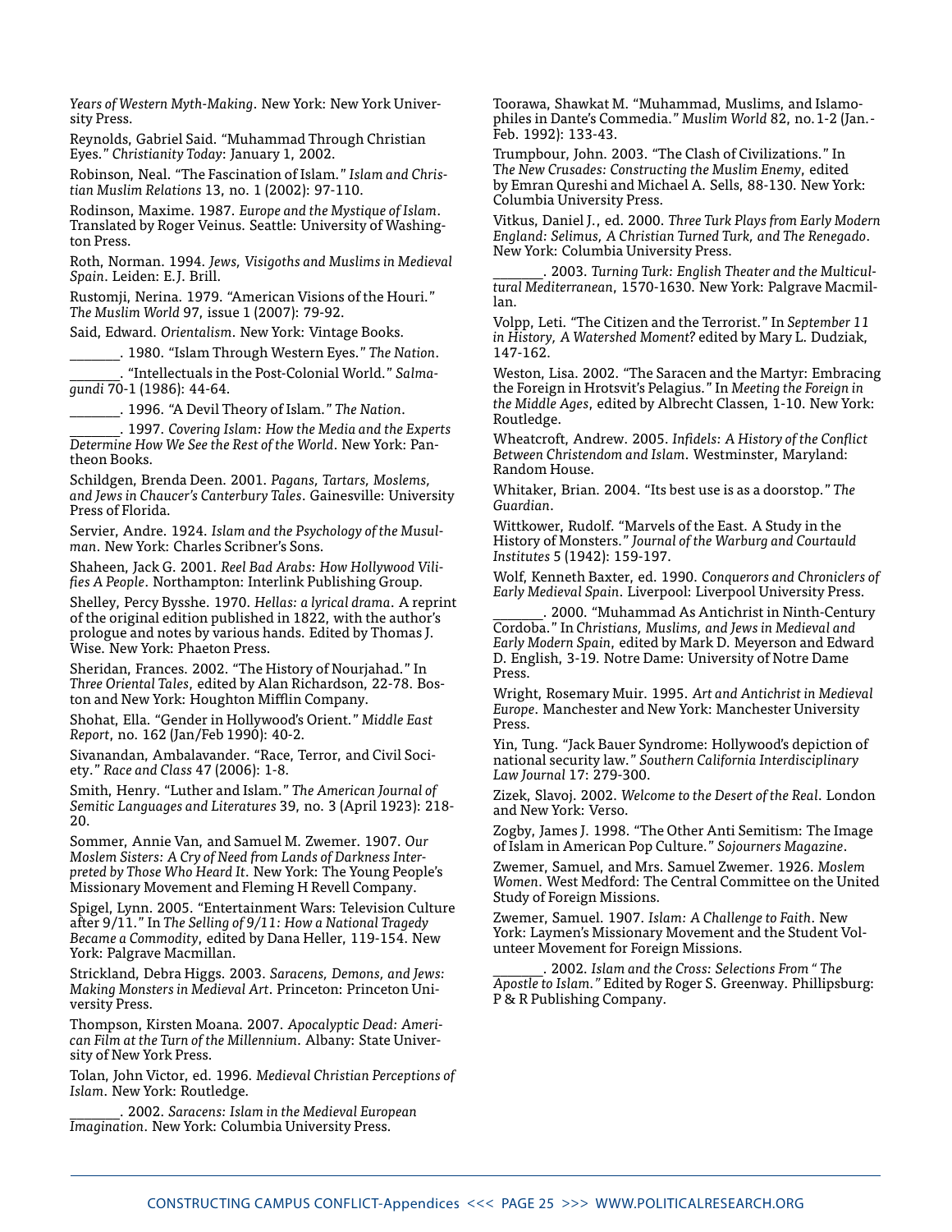*Years of Western Myth-Making*. New York: New York University Press.

Reynolds, Gabriel Said. "Muhammad Through Christian Eyes." *Christianity Today*: January 1, 2002.

Robinson, Neal. "The Fascination of Islam." *Islam and Christian Muslim Relations* 13, no. 1 (2002): 97-110.

Rodinson, Maxime. 1987. *Europe and the Mystique of Islam*. Translated by Roger Veinus. Seattle: University of Washington Press.

Roth, Norman. 1994. *Jews, Visigoths and Muslims in Medieval Spain*. Leiden: E.J. Brill.

Rustomji, Nerina. 1979. "American Visions of the Houri." *The Muslim World* 97, issue 1 (2007): 79-92.

Said, Edward. *Orientalism*. New York: Vintage Books.

_______. 1980. "Islam Through Western Eyes." *The Nation*.

_______. "Intellectuals in the Post-Colonial World." *Salmagundi* 70-1 (1986): 44-64.

_______. 1996. "A Devil Theory of Islam." *The Nation*.

_______. 1997. *Covering Islam: How the Media and the Experts Determine How We See the Rest of the World*. New York: Pantheon Books.

Schildgen, Brenda Deen. 2001. *Pagans, Tartars, Moslems, and Jews in Chaucer's Canterbury Tales*. Gainesville: University Press of Florida.

Servier, Andre. 1924. *Islam and the Psychology of the Musulman*. New York: Charles Scribner's Sons.

Shaheen, Jack G. 2001. *Reel Bad Arabs: How Hollywood Vilifies A People*. Northampton: Interlink Publishing Group.

Shelley, Percy Bysshe. 1970. *Hellas: a lyrical drama*. A reprint of the original edition published in 1822, with the author's prologue and notes by various hands. Edited by Thomas J. Wise. New York: Phaeton Press.

Sheridan, Frances. 2002. "The History of Nourjahad." In *Three Oriental Tales*, edited by Alan Richardson, 22-78. Boston and New York: Houghton Mifflin Company.

Shohat, Ella. "Gender in Hollywood's Orient." *Middle East Report*, no. 162 (Jan/Feb 1990): 40-2.

Sivanandan, Ambalavander. "Race, Terror, and Civil Society." *Race and Class* 47 (2006): 1-8.

Smith, Henry. "Luther and Islam." *The American Journal of Semitic Languages and Literatures* 39, no. 3 (April 1923): 218-20.

Sommer, Annie Van, and Samuel M. Zwemer. 1907. *Our Moslem Sisters: A Cry of Need from Lands of Darkness Interpreted by Those Who Heard It*. New York: The Young People's Missionary Movement and Fleming H Revell Company.

Spigel, Lynn. 2005. "Entertainment Wars: Television Culture after 9/11." In *The Selling of 9/11: How a National Tragedy Became a Commodity*, edited by Dana Heller, 119-154. New York: Palgrave Macmillan.

Strickland, Debra Higgs. 2003. *Saracens, Demons, and Jews: Making Monsters in Medieval Art*. Princeton: Princeton University Press.

Thompson, Kirsten Moana. 2007. *Apocalyptic Dead: American Film at the Turn of the Millennium*. Albany: State University of New York Press.

Tolan, John Victor, ed. 1996. *Medieval Christian Perceptions of Islam*. New York: Routledge.

_______. 2002. *Saracens: Islam in the Medieval European Imagination*. New York: Columbia University Press.

Toorawa, Shawkat M. "Muhammad, Muslims, and Islamophiles in Dante's Commedia." *Muslim World* 82, no. 1-2 (Jan.-Feb. 1992): 133-43.

Trumpbour, John. 2003. "The Clash of Civilizations." In *The New Crusades: Constructing the Muslim Enemy*, edited by Emran Qureshi and Michael A. Sells, 88-130. New York: Columbia University Press.

Vitkus, Daniel J., ed. 2000. *Three Turk Plays from Early Modern England: Selimus, A Christian Turned Turk, and The Renegado*. New York: Columbia University Press.

_______. 2003. *Turning Turk: English Theater and the Multicultural Mediterranean*, 1570-1630. New York: Palgrave Macmillan.

Volpp, Leti. "The Citizen and the Terrorist." In *September 11 in History, A Watershed Moment*? edited by Mary L. Dudziak, 147-162.

Weston, Lisa. 2002. "The Saracen and the Martyr: Embracing the Foreign in Hrotsvit's Pelagius." In *Meeting the Foreign in the Middle Ages*, edited by Albrecht Classen, 1-10. New York: Routledge.

Wheatcroft, Andrew. 2005. *Infidels: A History of the Conflict Between Christendom and Islam*. Westminster, Maryland: Random House.

Whitaker, Brian. 2004. "Its best use is as a doorstop." *The Guardian*.

Wittkower, Rudolf. "Marvels of the East. A Study in the History of Monsters." *Journal of the Warburg and Courtauld Institutes* 5 (1942): 159-197.

Wolf, Kenneth Baxter, ed. 1990. *Conquerors and Chroniclers of Early Medieval Spain*. Liverpool: Liverpool University Press.

_______. 2000. "Muhammad As Antichrist in Ninth-Century Cordoba." In *Christians, Muslims, and Jews in Medieval and Early Modern Spain*, edited by Mark D. Meyerson and Edward D. English, 3-19. Notre Dame: University of Notre Dame Press.

Wright, Rosemary Muir. 1995. *Art and Antichrist in Medieval Europe*. Manchester and New York: Manchester University Press.

Yin, Tung. "Jack Bauer Syndrome: Hollywood's depiction of national security law." *Southern California Interdisciplinary Law Journal* 17: 279-300.

Zizek, Slavoj. 2002. *Welcome to the Desert of the Real*. London and New York: Verso.

Zogby, James J. 1998. "The Other Anti Semitism: The Image of Islam in American Pop Culture." *Sojourners Magazine*.

Zwemer, Samuel, and Mrs. Samuel Zwemer. 1926. *Moslem Women*. West Medford: The Central Committee on the United Study of Foreign Missions.

Zwemer, Samuel. 1907. *Islam: A Challenge to Faith*. New York: Laymen's Missionary Movement and the Student Volunteer Movement for Foreign Missions.

_______. 2002. *Islam and the Cross: Selections From " The Apostle to Islam."* Edited by Roger S. Greenway. Phillipsburg: P & R Publishing Company.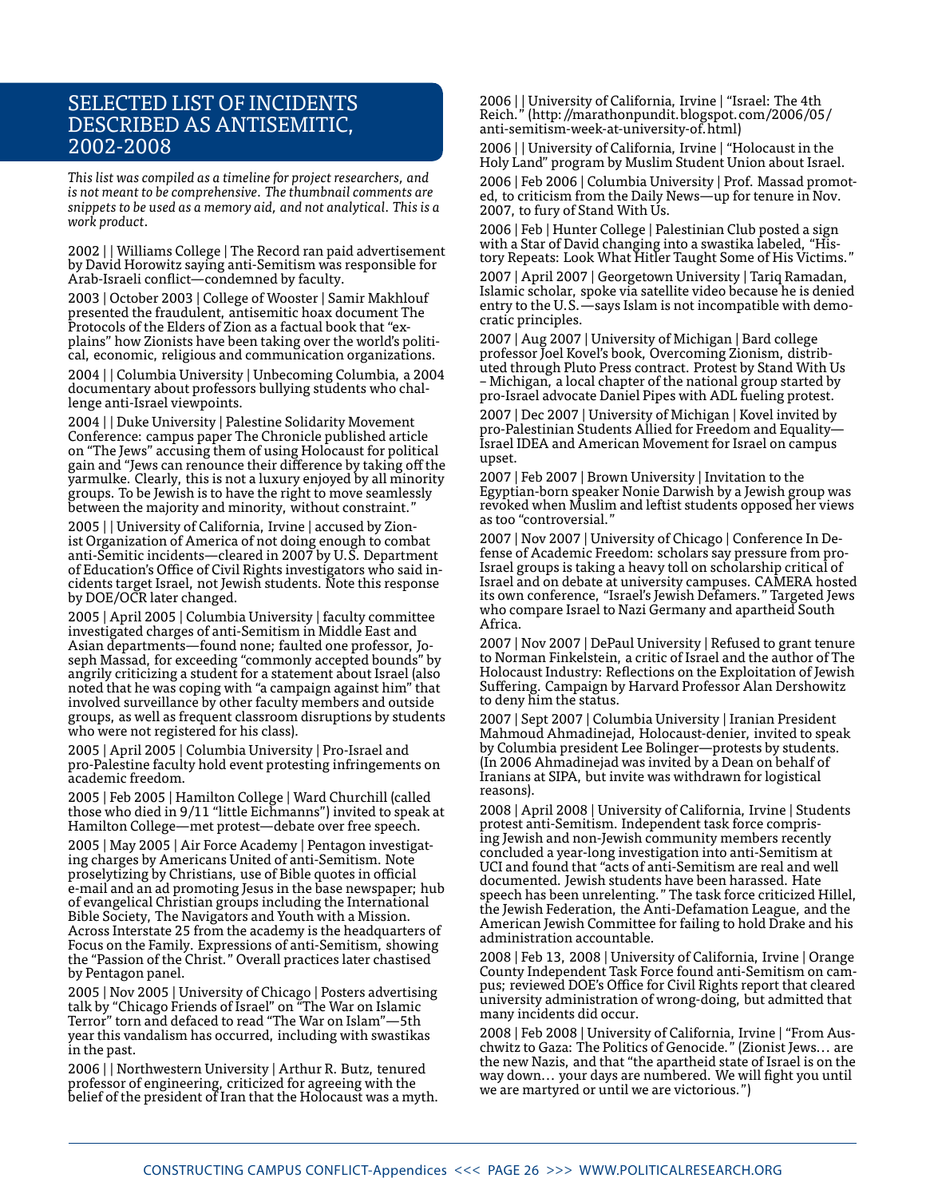## SELECTED LIST OF INCIDENTS DESCRIBED AS ANTISEMITIC, 2002-2008

*This list was compiled as a timeline for project researchers, and is not meant to be comprehensive. The thumbnail comments are snippets to be used as a memory aid, and not analytical. This is a work product.*

2002 | | Williams College | The Record ran paid advertisement by David Horowitz saying anti-Semitism was responsible for Arab-Israeli conflict—condemned by faculty.

2003 | October 2003 | College of Wooster | Samir Makhlouf presented the fraudulent, antisemitic hoax document The Protocols of the Elders of Zion as a factual book that "explains" how Zionists have been taking over the world's political, economic, religious and communication organizations.

2004 | | Columbia University | Unbecoming Columbia, a 2004 documentary about professors bullying students who challenge anti-Israel viewpoints.

2004 | | Duke University | Palestine Solidarity Movement Conference: campus paper The Chronicle published article on "The Jews" accusing them of using Holocaust for political gain and "Jews can renounce their difference by taking off the yarmulke. Clearly, this is not a luxury enjoyed by all minority groups. To be Jewish is to have the right to move seamlessly between the majority and minority, without constraint."

2005 | | University of California, Irvine | accused by Zionist Organization of America of not doing enough to combat anti-Semitic incidents—cleared in 2007 by U.S. Department of Education's Office of Civil Rights investigators who said incidents target Israel, not Jewish students. Note this response by DOE/OCR later changed.

2005 | April 2005 | Columbia University | faculty committee investigated charges of anti-Semitism in Middle East and Asian departments—found none; faulted one professor, Joseph Massad, for exceeding "commonly accepted bounds" by angrily criticizing a student for a statement about Israel (also noted that he was coping with "a campaign against him" that involved surveillance by other faculty members and outside groups, as well as frequent classroom disruptions by students who were not registered for his class).

2005 | April 2005 | Columbia University | Pro-Israel and pro-Palestine faculty hold event protesting infringements on academic freedom.

2005 | Feb 2005 | Hamilton College | Ward Churchill (called those who died in 9/11 "little Eichmanns") invited to speak at Hamilton College—met protest—debate over free speech.

2005 | May 2005 | Air Force Academy | Pentagon investigating charges by Americans United of anti-Semitism. Note proselytizing by Christians, use of Bible quotes in official e-mail and an ad promoting Jesus in the base newspaper; hub of evangelical Christian groups including the International Bible Society, The Navigators and Youth with a Mission. Across Interstate 25 from the academy is the headquarters of Focus on the Family. Expressions of anti-Semitism, showing the "Passion of the Christ." Overall practices later chastised by Pentagon panel.

2005 | Nov 2005 | University of Chicago | Posters advertising talk by "Chicago Friends of Israel" on "The War on Islamic Terror" torn and defaced to read "The War on Islam"—5th year this vandalism has occurred, including with swastikas in the past.

2006 | | Northwestern University | Arthur R. Butz, tenured professor of engineering, criticized for agreeing with the belief of the president of Iran that the Holocaust was a myth.

2006 | | University of California, Irvine | "Israel: The 4th Reich." (http: //marathonpundit.blogspot.com/2006/05/anti-semitism-week-at-university-of.html)

2006 | | University of California, Irvine | "Holocaust in the Holy Land" program by Muslim Student Union about Israel.

2006 | Feb 2006 | Columbia University | Prof. Massad promoted, to criticism from the Daily News—up for tenure in Nov. 2007, to fury of Stand With Us.

2006 | Feb | Hunter College | Palestinian Club posted a sign with a Star of David changing into a swastika labeled, "History Repeats: Look What Hitler Taught Some of His Victims."

2007 | April 2007 | Georgetown University | Tariq Ramadan, Islamic scholar, spoke via satellite video because he is denied entry to the U.S.—says Islam is not incompatible with democratic principles.

2007 | Aug 2007 | University of Michigan | Bard college professor Joel Kovel's book, Overcoming Zionism, distributed through Pluto Press contract. Protest by Stand With Us – Michigan, a local chapter of the national group started by pro-Israel advocate Daniel Pipes with ADL fueling protest.

2007 | Dec 2007 | University of Michigan | Kovel invited by pro-Palestinian Students Allied for Freedom and Equality—Israel IDEA and American Movement for Israel on campus upset.

2007 | Feb 2007 | Brown University | Invitation to the Egyptian-born speaker Nonie Darwish by a Jewish group was revoked when Muslim and leftist students opposed her views as too "controversial."

2007 | Nov 2007 | University of Chicago | Conference In Defense of Academic Freedom: scholars say pressure from pro-Israel groups is taking a heavy toll on scholarship critical of Israel and on debate at university campuses. CAMERA hosted its own conference, "Israel's Jewish Defamers." Targeted Jews who compare Israel to Nazi Germany and apartheid South Africa.

2007 | Nov 2007 | DePaul University | Refused to grant tenure to Norman Finkelstein, a critic of Israel and the author of The Holocaust Industry: Reflections on the Exploitation of Jewish Suffering. Campaign by Harvard Professor Alan Dershowitz to deny him the status.

2007 | Sept 2007 | Columbia University | Iranian President Mahmoud Ahmadinejad, Holocaust-denier, invited to speak by Columbia president Lee Bolinger—protests by students. (In 2006 Ahmadinejad was invited by a Dean on behalf of Iranians at SIPA, but invite was withdrawn for logistical reasons).

2008 | April 2008 | University of California, Irvine | Students protest anti-Semitism. Independent task force comprising Jewish and non-Jewish community members recently concluded a year-long investigation into anti-Semitism at UCI and found that "acts of anti-Semitism are real and well documented. Jewish students have been harassed. Hate speech has been unrelenting." The task force criticized Hillel, the Jewish Federation, the Anti-Defamation League, and the American Jewish Committee for failing to hold Drake and his administration accountable.

2008 | Feb 13, 2008 | University of California, Irvine | Orange County Independent Task Force found anti-Semitism on campus; reviewed DOE's Office for Civil Rights report that cleared university administration of wrong-doing, but admitted that many incidents did occur.

2008 | Feb 2008 | University of California, Irvine | "From Auschwitz to Gaza: The Politics of Genocide." (Zionist Jews… are the new Nazis, and that "the apartheid state of Israel is on the way down… your days are numbered. We will fight you until we are martyred or until we are victorious.")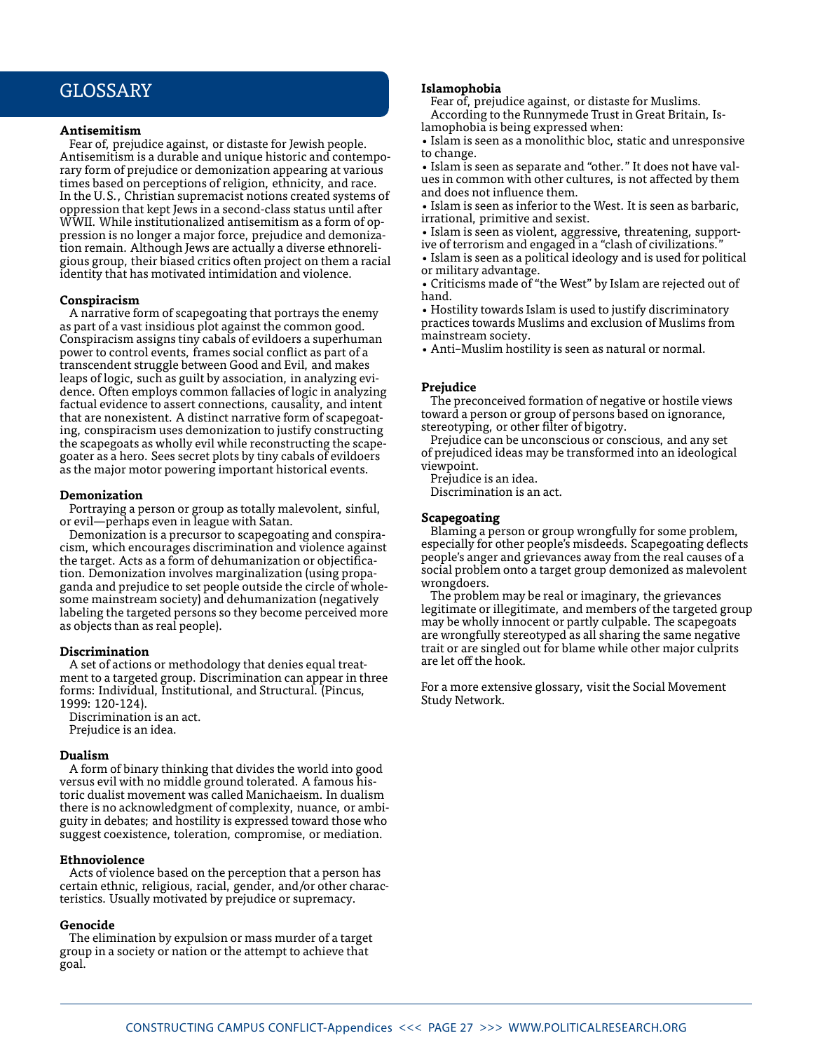# GLOSSARY

**Antisemitism**

Fear of, prejudice against, or distaste for Jewish people. Antisemitism is a durable and unique historic and contemporary form of prejudice or demonization appearing at various times based on perceptions of religion, ethnicity, and race. In the U.S., Christian supremacist notions created systems of oppression that kept Jews in a second-class status until after WWII. While institutionalized antisemitism as a form of oppression is no longer a major force, prejudice and demonization remain. Although Jews are actually a diverse ethnoreligious group, their biased critics often project on them a racial identity that has motivated intimidation and violence.

**Conspiracism**

A narrative form of scapegoating that portrays the enemy as part of a vast insidious plot against the common good. Conspiracism assigns tiny cabals of evildoers a superhuman power to control events, frames social conflict as part of a transcendent struggle between Good and Evil, and makes leaps of logic, such as guilt by association, in analyzing evidence. Often employs common fallacies of logic in analyzing factual evidence to assert connections, causality, and intent that are nonexistent. A distinct narrative form of scapegoating, conspiracism uses demonization to justify constructing the scapegoats as wholly evil while reconstructing the scapegoater as a hero. Sees secret plots by tiny cabals of evildoers as the major motor powering important historical events.

**Demonization**

Portraying a person or group as totally malevolent, sinful, or evil—perhaps even in league with Satan.

Demonization is a precursor to scapegoating and conspiracism, which encourages discrimination and violence against the target. Acts as a form of dehumanization or objectification. Demonization involves marginalization (using propaganda and prejudice to set people outside the circle of wholesome mainstream society) and dehumanization (negatively labeling the targeted persons so they become perceived more as objects than as real people).

**Discrimination**

A set of actions or methodology that denies equal treatment to a targeted group. Discrimination can appear in three forms: Individual, Institutional, and Structural. (Pincus, 1999: 120-124).

Discrimination is an act.

Prejudice is an idea.

**Dualism**

A form of binary thinking that divides the world into good versus evil with no middle ground tolerated. A famous historic dualist movement was called Manichaeism. In dualism there is no acknowledgment of complexity, nuance, or ambiguity in debates; and hostility is expressed toward those who suggest coexistence, toleration, compromise, or mediation.

**Ethnoviolence**

Acts of violence based on the perception that a person has certain ethnic, religious, racial, gender, and/or other characteristics. Usually motivated by prejudice or supremacy.

**Genocide**

The elimination by expulsion or mass murder of a target group in a society or nation or the attempt to achieve that goal.

**Islamophobia**

Fear of, prejudice against, or distaste for Muslims.

According to the Runnymede Trust in Great Britain, Islamophobia is being expressed when:

- Islam is seen as a monolithic bloc, static and unresponsive to change.
- Islam is seen as separate and "other." It does not have values in common with other cultures, is not affected by them and does not influence them.
- Islam is seen as inferior to the West. It is seen as barbaric, irrational, primitive and sexist.
- Islam is seen as violent, aggressive, threatening, supportive of terrorism and engaged in a "clash of civilizations."
- Islam is seen as a political ideology and is used for political or military advantage.
- Criticisms made of "the West" by Islam are rejected out of hand.
- Hostility towards Islam is used to justify discriminatory practices towards Muslims and exclusion of Muslims from mainstream society.
- Anti–Muslim hostility is seen as natural or normal.

**Prejudice**

The preconceived formation of negative or hostile views toward a person or group of persons based on ignorance, stereotyping, or other filter of bigotry.

Prejudice can be unconscious or conscious, and any set of prejudiced ideas may be transformed into an ideological viewpoint.

Prejudice is an idea.

Discrimination is an act.

**Scapegoating**

Blaming a person or group wrongfully for some problem, especially for other people's misdeeds. Scapegoating deflects people's anger and grievances away from the real causes of a social problem onto a target group demonized as malevolent wrongdoers.

The problem may be real or imaginary, the grievances legitimate or illegitimate, and members of the targeted group may be wholly innocent or partly culpable. The scapegoats are wrongfully stereotyped as all sharing the same negative trait or are singled out for blame while other major culprits are let off the hook.

For a more extensive glossary, visit the Social Movement Study Network.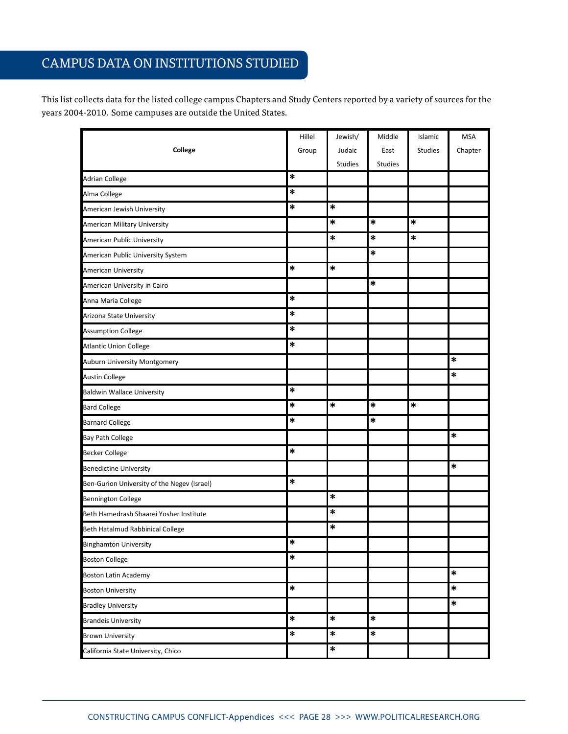# CAMPUS DATA ON INSTITUTIONS STUDIED

This list collects data for the listed college campus Chapters and Study Centers reported by a variety of sources for the years 2004-2010. Some campuses are outside the United States.

| College | Hillel Group | Jewish/ Judaic Studies | Middle East Studies | Islamic Studies | MSA Chapter |
|---|---|---|---|---|---|
| Adrian College | * | | | | |
| Alma College | * | | | | |
| American Jewish University | * | * | | | |
| American Military University | | * | * | * | |
| American Public University | | * | * | * | |
| American Public University System | | | * | | |
| American University | * | * | | | |
| American University in Cairo | | | * | | |
| Anna Maria College | * | | | | |
| Arizona State University | * | | | | |
| Assumption College | * | | | | |
| Atlantic Union College | * | | | | |
| Auburn University Montgomery | | | | | * |
| Austin College | | | | | * |
| Baldwin Wallace University | * | | | | |
| Bard College | * | * | * | * | |
| Barnard College | * | | * | | |
| Bay Path College | | | | | * |
| Becker College | * | | | | |
| Benedictine University | | | | | * |
| Ben-Gurion University of the Negev (Israel) | * | | | | |
| Bennington College | | * | | | |
| Beth Hamedrash Shaarei Yosher Institute | | * | | | |
| Beth Hatalmud Rabbinical College | | * | | | |
| Binghamton University | * | | | | |
| Boston College | * | | | | |
| Boston Latin Academy | | | | | * |
| Boston University | * | | | | * |
| Bradley University | | | | | * |
| Brandeis University | * | * | * | | |
| Brown University | * | * | * | | |
| California State University, Chico | | * | | | |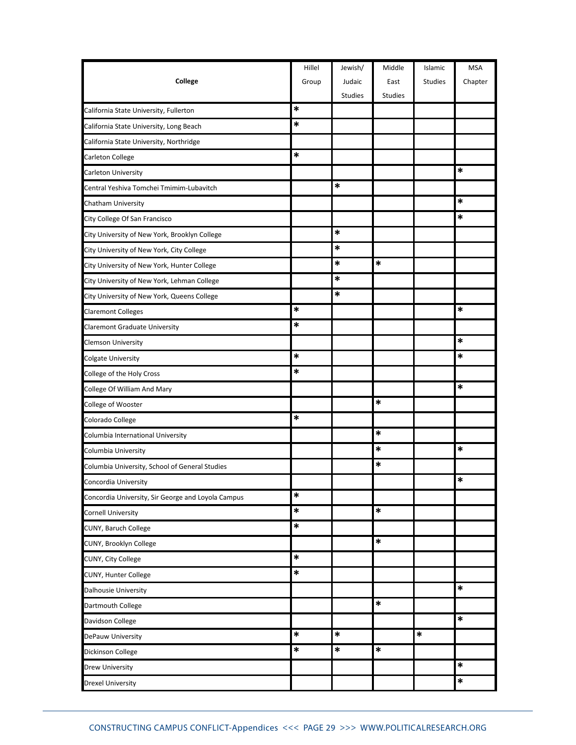| College | Hillel Group | Jewish/ Judaic Studies | Middle East Studies | Islamic Studies | MSA Chapter |
|---|---|---|---|---|---|
| California State University, Fullerton | * | | | | |
| California State University, Long Beach | * | | | | |
| California State University, Northridge | | | | | |
| Carleton College | * | | | | |
| Carleton University | | | | | * |
| Central Yeshiva Tomchei Tmimim-Lubavitch | | * | | | |
| Chatham University | | | | | * |
| City College Of San Francisco | | | | | * |
| City University of New York, Brooklyn College | | * | | | |
| City University of New York, City College | | * | | | |
| City University of New York, Hunter College | | * | * | | |
| City University of New York, Lehman College | | * | | | |
| City University of New York, Queens College | | * | | | |
| Claremont Colleges | * | | | | * |
| Claremont Graduate University | * | | | | |
| Clemson University | | | | | * |
| Colgate University | * | | | | * |
| College of the Holy Cross | * | | | | |
| College Of William And Mary | | | | | * |
| College of Wooster | | | * | | |
| Colorado College | * | | | | |
| Columbia International University | | | * | | |
| Columbia University | | | * | | * |
| Columbia University, School of General Studies | | | * | | |
| Concordia University | | | | | * |
| Concordia University, Sir George and Loyola Campus | * | | | | |
| Cornell University | * | | * | | |
| CUNY, Baruch College | * | | | | |
| CUNY, Brooklyn College | | | * | | |
| CUNY, City College | * | | | | |
| CUNY, Hunter College | * | | | | |
| Dalhousie University | | | | | * |
| Dartmouth College | | | * | | |
| Davidson College | | | | | * |
| DePauw University | * | * | | * | |
| Dickinson College | * | * | * | | |
| Drew University | | | | | * |
| Drexel University | | | | | * |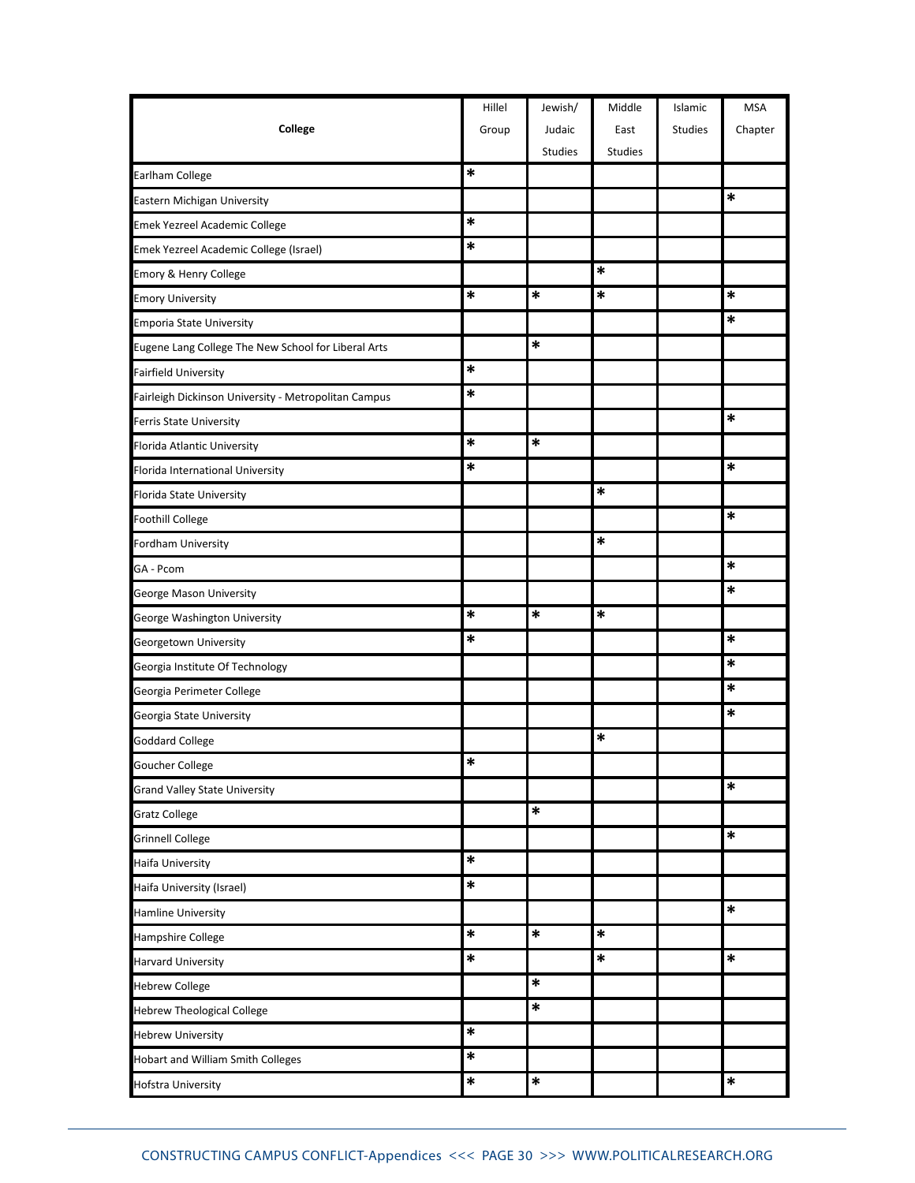| College | Hillel Group | Jewish/ Judaic Studies | Middle East Studies | Islamic Studies | MSA Chapter |
|---|---|---|---|---|---|
| Earlham College | * | | | | |
| Eastern Michigan University | | | | | * |
| Emek Yezreel Academic College | * | | | | |
| Emek Yezreel Academic College (Israel) | * | | | | |
| Emory & Henry College | | | * | | |
| Emory University | * | * | * | | * |
| Emporia State University | | | | | * |
| Eugene Lang College The New School for Liberal Arts | | * | | | |
| Fairfield University | * | | | | |
| Fairleigh Dickinson University - Metropolitan Campus | * | | | | |
| Ferris State University | | | | | * |
| Florida Atlantic University | * | * | | | |
| Florida International University | * | | | | * |
| Florida State University | | | * | | |
| Foothill College | | | | | * |
| Fordham University | | | * | | |
| GA - Pcom | | | | | * |
| George Mason University | | | | | * |
| George Washington University | * | * | * | | |
| Georgetown University | * | | | | * |
| Georgia Institute Of Technology | | | | | * |
| Georgia Perimeter College | | | | | * |
| Georgia State University | | | | | * |
| Goddard College | | | * | | |
| Goucher College | * | | | | |
| Grand Valley State University | | | | | * |
| Gratz College | | * | | | |
| Grinnell College | | | | | * |
| Haifa University | * | | | | |
| Haifa University (Israel) | * | | | | |
| Hamline University | | | | | * |
| Hampshire College | * | * | * | | |
| Harvard University | * | | * | | * |
| Hebrew College | | * | | | |
| Hebrew Theological College | | * | | | |
| Hebrew University | * | | | | |
| Hobart and William Smith Colleges | * | | | | |
| Hofstra University | * | * | | | * |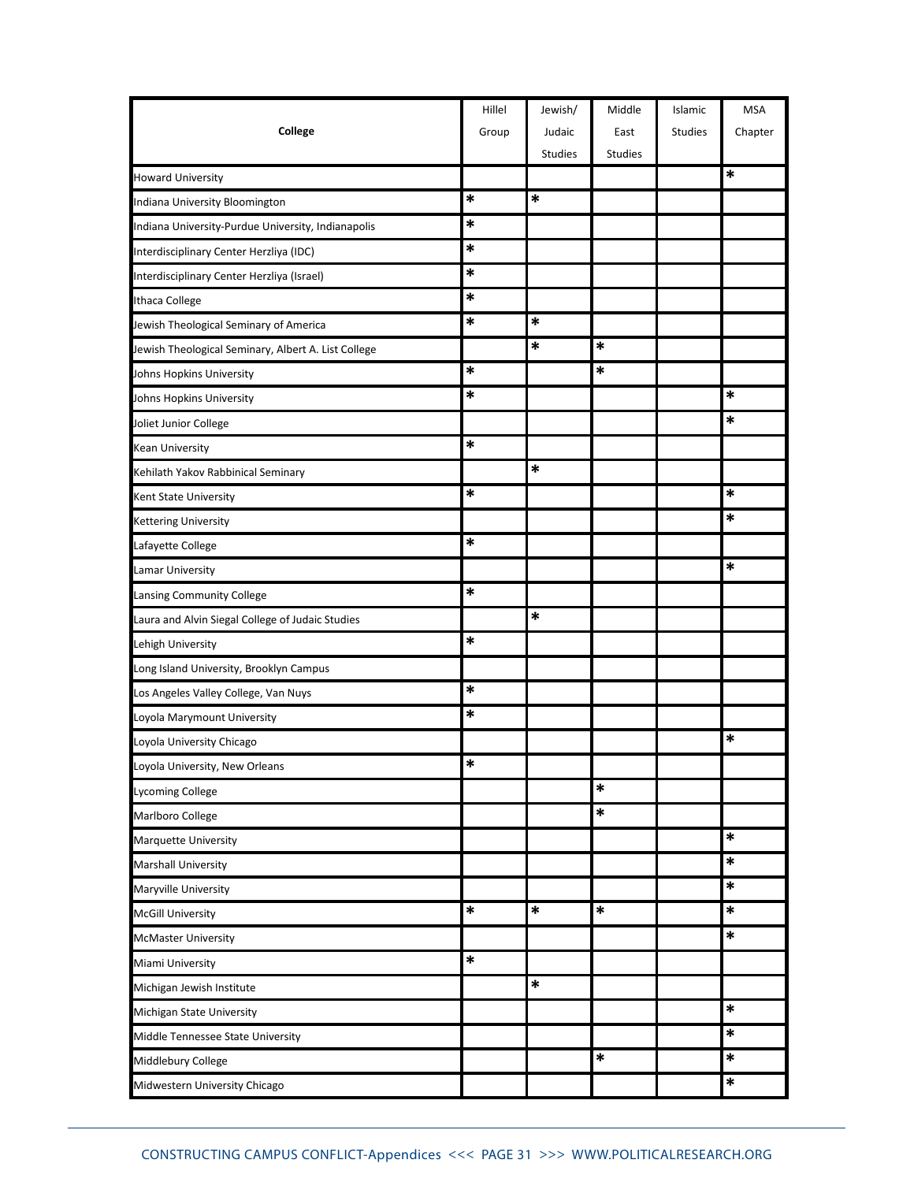| College | Hillel Group | Jewish/ Judaic Studies | Middle East Studies | Islamic Studies | MSA Chapter |
|---|---|---|---|---|---|
| Howard University | | | | | * |
| Indiana University Bloomington | * | * | | | |
| Indiana University-Purdue University, Indianapolis | * | | | | |
| Interdisciplinary Center Herzliya (IDC) | * | | | | |
| Interdisciplinary Center Herzliya (Israel) | * | | | | |
| Ithaca College | * | | | | |
| Jewish Theological Seminary of America | * | * | | | |
| Jewish Theological Seminary, Albert A. List College | | * | * | | |
| Johns Hopkins University | * | | * | | |
| Johns Hopkins University | * | | | | * |
| Joliet Junior College | | | | | * |
| Kean University | * | | | | |
| Kehilath Yakov Rabbinical Seminary | | * | | | |
| Kent State University | * | | | | * |
| Kettering University | | | | | * |
| Lafayette College | * | | | | |
| Lamar University | | | | | * |
| Lansing Community College | * | | | | |
| Laura and Alvin Siegal College of Judaic Studies | | * | | | |
| Lehigh University | * | | | | |
| Long Island University, Brooklyn Campus | | | | | |
| Los Angeles Valley College, Van Nuys | * | | | | |
| Loyola Marymount University | * | | | | |
| Loyola University Chicago | | | | | * |
| Loyola University, New Orleans | * | | | | |
| Lycoming College | | | * | | |
| Marlboro College | | | * | | |
| Marquette University | | | | | * |
| Marshall University | | | | | * |
| Maryville University | | | | | * |
| McGill University | * | * | * | | * |
| McMaster University | | | | | * |
| Miami University | * | | | | |
| Michigan Jewish Institute | | * | | | |
| Michigan State University | | | | | * |
| Middle Tennessee State University | | | | | * |
| Middlebury College | | | * | | * |
| Midwestern University Chicago | | | | | * |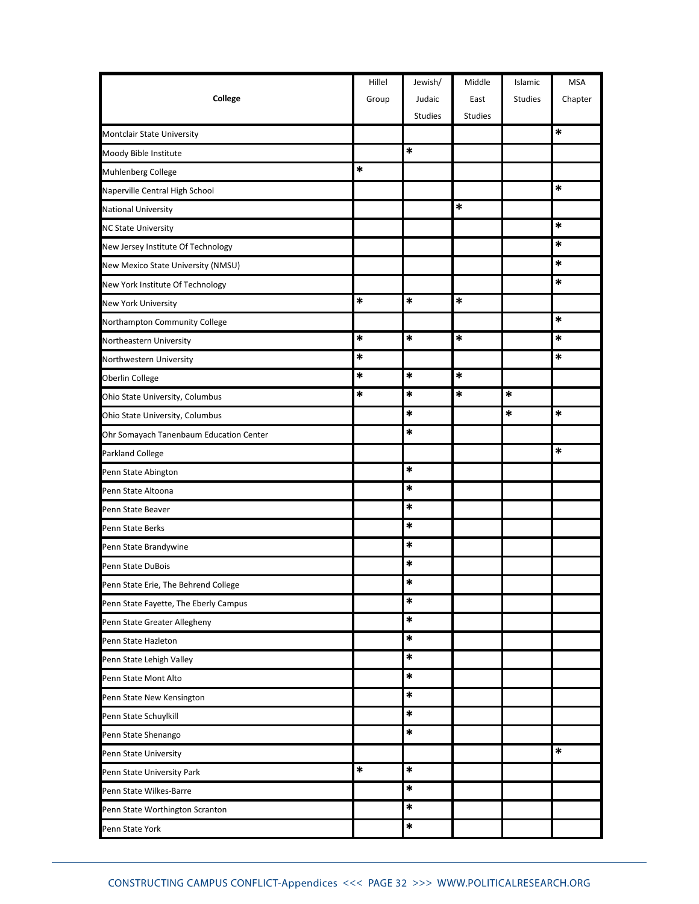| College | Hillel Group | Jewish/ Judaic Studies | Middle East Studies | Islamic Studies | MSA Chapter |
|---|---|---|---|---|---|
| Montclair State University | | | | | * |
| Moody Bible Institute | | * | | | |
| Muhlenberg College | * | | | | |
| Naperville Central High School | | | | | * |
| National University | | | * | | |
| NC State University | | | | | * |
| New Jersey Institute Of Technology | | | | | * |
| New Mexico State University (NMSU) | | | | | * |
| New York Institute Of Technology | | | | | * |
| New York University | * | * | * | | |
| Northampton Community College | | | | | * |
| Northeastern University | * | * | * | | * |
| Northwestern University | * | | | | * |
| Oberlin College | * | * | * | | |
| Ohio State University, Columbus | * | * | * | * | |
| Ohio State University, Columbus | | * | | * | * |
| Ohr Somayach Tanenbaum Education Center | | * | | | |
| Parkland College | | | | | * |
| Penn State Abington | | * | | | |
| Penn State Altoona | | * | | | |
| Penn State Beaver | | * | | | |
| Penn State Berks | | * | | | |
| Penn State Brandywine | | * | | | |
| Penn State DuBois | | * | | | |
| Penn State Erie, The Behrend College | | * | | | |
| Penn State Fayette, The Eberly Campus | | * | | | |
| Penn State Greater Allegheny | | * | | | |
| Penn State Hazleton | | * | | | |
| Penn State Lehigh Valley | | * | | | |
| Penn State Mont Alto | | * | | | |
| Penn State New Kensington | | * | | | |
| Penn State Schuylkill | | * | | | |
| Penn State Shenango | | * | | | |
| Penn State University | | | | | * |
| Penn State University Park | * | * | | | |
| Penn State Wilkes-Barre | | * | | | |
| Penn State Worthington Scranton | | * | | | |
| Penn State York | | * | | | |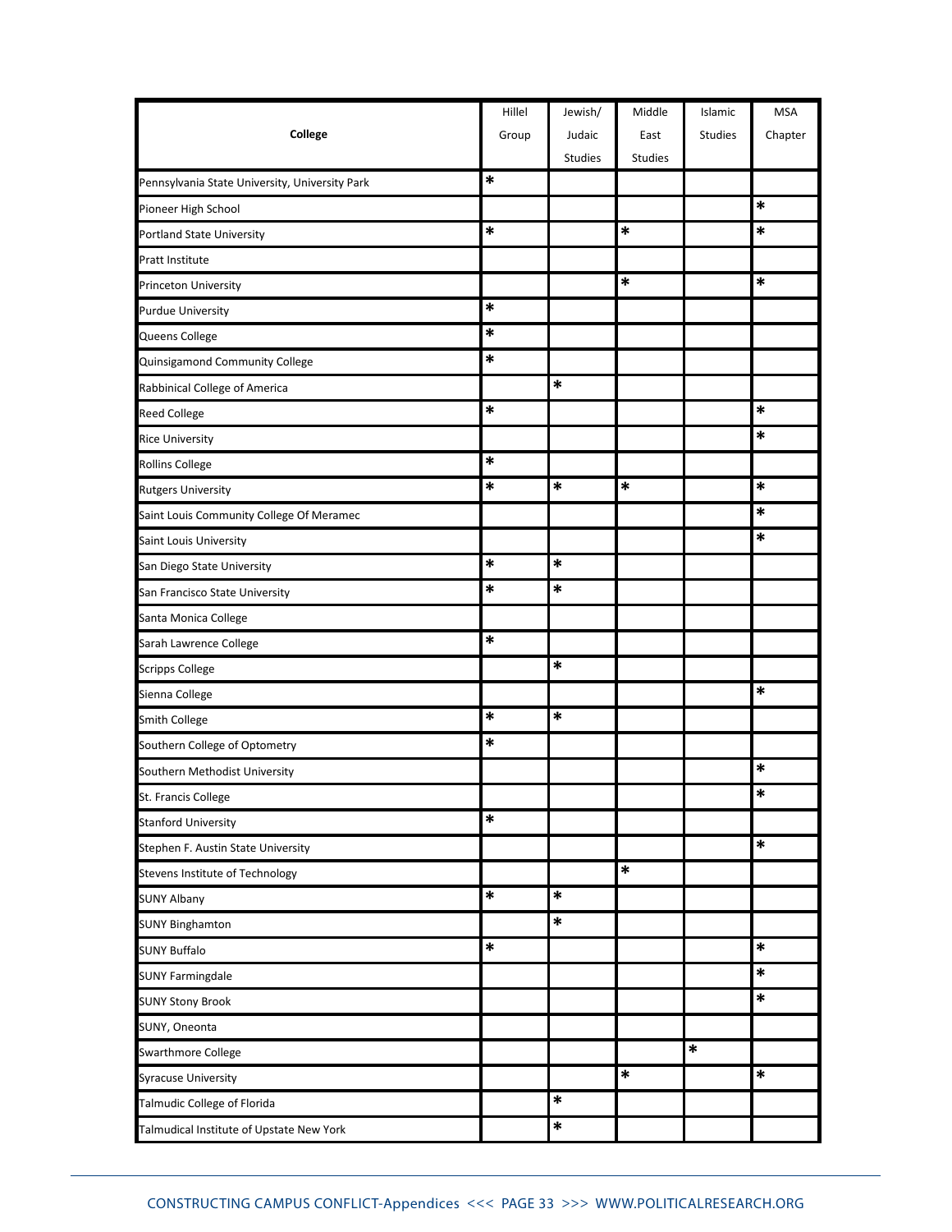| College | Hillel Group | Jewish/ Judaic Studies | Middle East Studies | Islamic Studies | MSA Chapter |
|---|---|---|---|---|---|
| Pennsylvania State University, University Park | * | | | | |
| Pioneer High School | | | | | * |
| Portland State University | * | | * | | * |
| Pratt Institute | | | | | |
| Princeton University | | | * | | * |
| Purdue University | * | | | | |
| Queens College | * | | | | |
| Quinsigamond Community College | * | | | | |
| Rabbinical College of America | | * | | | |
| Reed College | * | | | | * |
| Rice University | | | | | * |
| Rollins College | * | | | | |
| Rutgers University | * | * | * | | * |
| Saint Louis Community College Of Meramec | | | | | * |
| Saint Louis University | | | | | * |
| San Diego State University | * | * | | | |
| San Francisco State University | * | * | | | |
| Santa Monica College | | | | | |
| Sarah Lawrence College | * | | | | |
| Scripps College | | * | | | |
| Sienna College | | | | | * |
| Smith College | * | * | | | |
| Southern College of Optometry | * | | | | |
| Southern Methodist University | | | | | * |
| St. Francis College | | | | | * |
| Stanford University | * | | | | |
| Stephen F. Austin State University | | | | | * |
| Stevens Institute of Technology | | | * | | |
| SUNY Albany | * | * | | | |
| SUNY Binghamton | | * | | | |
| SUNY Buffalo | * | | | | * |
| SUNY Farmingdale | | | | | * |
| SUNY Stony Brook | | | | | * |
| SUNY, Oneonta | | | | | |
| Swarthmore College | | | | * | |
| Syracuse University | | | * | | * |
| Talmudic College of Florida | | * | | | |
| Talmudical Institute of Upstate New York | | * | | | |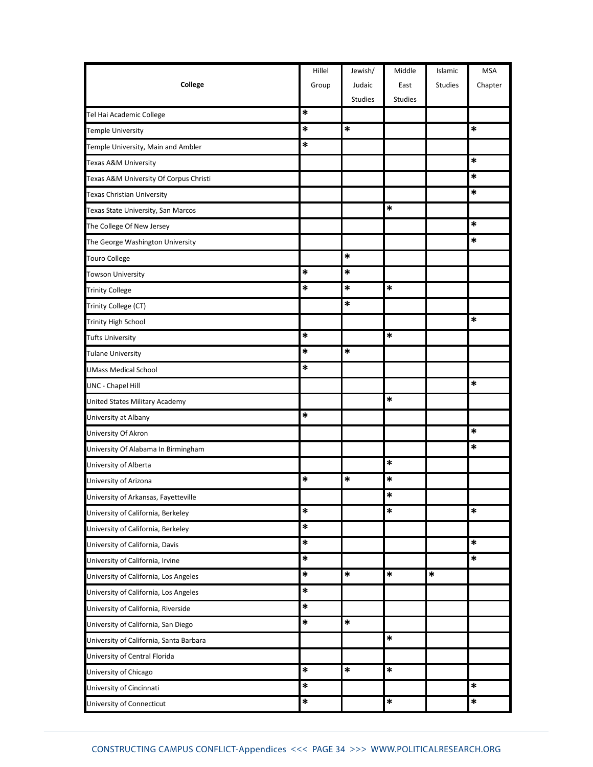| College | Hillel Group | Jewish/ Judaic Studies | Middle East Studies | Islamic Studies | MSA Chapter |
|---|---|---|---|---|---|
| Tel Hai Academic College | * | | | | |
| Temple University | * | * | | | * |
| Temple University, Main and Ambler | * | | | | |
| Texas A&M University | | | | | * |
| Texas A&M University Of Corpus Christi | | | | | * |
| Texas Christian University | | | | | * |
| Texas State University, San Marcos | | | * | | |
| The College Of New Jersey | | | | | * |
| The George Washington University | | | | | * |
| Touro College | | * | | | |
| Towson University | * | * | | | |
| Trinity College | * | * | * | | |
| Trinity College (CT) | | * | | | |
| Trinity High School | | | | | * |
| Tufts University | * | | * | | |
| Tulane University | * | * | | | |
| UMass Medical School | * | | | | |
| UNC - Chapel Hill | | | | | * |
| United States Military Academy | | | * | | |
| University at Albany | * | | | | |
| University Of Akron | | | | | * |
| University Of Alabama In Birmingham | | | | | * |
| University of Alberta | | | * | | |
| University of Arizona | * | * | * | | |
| University of Arkansas, Fayetteville | | | * | | |
| University of California, Berkeley | * | | * | | * |
| University of California, Berkeley | * | | | | |
| University of California, Davis | * | | | | * |
| University of California, Irvine | * | | | | * |
| University of California, Los Angeles | * | * | * | * | |
| University of California, Los Angeles | * | | | | |
| University of California, Riverside | * | | | | |
| University of California, San Diego | * | * | | | |
| University of California, Santa Barbara | | | * | | |
| University of Central Florida | | | | | |
| University of Chicago | * | * | * | | |
| University of Cincinnati | * | | | | * |
| University of Connecticut | * | | * | | * |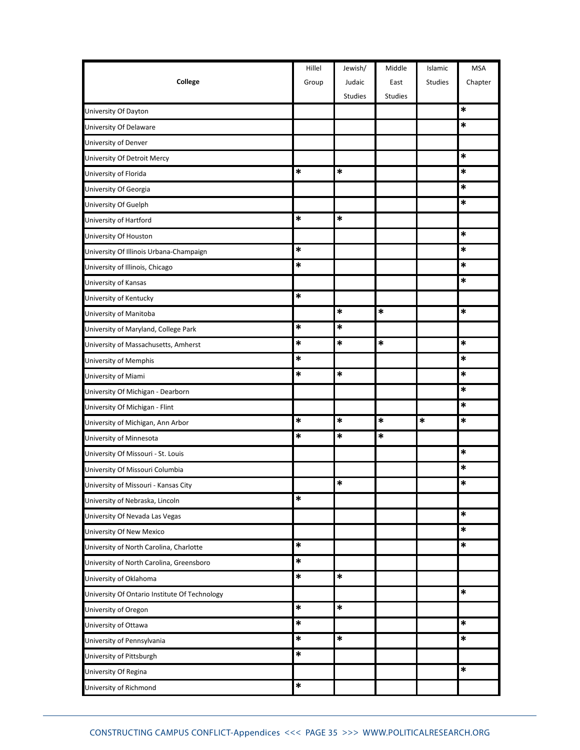| College | Hillel Group | Jewish/ Judaic Studies | Middle East Studies | Islamic Studies | MSA Chapter |
|---|---|---|---|---|---|
| University Of Dayton | | | | | * |
| University Of Delaware | | | | | * |
| University of Denver | | | | | |
| University Of Detroit Mercy | | | | | * |
| University of Florida | * | * | | | * |
| University Of Georgia | | | | | * |
| University Of Guelph | | | | | * |
| University of Hartford | * | * | | | |
| University Of Houston | | | | | * |
| University Of Illinois Urbana-Champaign | * | | | | * |
| University of Illinois, Chicago | * | | | | * |
| University of Kansas | | | | | * |
| University of Kentucky | * | | | | |
| University of Manitoba | | * | * | | * |
| University of Maryland, College Park | * | * | | | |
| University of Massachusetts, Amherst | * | * | * | | * |
| University of Memphis | * | | | | * |
| University of Miami | * | * | | | * |
| University Of Michigan - Dearborn | | | | | * |
| University Of Michigan - Flint | | | | | * |
| University of Michigan, Ann Arbor | * | * | * | * | * |
| University of Minnesota | * | * | * | | |
| University Of Missouri - St. Louis | | | | | * |
| University Of Missouri Columbia | | | | | * |
| University of Missouri - Kansas City | | * | | | * |
| University of Nebraska, Lincoln | * | | | | |
| University Of Nevada Las Vegas | | | | | * |
| University Of New Mexico | | | | | * |
| University of North Carolina, Charlotte | * | | | | * |
| University of North Carolina, Greensboro | * | | | | |
| University of Oklahoma | * | * | | | |
| University Of Ontario Institute Of Technology | | | | | * |
| University of Oregon | * | * | | | |
| University of Ottawa | * | | | | * |
| University of Pennsylvania | * | * | | | * |
| University of Pittsburgh | * | | | | |
| University Of Regina | | | | | * |
| University of Richmond | * | | | | |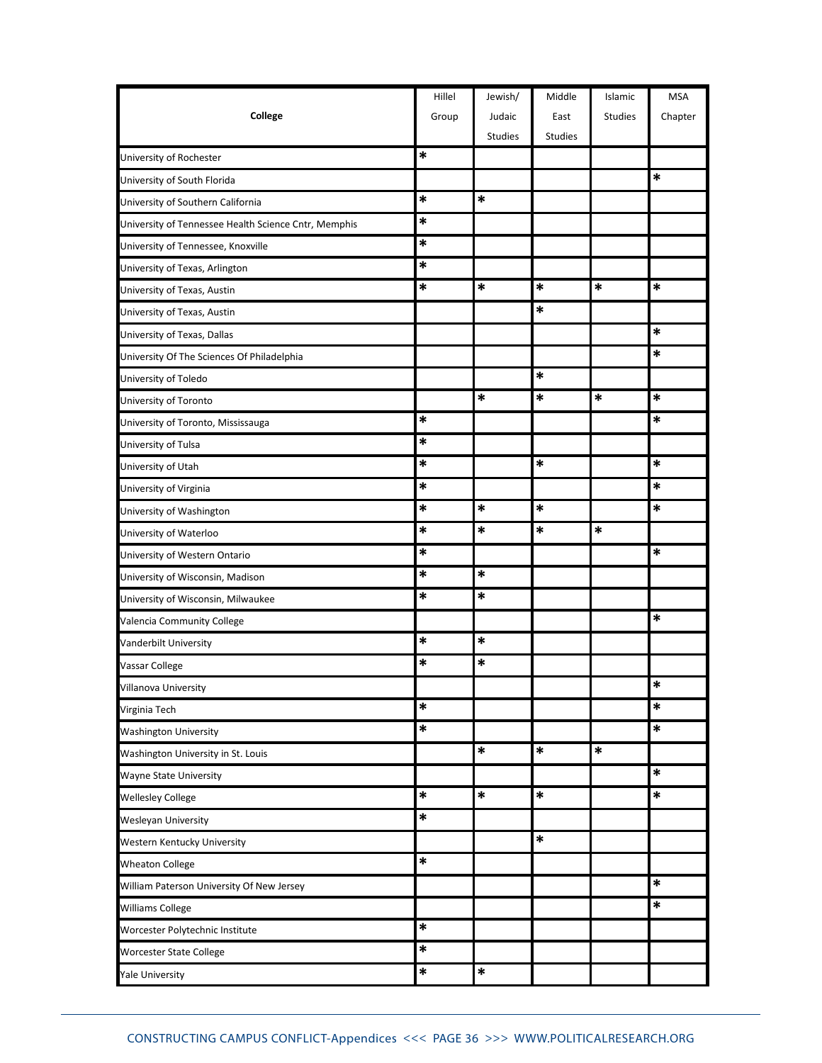| College | Hillel Group | Jewish/ Judaic Studies | Middle East Studies | Islamic Studies | MSA Chapter |
|---|---|---|---|---|---|
| University of Rochester | * | | | | |
| University of South Florida | | | | | * |
| University of Southern California | * | * | | | |
| University of Tennessee Health Science Cntr, Memphis | * | | | | |
| University of Tennessee, Knoxville | * | | | | |
| University of Texas, Arlington | * | | | | |
| University of Texas, Austin | * | * | * | * | * |
| University of Texas, Austin | | | * | | |
| University of Texas, Dallas | | | | | * |
| University Of The Sciences Of Philadelphia | | | | | * |
| University of Toledo | | | * | | |
| University of Toronto | | * | * | * | * |
| University of Toronto, Mississauga | * | | | | * |
| University of Tulsa | * | | | | |
| University of Utah | * | | * | | * |
| University of Virginia | * | | | | * |
| University of Washington | * | * | * | | * |
| University of Waterloo | * | * | * | * | |
| University of Western Ontario | * | | | | * |
| University of Wisconsin, Madison | * | * | | | |
| University of Wisconsin, Milwaukee | * | * | | | |
| Valencia Community College | | | | | * |
| Vanderbilt University | * | * | | | |
| Vassar College | * | * | | | |
| Villanova University | | | | | * |
| Virginia Tech | * | | | | * |
| Washington University | * | | | | * |
| Washington University in St. Louis | | * | * | * | |
| Wayne State University | | | | | * |
| Wellesley College | * | * | * | | * |
| Wesleyan University | * | | | | |
| Western Kentucky University | | | * | | |
| Wheaton College | * | | | | |
| William Paterson University Of New Jersey | | | | | * |
| Williams College | | | | | * |
| Worcester Polytechnic Institute | * | | | | |
| Worcester State College | * | | | | |
| Yale University | * | * | | | |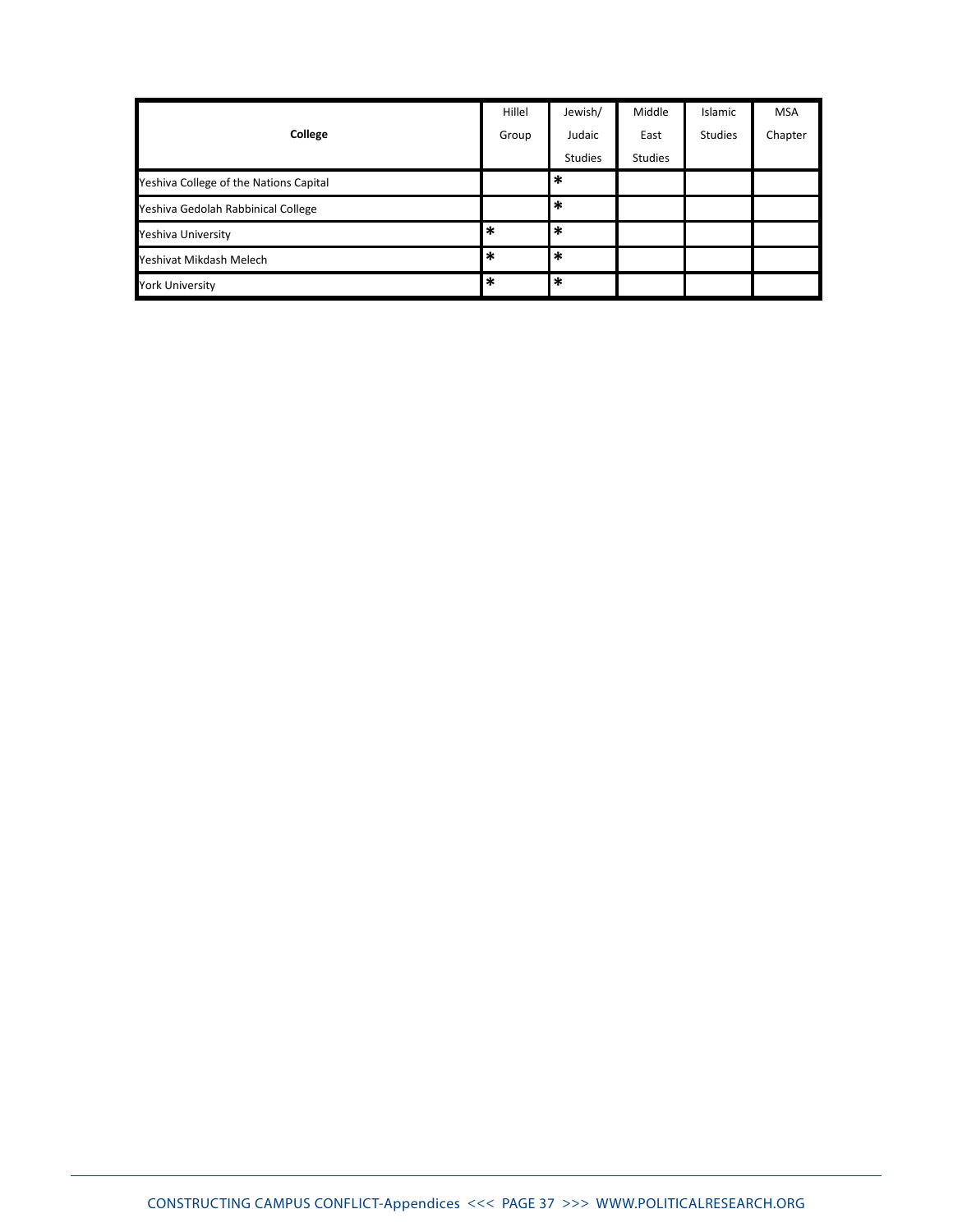| College | Hillel Group | Jewish/ Judaic Studies | Middle East Studies | Islamic Studies | MSA Chapter |
|---|---|---|---|---|---|
| Yeshiva College of the Nations Capital | | * | | | |
| Yeshiva Gedolah Rabbinical College | | * | | | |
| Yeshiva University | * | * | | | |
| Yeshivat Mikdash Melech | * | * | | | |
| York University | * | * | | | |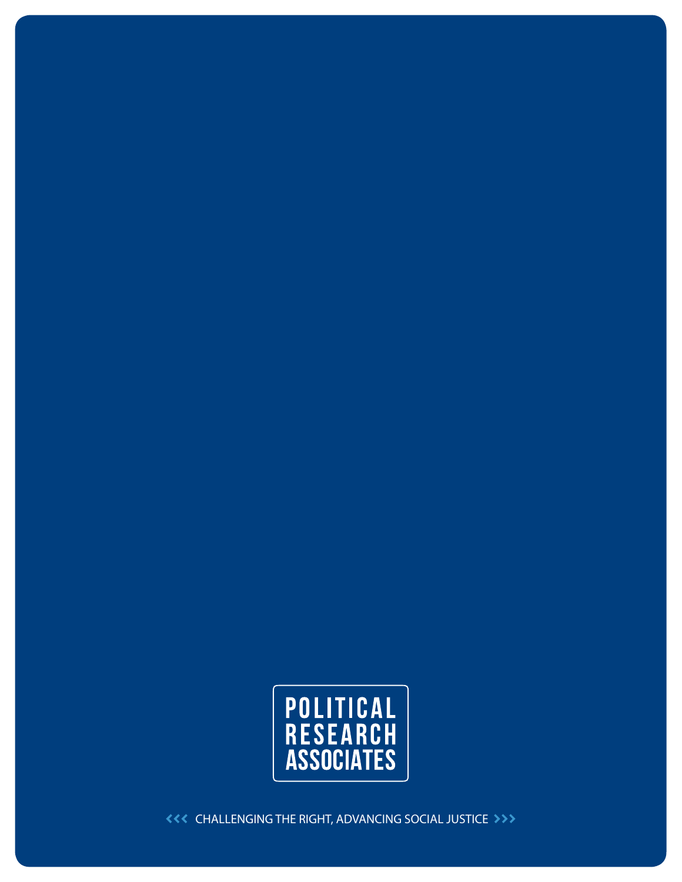POLITICAL RESEARCH ASSOCIATES

<<< CHALLENGING THE RIGHT, ADVANCING SOCIAL JUSTICE >>>